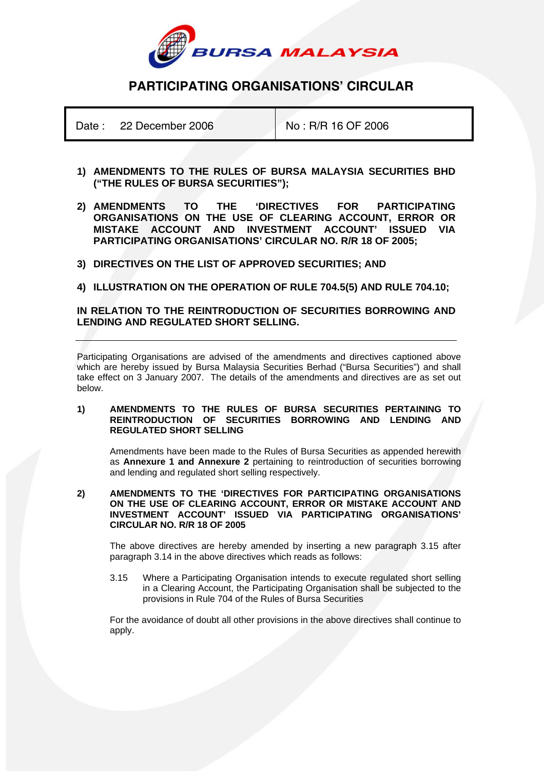BURSA MALAYSIA

# PARTICIPATING ORGANISATIONS' CIRCULAR

| Date : 22 December 2006 | No : R/R 16 OF 2006 |
|---|---|

1) **AMENDMENTS TO THE RULES OF BURSA MALAYSIA SECURITIES BHD ("THE RULES OF BURSA SECURITIES");**

2) **AMENDMENTS TO THE 'DIRECTIVES FOR PARTICIPATING ORGANISATIONS ON THE USE OF CLEARING ACCOUNT, ERROR OR MISTAKE ACCOUNT AND INVESTMENT ACCOUNT' ISSUED VIA PARTICIPATING ORGANISATIONS' CIRCULAR NO. R/R 18 OF 2005;**

3) **DIRECTIVES ON THE LIST OF APPROVED SECURITIES; AND**

4) **ILLUSTRATION ON THE OPERATION OF RULE 704.5(5) AND RULE 704.10;**

**IN RELATION TO THE REINTRODUCTION OF SECURITIES BORROWING AND LENDING AND REGULATED SHORT SELLING.**

---

Participating Organisations are advised of the amendments and directives captioned above which are hereby issued by Bursa Malaysia Securities Berhad ("Bursa Securities") and shall take effect on 3 January 2007. The details of the amendments and directives are as set out below.

**1) AMENDMENTS TO THE RULES OF BURSA SECURITIES PERTAINING TO REINTRODUCTION OF SECURITIES BORROWING AND LENDING AND REGULATED SHORT SELLING**

Amendments have been made to the Rules of Bursa Securities as appended herewith as **Annexure 1 and Annexure 2** pertaining to reintroduction of securities borrowing and lending and regulated short selling respectively.

**2) AMENDMENTS TO THE 'DIRECTIVES FOR PARTICIPATING ORGANISATIONS ON THE USE OF CLEARING ACCOUNT, ERROR OR MISTAKE ACCOUNT AND INVESTMENT ACCOUNT' ISSUED VIA PARTICIPATING ORGANISATIONS' CIRCULAR NO. R/R 18 OF 2005**

The above directives are hereby amended by inserting a new paragraph 3.15 after paragraph 3.14 in the above directives which reads as follows:

3.15 Where a Participating Organisation intends to execute regulated short selling in a Clearing Account, the Participating Organisation shall be subjected to the provisions in Rule 704 of the Rules of Bursa Securities

For the avoidance of doubt all other provisions in the above directives shall continue to apply.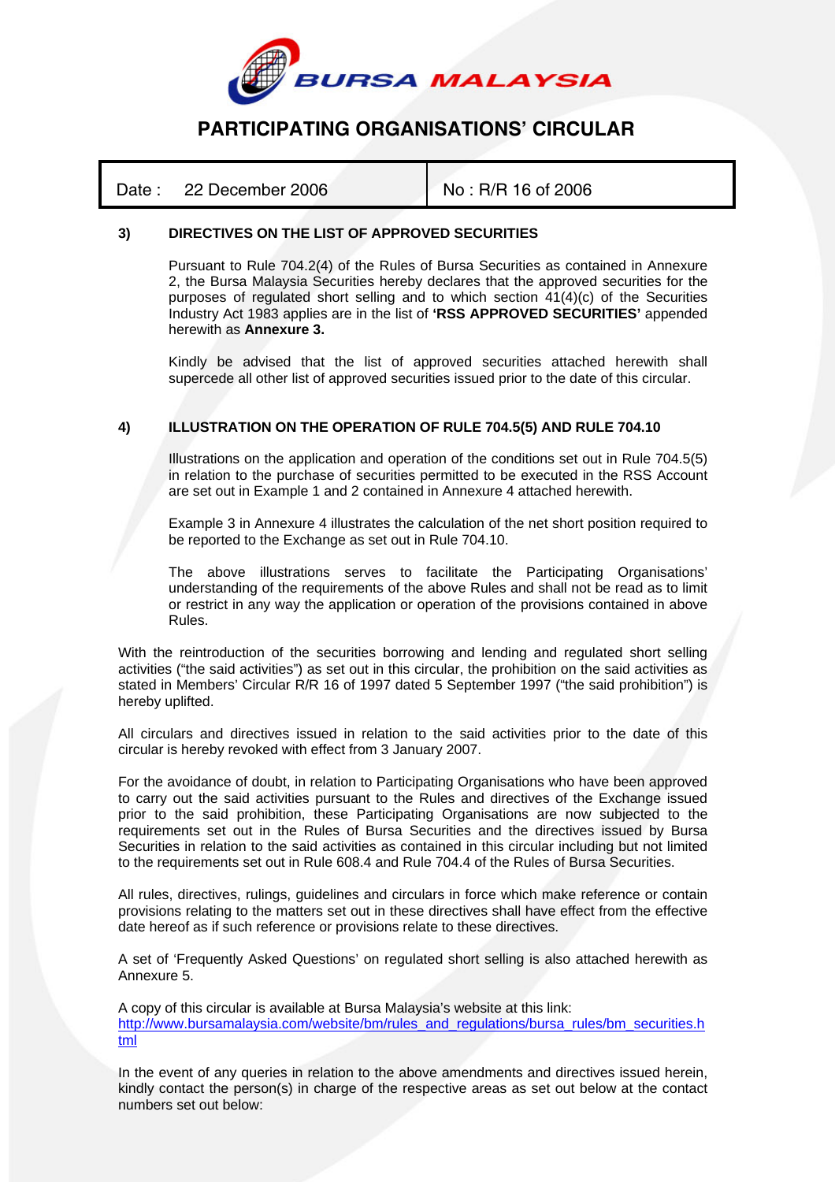# PARTICIPATING ORGANISATIONS' CIRCULAR

| Date : 22 December 2006 | No : R/R 16 of 2006 |
|---|---|

**3) DIRECTIVES ON THE LIST OF APPROVED SECURITIES**

Pursuant to Rule 704.2(4) of the Rules of Bursa Securities as contained in Annexure 2, the Bursa Malaysia Securities hereby declares that the approved securities for the purposes of regulated short selling and to which section 41(4)(c) of the Securities Industry Act 1983 applies are in the list of **'RSS APPROVED SECURITIES'** appended herewith as **Annexure 3.**

Kindly be advised that the list of approved securities attached herewith shall supercede all other list of approved securities issued prior to the date of this circular.

**4) ILLUSTRATION ON THE OPERATION OF RULE 704.5(5) AND RULE 704.10**

Illustrations on the application and operation of the conditions set out in Rule 704.5(5) in relation to the purchase of securities permitted to be executed in the RSS Account are set out in Example 1 and 2 contained in Annexure 4 attached herewith.

Example 3 in Annexure 4 illustrates the calculation of the net short position required to be reported to the Exchange as set out in Rule 704.10.

The above illustrations serves to facilitate the Participating Organisations' understanding of the requirements of the above Rules and shall not be read as to limit or restrict in any way the application or operation of the provisions contained in above Rules.

With the reintroduction of the securities borrowing and lending and regulated short selling activities ("the said activities") as set out in this circular, the prohibition on the said activities as stated in Members' Circular R/R 16 of 1997 dated 5 September 1997 ("the said prohibition") is hereby uplifted.

All circulars and directives issued in relation to the said activities prior to the date of this circular is hereby revoked with effect from 3 January 2007.

For the avoidance of doubt, in relation to Participating Organisations who have been approved to carry out the said activities pursuant to the Rules and directives of the Exchange issued prior to the said prohibition, these Participating Organisations are now subjected to the requirements set out in the Rules of Bursa Securities and the directives issued by Bursa Securities in relation to the said activities as contained in this circular including but not limited to the requirements set out in Rule 608.4 and Rule 704.4 of the Rules of Bursa Securities.

All rules, directives, rulings, guidelines and circulars in force which make reference or contain provisions relating to the matters set out in these directives shall have effect from the effective date hereof as if such reference or provisions relate to these directives.

A set of 'Frequently Asked Questions' on regulated short selling is also attached herewith as Annexure 5.

A copy of this circular is available at Bursa Malaysia's website at this link:
http://www.bursamalaysia.com/website/bm/rules_and_regulations/bursa_rules/bm_securities.html

In the event of any queries in relation to the above amendments and directives issued herein, kindly contact the person(s) in charge of the respective areas as set out below at the contact numbers set out below: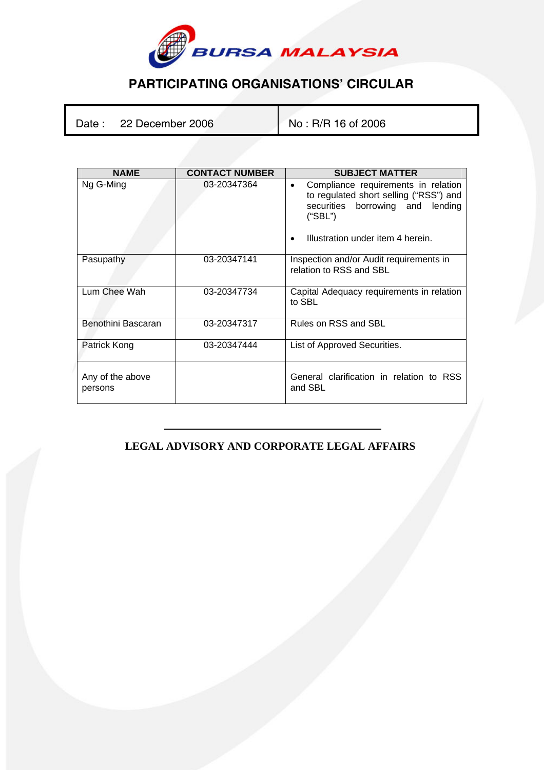# PARTICIPATING ORGANISATIONS' CIRCULAR

| Date : 22 December 2006 | No : R/R 16 of 2006 |
|---|---|

| NAME | CONTACT NUMBER | SUBJECT MATTER |
|---|---|---|
| Ng G-Ming | 03-20347364 | • Compliance requirements in relation to regulated short selling ("RSS") and securities borrowing and lending ("SBL")<br>• Illustration under item 4 herein. |
| Pasupathy | 03-20347141 | Inspection and/or Audit requirements in relation to RSS and SBL |
| Lum Chee Wah | 03-20347734 | Capital Adequacy requirements in relation to SBL |
| Benothini Bascaran | 03-20347317 | Rules on RSS and SBL |
| Patrick Kong | 03-20347444 | List of Approved Securities. |
| Any of the above persons | | General clarification in relation to RSS and SBL |

---

**LEGAL ADVISORY AND CORPORATE LEGAL AFFAIRS**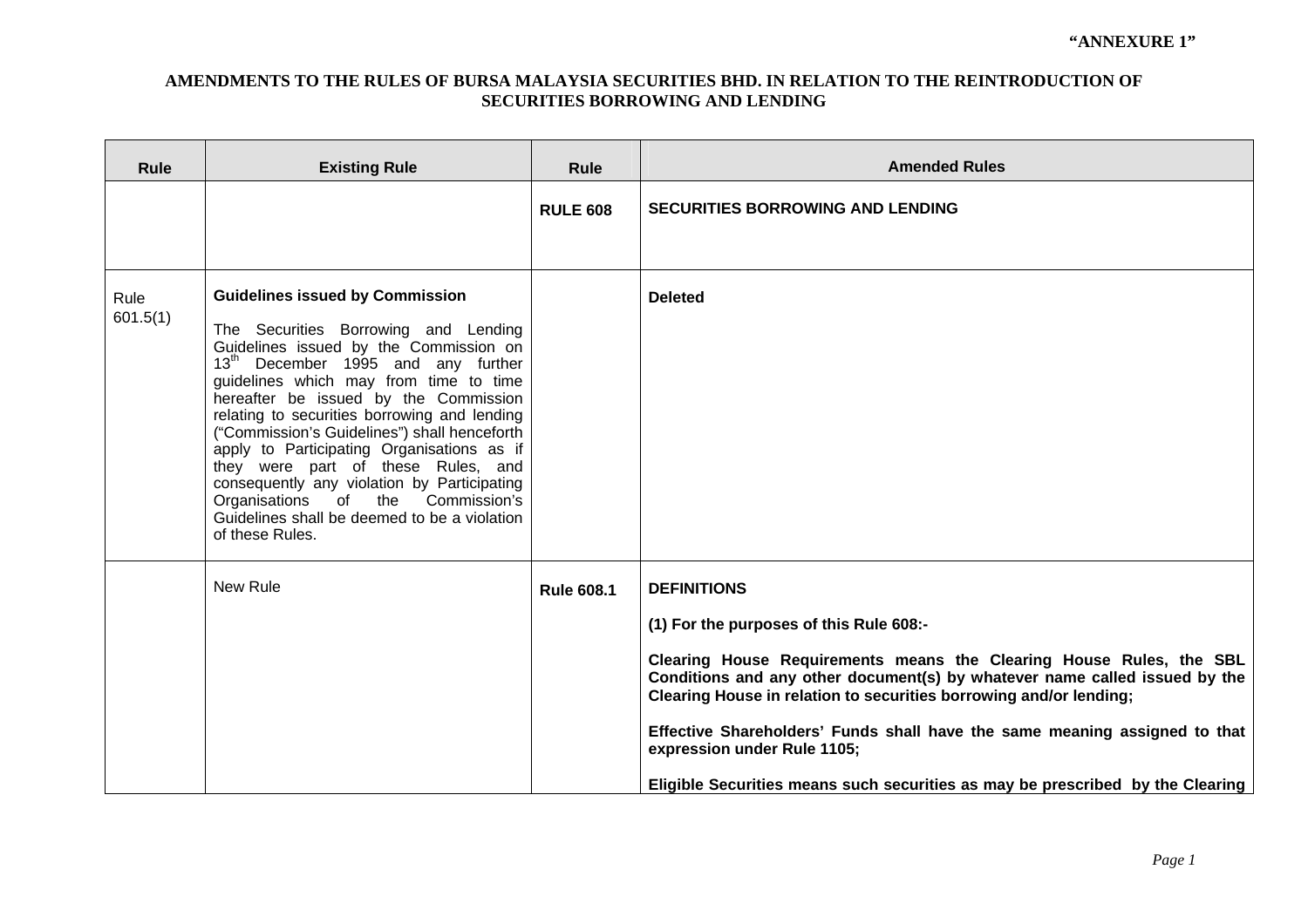"ANNEXURE 1"

**AMENDMENTS TO THE RULES OF BURSA MALAYSIA SECURITIES BHD. IN RELATION TO THE REINTRODUCTION OF SECURITIES BORROWING AND LENDING**

| Rule | Existing Rule | Rule | Amended Rules |
|---|---|---|---|
| | | **RULE 608** | **SECURITIES BORROWING AND LENDING** |
| Rule 601.5(1) | **Guidelines issued by Commission**<br><br>The Securities Borrowing and Lending Guidelines issued by the Commission on 13th December 1995 and any further guidelines which may from time to time hereafter be issued by the Commission relating to securities borrowing and lending ("Commission's Guidelines") shall henceforth apply to Participating Organisations as if they were part of these Rules, and consequently any violation by Participating Organisations of the Commission's Guidelines shall be deemed to be a violation of these Rules. | | **Deleted** |
| | New Rule | **Rule 608.1** | **DEFINITIONS**<br><br>**(1) For the purposes of this Rule 608:-**<br><br>**Clearing House Requirements means the Clearing House Rules, the SBL Conditions and any other document(s) by whatever name called issued by the Clearing House in relation to securities borrowing and/or lending;**<br><br>**Effective Shareholders' Funds shall have the same meaning assigned to that expression under Rule 1105;**<br><br>**Eligible Securities means such securities as may be prescribed by the Clearing** |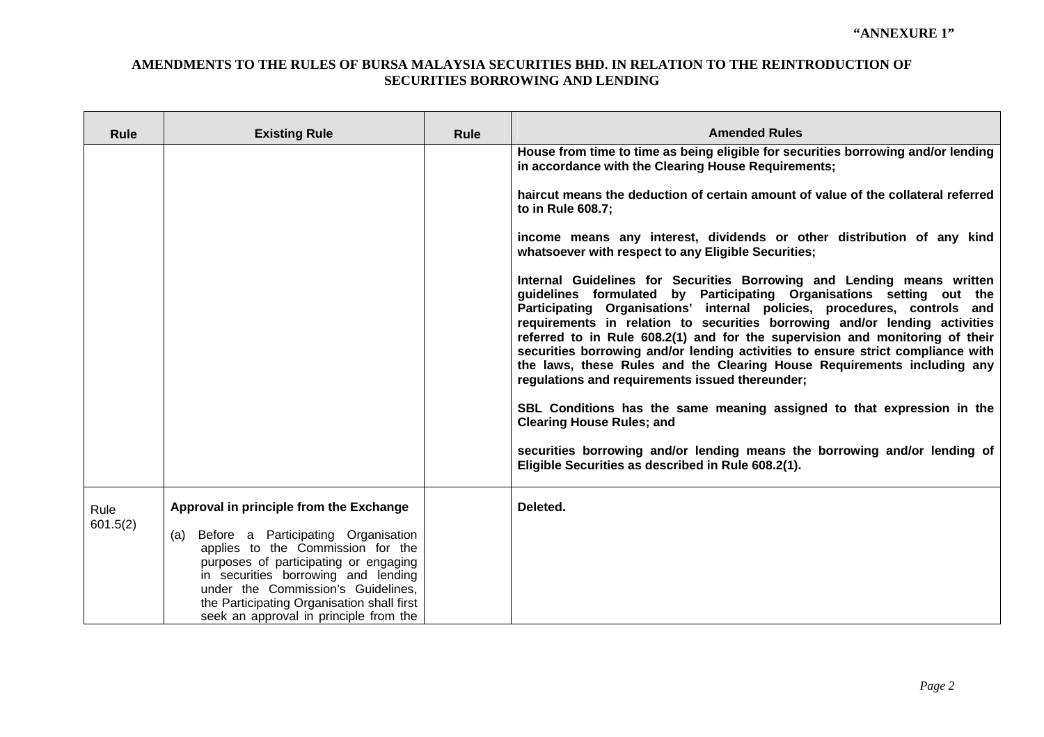"ANNEXURE 1"

**AMENDMENTS TO THE RULES OF BURSA MALAYSIA SECURITIES BHD. IN RELATION TO THE REINTRODUCTION OF SECURITIES BORROWING AND LENDING**

| Rule | Existing Rule | Rule | Amended Rules |
|---|---|---|---|
| | | | **House from time to time as being eligible for securities borrowing and/or lending in accordance with the Clearing House Requirements;**<br><br>**haircut means the deduction of certain amount of value of the collateral referred to in Rule 608.7;**<br><br>**income means any interest, dividends or other distribution of any kind whatsoever with respect to any Eligible Securities;**<br><br>**Internal Guidelines for Securities Borrowing and Lending means written guidelines formulated by Participating Organisations setting out the Participating Organisations' internal policies, procedures, controls and requirements in relation to securities borrowing and/or lending activities referred to in Rule 608.2(1) and for the supervision and monitoring of their securities borrowing and/or lending activities to ensure strict compliance with the laws, these Rules and the Clearing House Requirements including any regulations and requirements issued thereunder;**<br><br>**SBL Conditions has the same meaning assigned to that expression in the Clearing House Rules; and**<br><br>**securities borrowing and/or lending means the borrowing and/or lending of Eligible Securities as described in Rule 608.2(1).** |
| Rule 601.5(2) | **Approval in principle from the Exchange**<br><br>(a) Before a Participating Organisation applies to the Commission for the purposes of participating or engaging in securities borrowing and lending under the Commission's Guidelines, the Participating Organisation shall first seek an approval in principle from the | | **Deleted.** |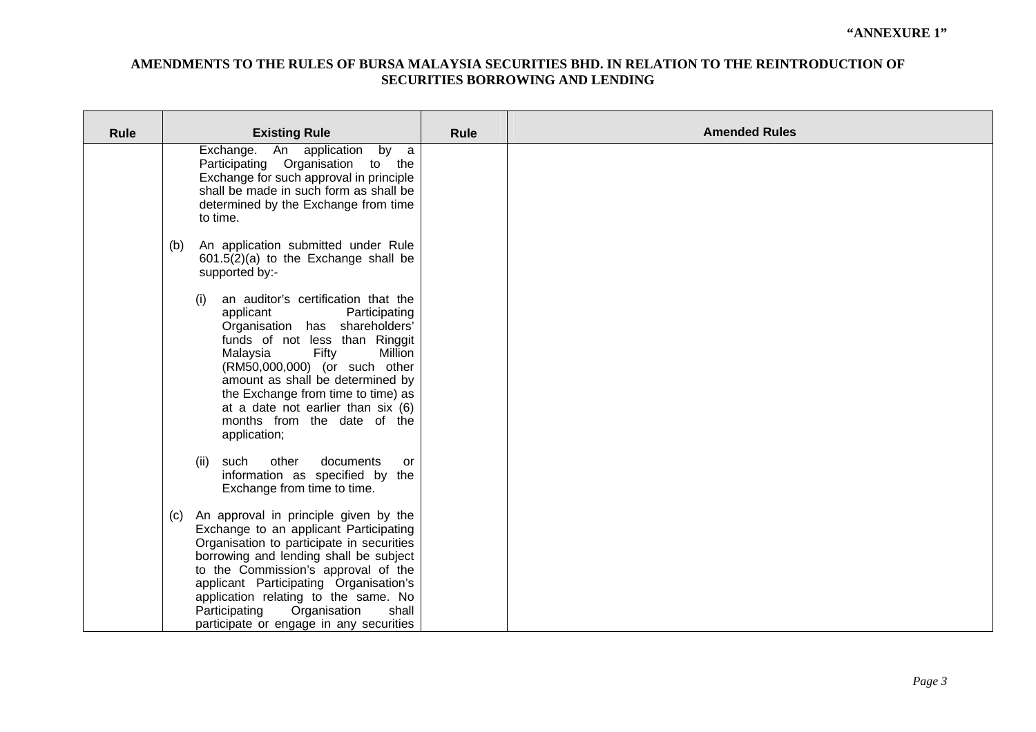"ANNEXURE 1"

**AMENDMENTS TO THE RULES OF BURSA MALAYSIA SECURITIES BHD. IN RELATION TO THE REINTRODUCTION OF SECURITIES BORROWING AND LENDING**

| Rule | Existing Rule | Rule | Amended Rules |
|---|---|---|---|
| | Exchange. An application by a Participating Organisation to the Exchange for such approval in principle shall be made in such form as shall be determined by the Exchange from time to time.<br><br>(b) An application submitted under Rule 601.5(2)(a) to the Exchange shall be supported by:-<br><br>(i) an auditor's certification that the applicant Participating Organisation has shareholders' funds of not less than Ringgit Malaysia Fifty Million (RM50,000,000) (or such other amount as shall be determined by the Exchange from time to time) as at a date not earlier than six (6) months from the date of the application;<br><br>(ii) such other documents or information as specified by the Exchange from time to time.<br><br>(c) An approval in principle given by the Exchange to an applicant Participating Organisation to participate in securities borrowing and lending shall be subject to the Commission's approval of the applicant Participating Organisation's application relating to the same. No Participating Organisation shall participate or engage in any securities | | |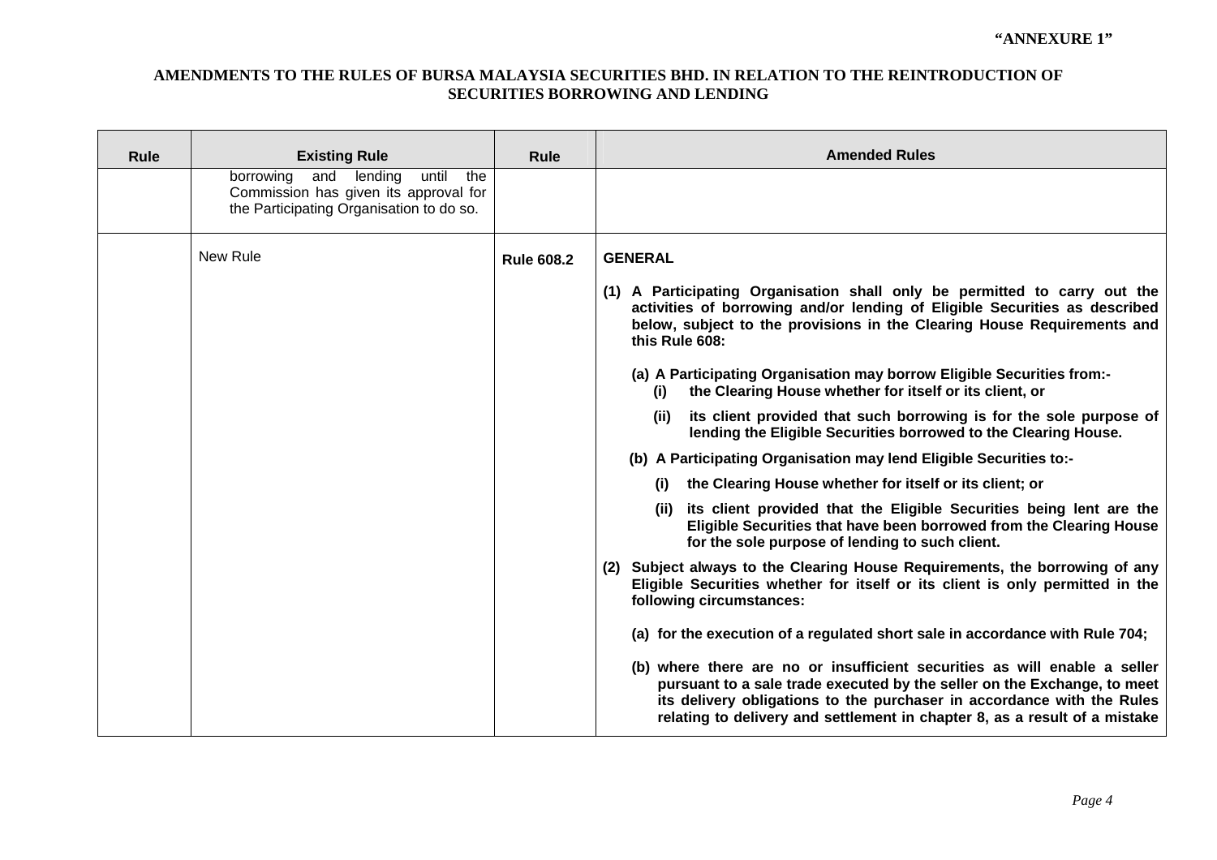"ANNEXURE 1"

**AMENDMENTS TO THE RULES OF BURSA MALAYSIA SECURITIES BHD. IN RELATION TO THE REINTRODUCTION OF SECURITIES BORROWING AND LENDING**

| Rule | Existing Rule | Rule | Amended Rules |
|---|---|---|---|
| | borrowing and lending until the Commission has given its approval for the Participating Organisation to do so. | | |
| | New Rule | **Rule 608.2** | **GENERAL**<br><br>**(1) A Participating Organisation shall only be permitted to carry out the activities of borrowing and/or lending of Eligible Securities as described below, subject to the provisions in the Clearing House Requirements and this Rule 608:**<br><br>**(a) A Participating Organisation may borrow Eligible Securities from:-**<br>**(i) the Clearing House whether for itself or its client, or**<br>**(ii) its client provided that such borrowing is for the sole purpose of lending the Eligible Securities borrowed to the Clearing House.**<br><br>**(b) A Participating Organisation may lend Eligible Securities to:-**<br>**(i) the Clearing House whether for itself or its client; or**<br>**(ii) its client provided that the Eligible Securities being lent are the Eligible Securities that have been borrowed from the Clearing House for the sole purpose of lending to such client.**<br><br>**(2) Subject always to the Clearing House Requirements, the borrowing of any Eligible Securities whether for itself or its client is only permitted in the following circumstances:**<br><br>**(a) for the execution of a regulated short sale in accordance with Rule 704;**<br><br>**(b) where there are no or insufficient securities as will enable a seller pursuant to a sale trade executed by the seller on the Exchange, to meet its delivery obligations to the purchaser in accordance with the Rules relating to delivery and settlement in chapter 8, as a result of a mistake** |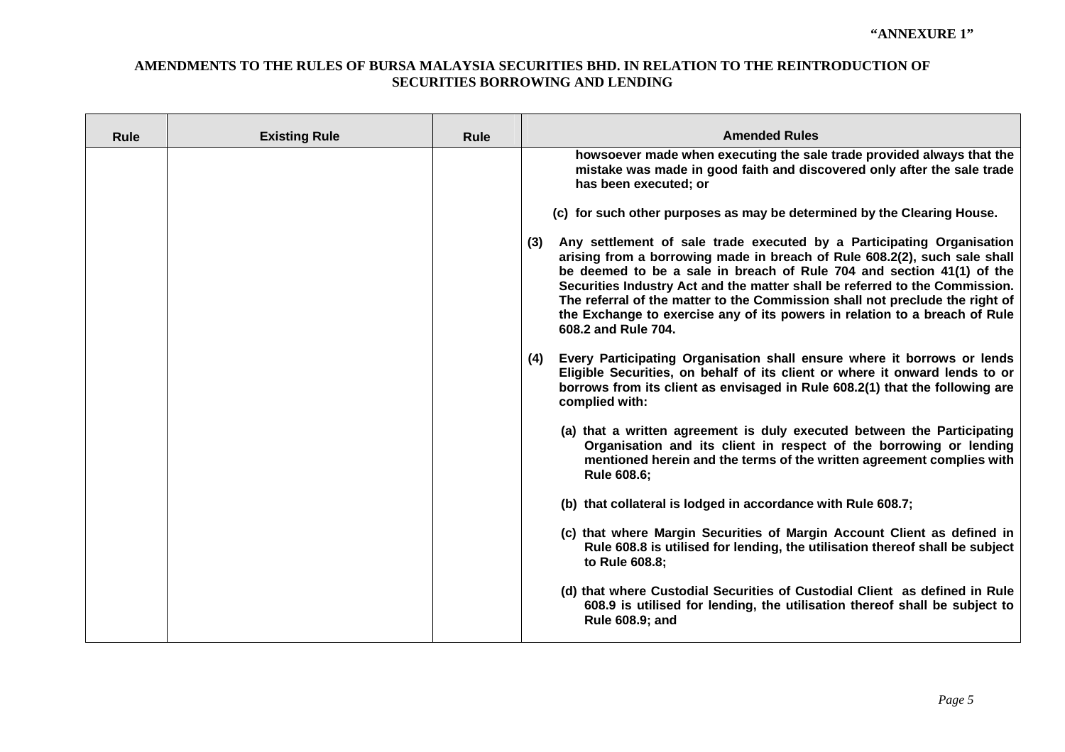"ANNEXURE 1"

**AMENDMENTS TO THE RULES OF BURSA MALAYSIA SECURITIES BHD. IN RELATION TO THE REINTRODUCTION OF SECURITIES BORROWING AND LENDING**

| Rule | Existing Rule | Rule | Amended Rules |
|---|---|---|---|
| | | | **howsoever made when executing the sale trade provided always that the mistake was made in good faith and discovered only after the sale trade has been executed; or**<br><br>**(c) for such other purposes as may be determined by the Clearing House.**<br><br>**(3) Any settlement of sale trade executed by a Participating Organisation arising from a borrowing made in breach of Rule 608.2(2), such sale shall be deemed to be a sale in breach of Rule 704 and section 41(1) of the Securities Industry Act and the matter shall be referred to the Commission. The referral of the matter to the Commission shall not preclude the right of the Exchange to exercise any of its powers in relation to a breach of Rule 608.2 and Rule 704.**<br><br>**(4) Every Participating Organisation shall ensure where it borrows or lends Eligible Securities, on behalf of its client or where it onward lends to or borrows from its client as envisaged in Rule 608.2(1) that the following are complied with:**<br><br>**(a) that a written agreement is duly executed between the Participating Organisation and its client in respect of the borrowing or lending mentioned herein and the terms of the written agreement complies with Rule 608.6;**<br><br>**(b) that collateral is lodged in accordance with Rule 608.7;**<br><br>**(c) that where Margin Securities of Margin Account Client as defined in Rule 608.8 is utilised for lending, the utilisation thereof shall be subject to Rule 608.8;**<br><br>**(d) that where Custodial Securities of Custodial Client as defined in Rule 608.9 is utilised for lending, the utilisation thereof shall be subject to Rule 608.9; and** |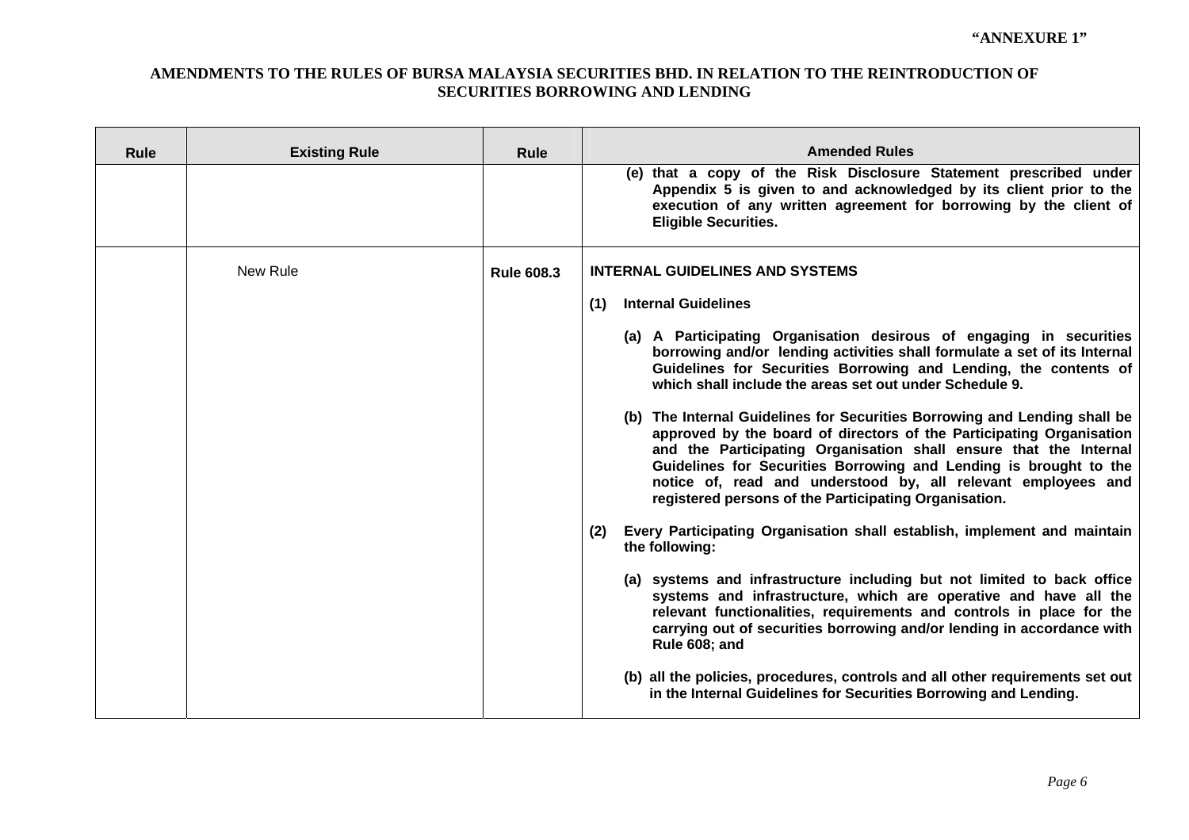"ANNEXURE 1"

**AMENDMENTS TO THE RULES OF BURSA MALAYSIA SECURITIES BHD. IN RELATION TO THE REINTRODUCTION OF SECURITIES BORROWING AND LENDING**

| Rule | Existing Rule | Rule | Amended Rules |
|---|---|---|---|
| | | | **(e) that a copy of the Risk Disclosure Statement prescribed under Appendix 5 is given to and acknowledged by its client prior to the execution of any written agreement for borrowing by the client of Eligible Securities.** |
| | New Rule | **Rule 608.3** | **INTERNAL GUIDELINES AND SYSTEMS**<br><br>**(1) Internal Guidelines**<br><br>**(a) A Participating Organisation desirous of engaging in securities borrowing and/or lending activities shall formulate a set of its Internal Guidelines for Securities Borrowing and Lending, the contents of which shall include the areas set out under Schedule 9.**<br><br>**(b) The Internal Guidelines for Securities Borrowing and Lending shall be approved by the board of directors of the Participating Organisation and the Participating Organisation shall ensure that the Internal Guidelines for Securities Borrowing and Lending is brought to the notice of, read and understood by, all relevant employees and registered persons of the Participating Organisation.**<br><br>**(2) Every Participating Organisation shall establish, implement and maintain the following:**<br><br>**(a) systems and infrastructure including but not limited to back office systems and infrastructure, which are operative and have all the relevant functionalities, requirements and controls in place for the carrying out of securities borrowing and/or lending in accordance with Rule 608; and**<br><br>**(b) all the policies, procedures, controls and all other requirements set out in the Internal Guidelines for Securities Borrowing and Lending.** |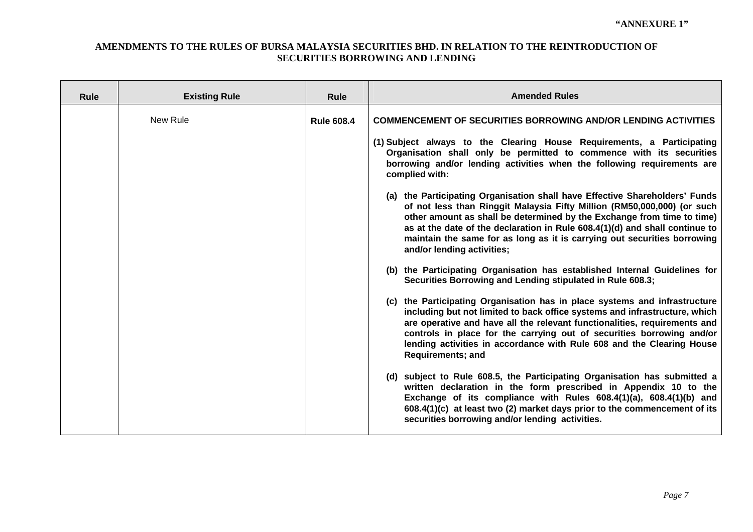**"ANNEXURE 1"**

**AMENDMENTS TO THE RULES OF BURSA MALAYSIA SECURITIES BHD. IN RELATION TO THE REINTRODUCTION OF SECURITIES BORROWING AND LENDING**

| Rule | Existing Rule | Rule | Amended Rules |
|---|---|---|---|
| | New Rule | **Rule 608.4** | **COMMENCEMENT OF SECURITIES BORROWING AND/OR LENDING ACTIVITIES**<br><br>**(1) Subject always to the Clearing House Requirements, a Participating Organisation shall only be permitted to commence with its securities borrowing and/or lending activities when the following requirements are complied with:**<br><br>**(a) the Participating Organisation shall have Effective Shareholders' Funds of not less than Ringgit Malaysia Fifty Million (RM50,000,000) (or such other amount as shall be determined by the Exchange from time to time) as at the date of the declaration in Rule 608.4(1)(d) and shall continue to maintain the same for as long as it is carrying out securities borrowing and/or lending activities;**<br><br>**(b) the Participating Organisation has established Internal Guidelines for Securities Borrowing and Lending stipulated in Rule 608.3;**<br><br>**(c) the Participating Organisation has in place systems and infrastructure including but not limited to back office systems and infrastructure, which are operative and have all the relevant functionalities, requirements and controls in place for the carrying out of securities borrowing and/or lending activities in accordance with Rule 608 and the Clearing House Requirements; and**<br><br>**(d) subject to Rule 608.5, the Participating Organisation has submitted a written declaration in the form prescribed in Appendix 10 to the Exchange of its compliance with Rules 608.4(1)(a), 608.4(1)(b) and 608.4(1)(c) at least two (2) market days prior to the commencement of its securities borrowing and/or lending activities.** |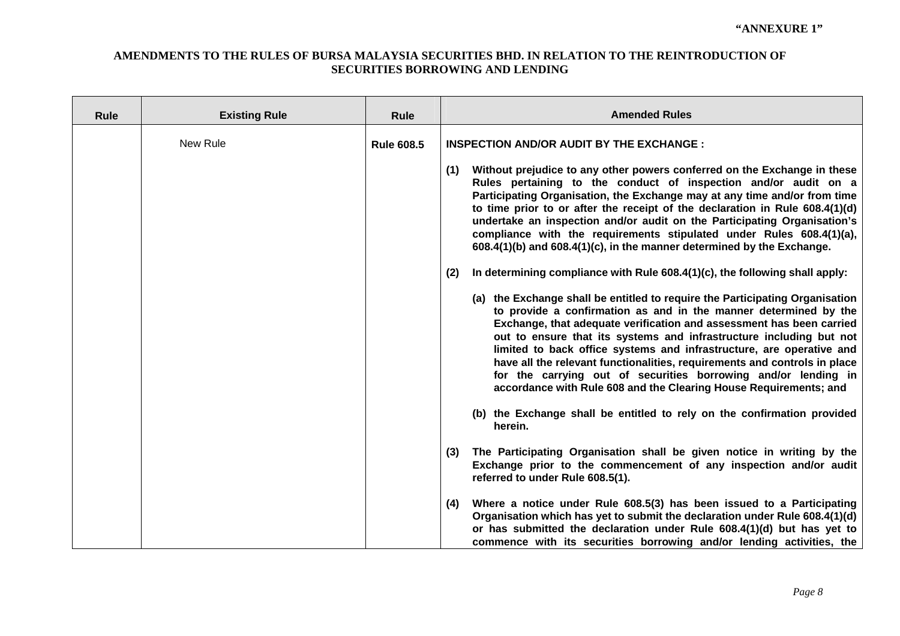"ANNEXURE 1"

**AMENDMENTS TO THE RULES OF BURSA MALAYSIA SECURITIES BHD. IN RELATION TO THE REINTRODUCTION OF SECURITIES BORROWING AND LENDING**

| Rule | Existing Rule | Rule | Amended Rules |
|---|---|---|---|
| | New Rule | **Rule 608.5** | **INSPECTION AND/OR AUDIT BY THE EXCHANGE :**<br><br>**(1) Without prejudice to any other powers conferred on the Exchange in these Rules pertaining to the conduct of inspection and/or audit on a Participating Organisation, the Exchange may at any time and/or from time to time prior to or after the receipt of the declaration in Rule 608.4(1)(d) undertake an inspection and/or audit on the Participating Organisation's compliance with the requirements stipulated under Rules 608.4(1)(a), 608.4(1)(b) and 608.4(1)(c), in the manner determined by the Exchange.**<br><br>**(2) In determining compliance with Rule 608.4(1)(c), the following shall apply:**<br><br>**(a) the Exchange shall be entitled to require the Participating Organisation to provide a confirmation as and in the manner determined by the Exchange, that adequate verification and assessment has been carried out to ensure that its systems and infrastructure including but not limited to back office systems and infrastructure, are operative and have all the relevant functionalities, requirements and controls in place for the carrying out of securities borrowing and/or lending in accordance with Rule 608 and the Clearing House Requirements; and**<br><br>**(b) the Exchange shall be entitled to rely on the confirmation provided herein.**<br><br>**(3) The Participating Organisation shall be given notice in writing by the Exchange prior to the commencement of any inspection and/or audit referred to under Rule 608.5(1).**<br><br>**(4) Where a notice under Rule 608.5(3) has been issued to a Participating Organisation which has yet to submit the declaration under Rule 608.4(1)(d) or has submitted the declaration under Rule 608.4(1)(d) but has yet to commence with its securities borrowing and/or lending activities, the** |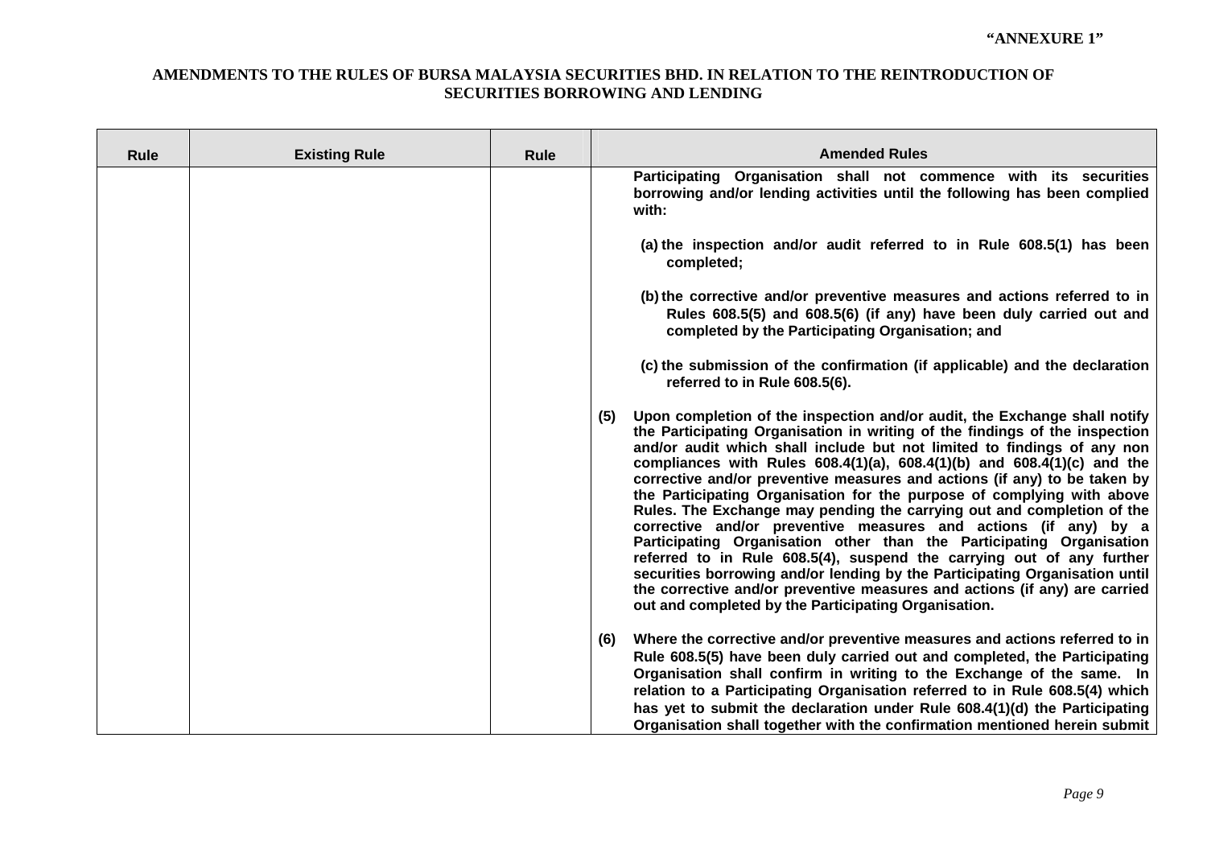"ANNEXURE 1"

**AMENDMENTS TO THE RULES OF BURSA MALAYSIA SECURITIES BHD. IN RELATION TO THE REINTRODUCTION OF SECURITIES BORROWING AND LENDING**

| Rule | Existing Rule | Rule | Amended Rules |
|---|---|---|---|
| | | | **Participating Organisation shall not commence with its securities borrowing and/or lending activities until the following has been complied with:**<br><br>**(a) the inspection and/or audit referred to in Rule 608.5(1) has been completed;**<br><br>**(b) the corrective and/or preventive measures and actions referred to in Rules 608.5(5) and 608.5(6) (if any) have been duly carried out and completed by the Participating Organisation; and**<br><br>**(c) the submission of the confirmation (if applicable) and the declaration referred to in Rule 608.5(6).**<br><br>**(5) Upon completion of the inspection and/or audit, the Exchange shall notify the Participating Organisation in writing of the findings of the inspection and/or audit which shall include but not limited to findings of any non compliances with Rules 608.4(1)(a), 608.4(1)(b) and 608.4(1)(c) and the corrective and/or preventive measures and actions (if any) to be taken by the Participating Organisation for the purpose of complying with above Rules. The Exchange may pending the carrying out and completion of the corrective and/or preventive measures and actions (if any) by a Participating Organisation other than the Participating Organisation referred to in Rule 608.5(4), suspend the carrying out of any further securities borrowing and/or lending by the Participating Organisation until the corrective and/or preventive measures and actions (if any) are carried out and completed by the Participating Organisation.**<br><br>**(6) Where the corrective and/or preventive measures and actions referred to in Rule 608.5(5) have been duly carried out and completed, the Participating Organisation shall confirm in writing to the Exchange of the same. In relation to a Participating Organisation referred to in Rule 608.5(4) which has yet to submit the declaration under Rule 608.4(1)(d) the Participating Organisation shall together with the confirmation mentioned herein submit** |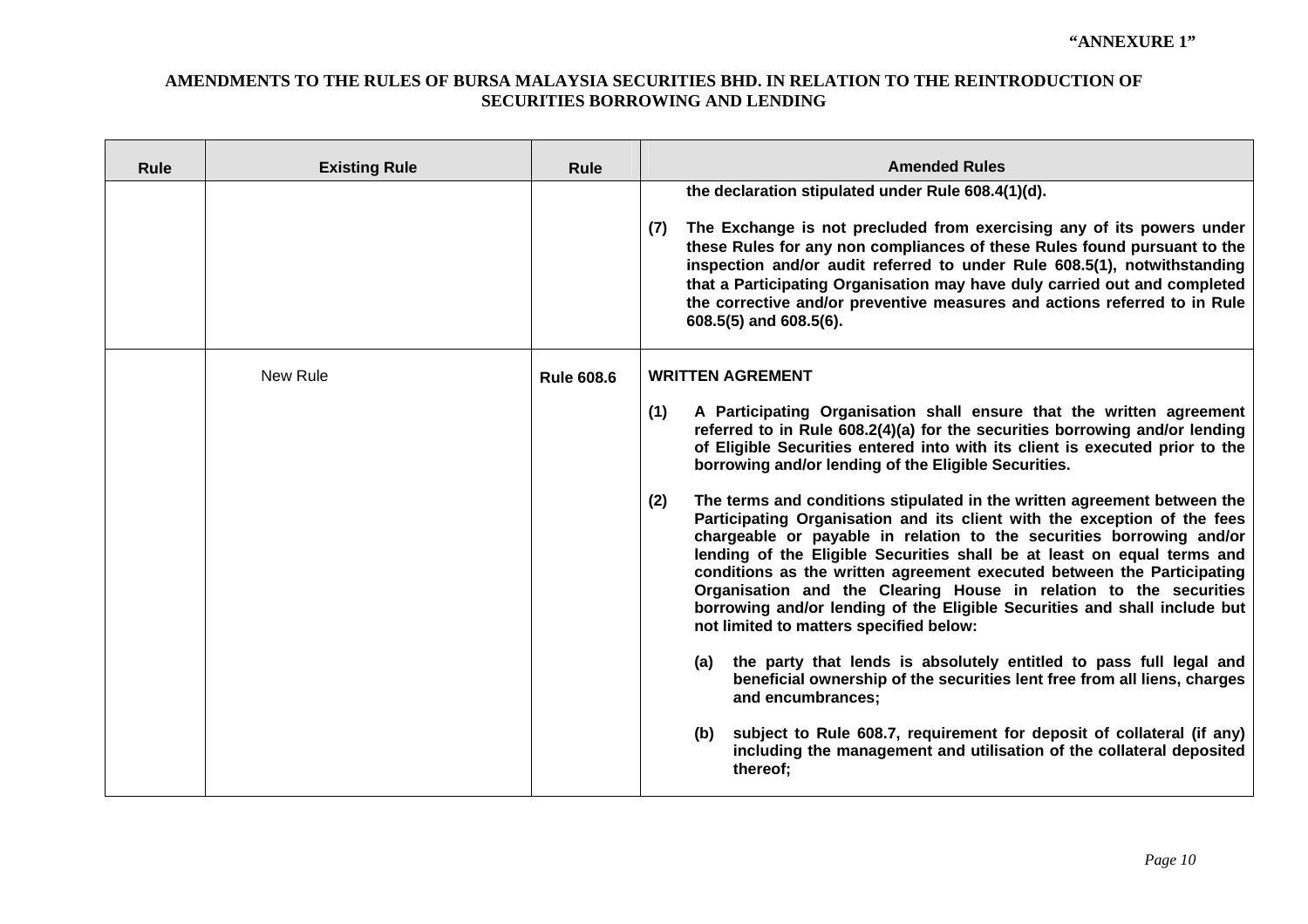"ANNEXURE 1"

**AMENDMENTS TO THE RULES OF BURSA MALAYSIA SECURITIES BHD. IN RELATION TO THE REINTRODUCTION OF SECURITIES BORROWING AND LENDING**

| Rule | Existing Rule | Rule | Amended Rules |
|---|---|---|---|
| | | | **the declaration stipulated under Rule 608.4(1)(d).**<br><br>**(7) The Exchange is not precluded from exercising any of its powers under these Rules for any non compliances of these Rules found pursuant to the inspection and/or audit referred to under Rule 608.5(1), notwithstanding that a Participating Organisation may have duly carried out and completed the corrective and/or preventive measures and actions referred to in Rule 608.5(5) and 608.5(6).** |
| | New Rule | **Rule 608.6** | **WRITTEN AGREMENT**<br><br>**(1) A Participating Organisation shall ensure that the written agreement referred to in Rule 608.2(4)(a) for the securities borrowing and/or lending of Eligible Securities entered into with its client is executed prior to the borrowing and/or lending of the Eligible Securities.**<br><br>**(2) The terms and conditions stipulated in the written agreement between the Participating Organisation and its client with the exception of the fees chargeable or payable in relation to the securities borrowing and/or lending of the Eligible Securities shall be at least on equal terms and conditions as the written agreement executed between the Participating Organisation and the Clearing House in relation to the securities borrowing and/or lending of the Eligible Securities and shall include but not limited to matters specified below:**<br><br>**(a) the party that lends is absolutely entitled to pass full legal and beneficial ownership of the securities lent free from all liens, charges and encumbrances;**<br><br>**(b) subject to Rule 608.7, requirement for deposit of collateral (if any) including the management and utilisation of the collateral deposited thereof;** |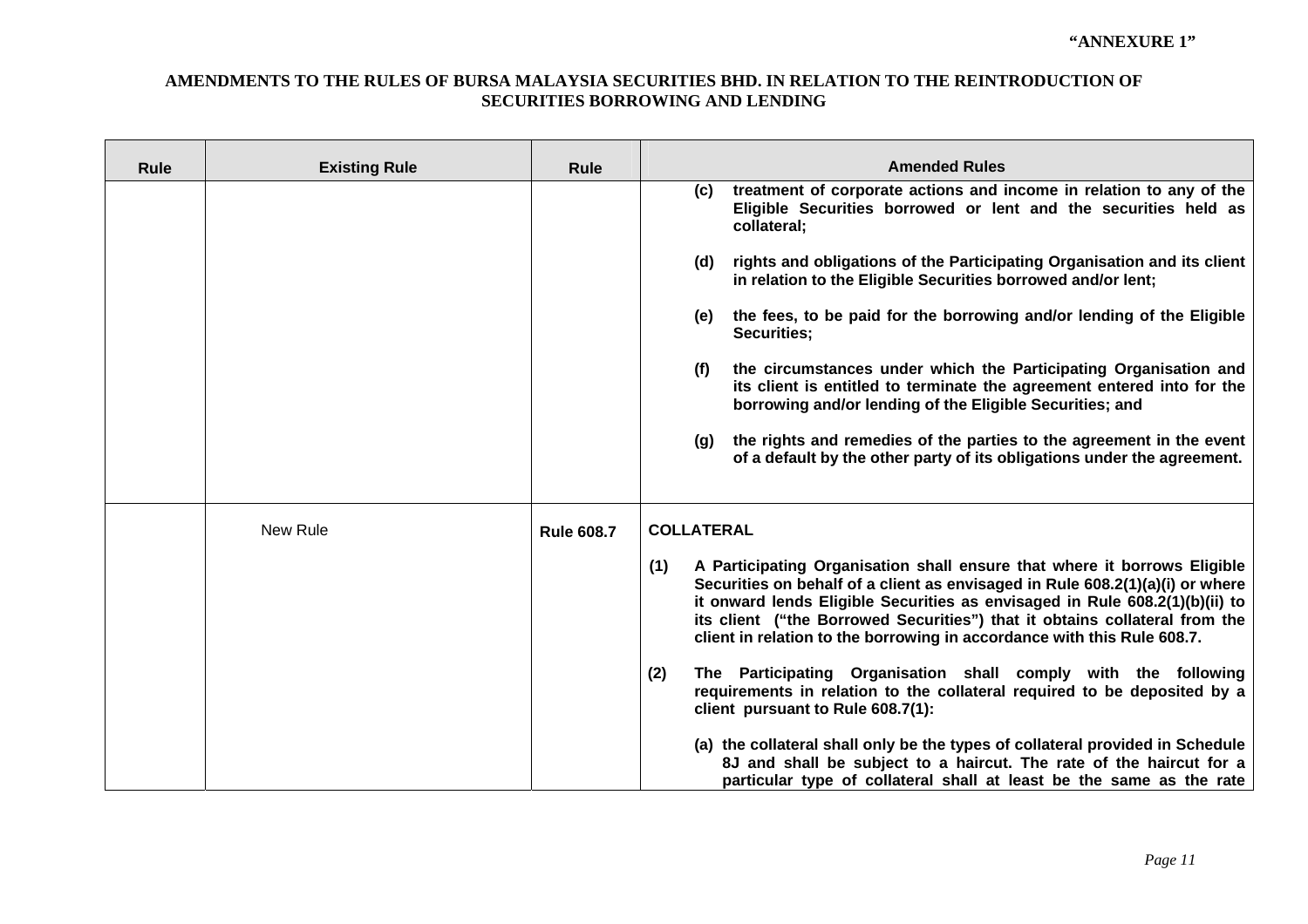"ANNEXURE 1"

**AMENDMENTS TO THE RULES OF BURSA MALAYSIA SECURITIES BHD. IN RELATION TO THE REINTRODUCTION OF SECURITIES BORROWING AND LENDING**

| Rule | Existing Rule | Rule | Amended Rules |
|---|---|---|---|
| | | | **(c) treatment of corporate actions and income in relation to any of the Eligible Securities borrowed or lent and the securities held as collateral;**<br><br>**(d) rights and obligations of the Participating Organisation and its client in relation to the Eligible Securities borrowed and/or lent;**<br><br>**(e) the fees, to be paid for the borrowing and/or lending of the Eligible Securities;**<br><br>**(f) the circumstances under which the Participating Organisation and its client is entitled to terminate the agreement entered into for the borrowing and/or lending of the Eligible Securities; and**<br><br>**(g) the rights and remedies of the parties to the agreement in the event of a default by the other party of its obligations under the agreement.** |
| | New Rule | **Rule 608.7** | **COLLATERAL**<br><br>**(1) A Participating Organisation shall ensure that where it borrows Eligible Securities on behalf of a client as envisaged in Rule 608.2(1)(a)(i) or where it onward lends Eligible Securities as envisaged in Rule 608.2(1)(b)(ii) to its client ("the Borrowed Securities") that it obtains collateral from the client in relation to the borrowing in accordance with this Rule 608.7.**<br><br>**(2) The Participating Organisation shall comply with the following requirements in relation to the collateral required to be deposited by a client pursuant to Rule 608.7(1):**<br><br>**(a) the collateral shall only be the types of collateral provided in Schedule 8J and shall be subject to a haircut. The rate of the haircut for a particular type of collateral shall at least be the same as the rate** |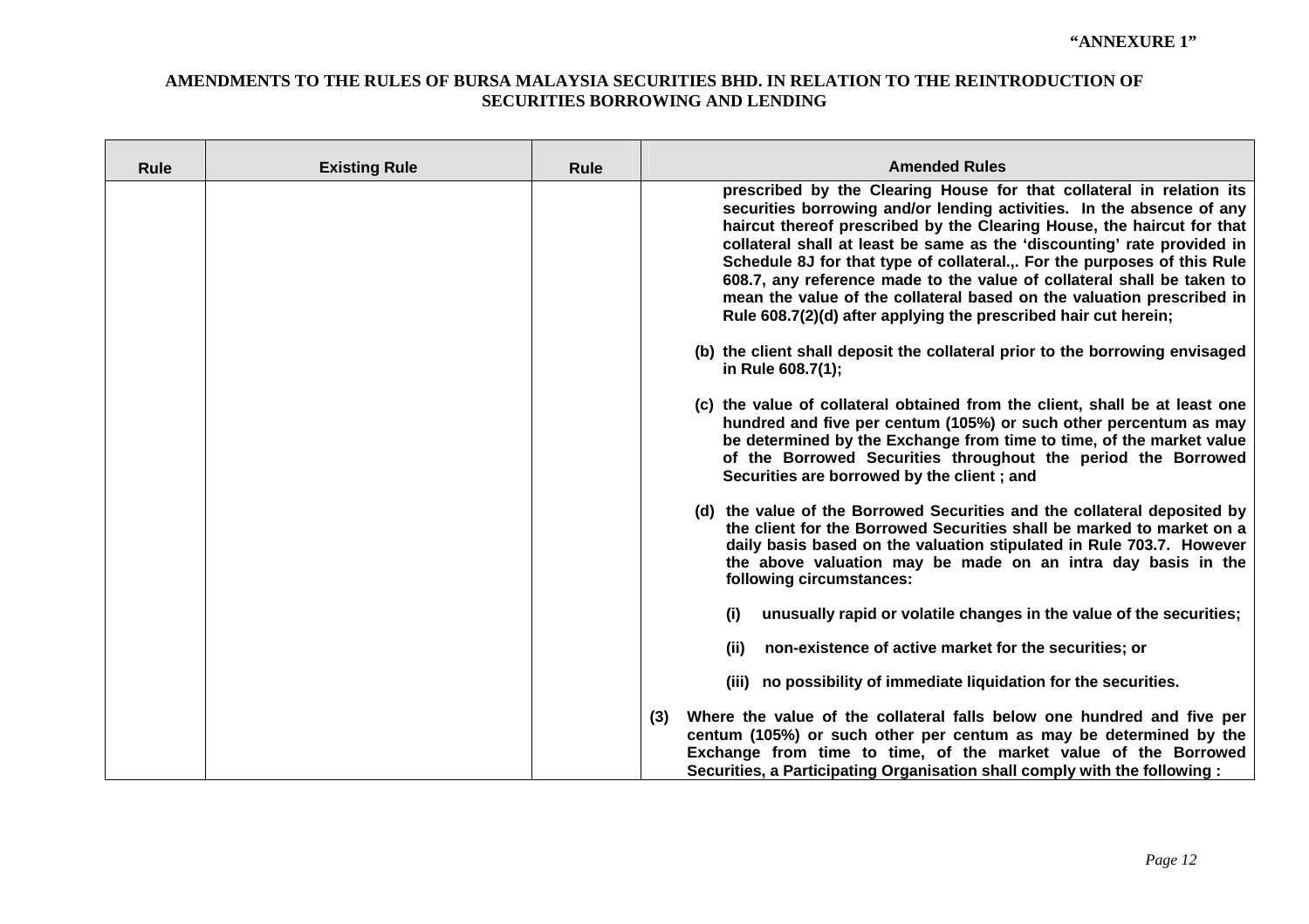"ANNEXURE 1"

**AMENDMENTS TO THE RULES OF BURSA MALAYSIA SECURITIES BHD. IN RELATION TO THE REINTRODUCTION OF SECURITIES BORROWING AND LENDING**

| Rule | Existing Rule | Rule | Amended Rules |
|---|---|---|---|
| | | | **prescribed by the Clearing House for that collateral in relation its securities borrowing and/or lending activities. In the absence of any haircut thereof prescribed by the Clearing House, the haircut for that collateral shall at least be same as the 'discounting' rate provided in Schedule 8J for that type of collateral.,. For the purposes of this Rule 608.7, any reference made to the value of collateral shall be taken to mean the value of the collateral based on the valuation prescribed in Rule 608.7(2)(d) after applying the prescribed hair cut herein;**<br><br>**(b) the client shall deposit the collateral prior to the borrowing envisaged in Rule 608.7(1);**<br><br>**(c) the value of collateral obtained from the client, shall be at least one hundred and five per centum (105%) or such other percentum as may be determined by the Exchange from time to time, of the market value of the Borrowed Securities throughout the period the Borrowed Securities are borrowed by the client ; and**<br><br>**(d) the value of the Borrowed Securities and the collateral deposited by the client for the Borrowed Securities shall be marked to market on a daily basis based on the valuation stipulated in Rule 703.7. However the above valuation may be made on an intra day basis in the following circumstances:**<br><br>**(i) unusually rapid or volatile changes in the value of the securities;**<br><br>**(ii) non-existence of active market for the securities; or**<br><br>**(iii) no possibility of immediate liquidation for the securities.**<br><br>**(3) Where the value of the collateral falls below one hundred and five per centum (105%) or such other per centum as may be determined by the Exchange from time to time, of the market value of the Borrowed Securities, a Participating Organisation shall comply with the following :** |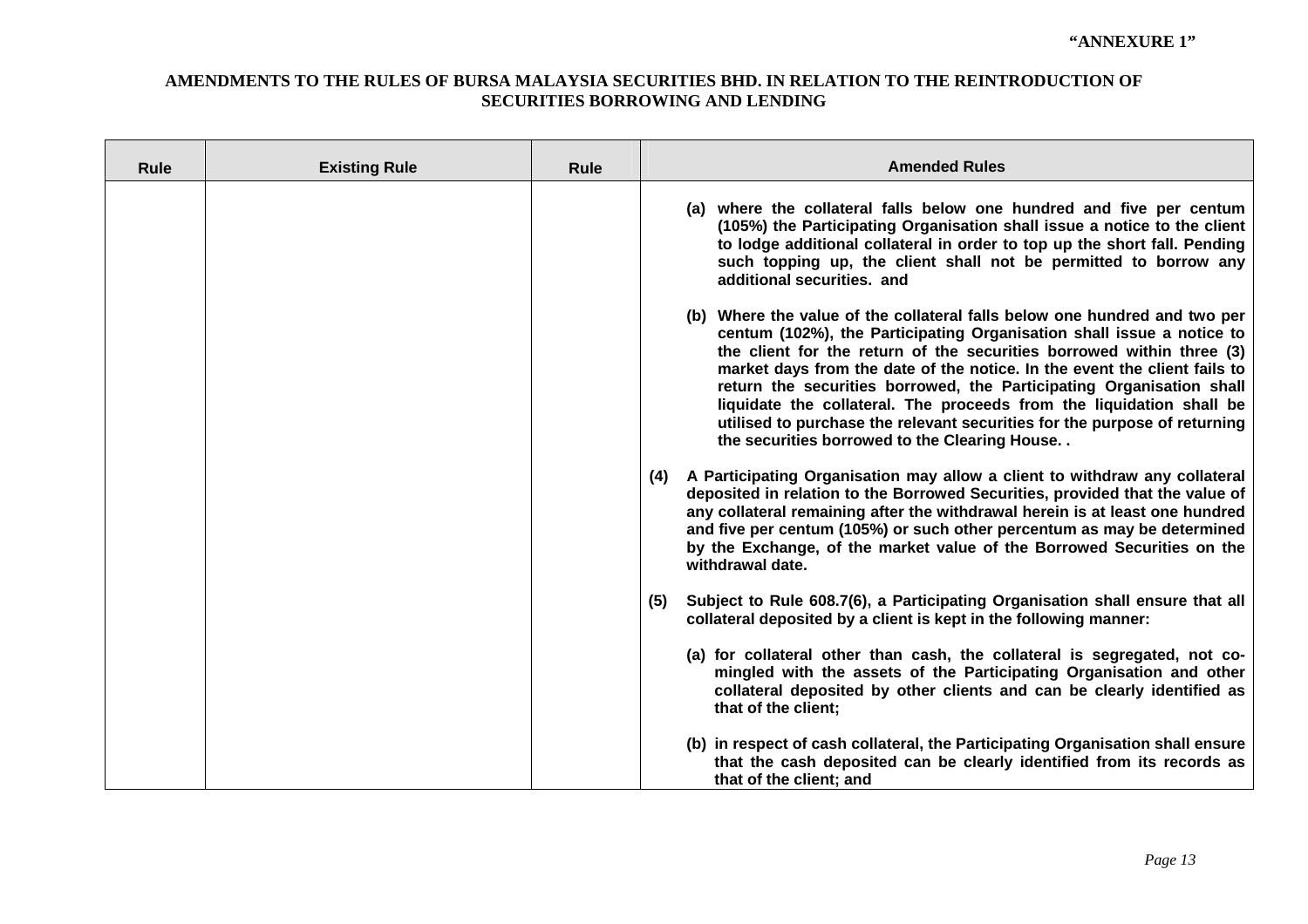"ANNEXURE 1"

**AMENDMENTS TO THE RULES OF BURSA MALAYSIA SECURITIES BHD. IN RELATION TO THE REINTRODUCTION OF SECURITIES BORROWING AND LENDING**

| Rule | Existing Rule | Rule | Amended Rules |
|---|---|---|---|
| | | | **(a) where the collateral falls below one hundred and five per centum (105%) the Participating Organisation shall issue a notice to the client to lodge additional collateral in order to top up the short fall. Pending such topping up, the client shall not be permitted to borrow any additional securities. and**<br><br>**(b) Where the value of the collateral falls below one hundred and two per centum (102%), the Participating Organisation shall issue a notice to the client for the return of the securities borrowed within three (3) market days from the date of the notice. In the event the client fails to return the securities borrowed, the Participating Organisation shall liquidate the collateral. The proceeds from the liquidation shall be utilised to purchase the relevant securities for the purpose of returning the securities borrowed to the Clearing House. .**<br><br>**(4) A Participating Organisation may allow a client to withdraw any collateral deposited in relation to the Borrowed Securities, provided that the value of any collateral remaining after the withdrawal herein is at least one hundred and five per centum (105%) or such other percentum as may be determined by the Exchange, of the market value of the Borrowed Securities on the withdrawal date.**<br><br>**(5) Subject to Rule 608.7(6), a Participating Organisation shall ensure that all collateral deposited by a client is kept in the following manner:**<br><br>**(a) for collateral other than cash, the collateral is segregated, not co-mingled with the assets of the Participating Organisation and other collateral deposited by other clients and can be clearly identified as that of the client;**<br><br>**(b) in respect of cash collateral, the Participating Organisation shall ensure that the cash deposited can be clearly identified from its records as that of the client; and** |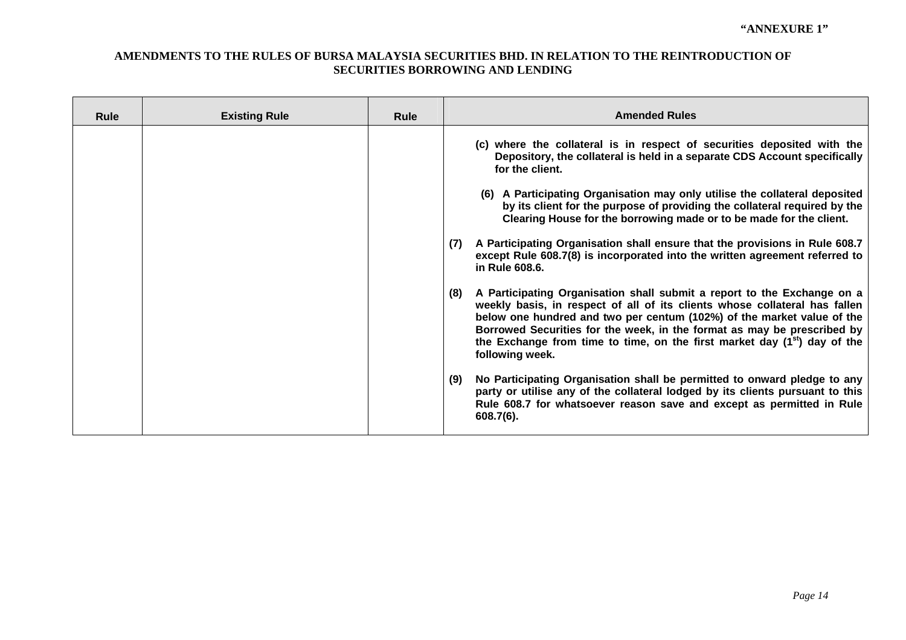"ANNEXURE 1"

**AMENDMENTS TO THE RULES OF BURSA MALAYSIA SECURITIES BHD. IN RELATION TO THE REINTRODUCTION OF SECURITIES BORROWING AND LENDING**

| Rule | Existing Rule | Rule | Amended Rules |
|---|---|---|---|
| | | | **(c) where the collateral is in respect of securities deposited with the Depository, the collateral is held in a separate CDS Account specifically for the client.**<br><br>**(6) A Participating Organisation may only utilise the collateral deposited by its client for the purpose of providing the collateral required by the Clearing House for the borrowing made or to be made for the client.**<br><br>**(7) A Participating Organisation shall ensure that the provisions in Rule 608.7 except Rule 608.7(8) is incorporated into the written agreement referred to in Rule 608.6.**<br><br>**(8) A Participating Organisation shall submit a report to the Exchange on a weekly basis, in respect of all of its clients whose collateral has fallen below one hundred and two per centum (102%) of the market value of the Borrowed Securities for the week, in the format as may be prescribed by the Exchange from time to time, on the first market day (1st) day of the following week.**<br><br>**(9) No Participating Organisation shall be permitted to onward pledge to any party or utilise any of the collateral lodged by its clients pursuant to this Rule 608.7 for whatsoever reason save and except as permitted in Rule 608.7(6).** |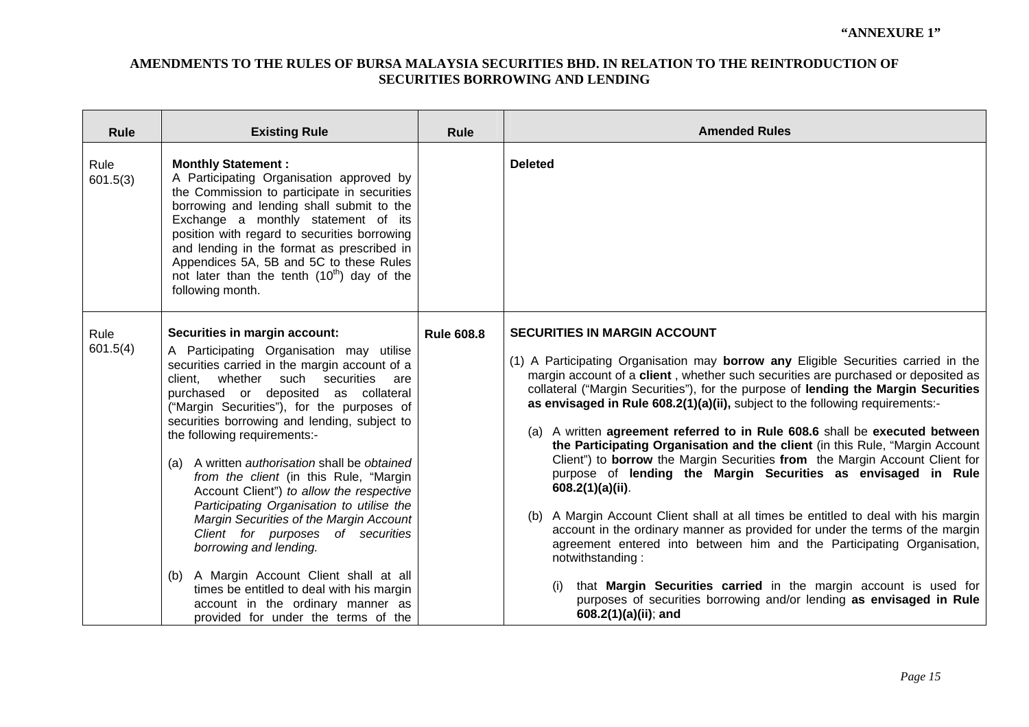"ANNEXURE 1"

**AMENDMENTS TO THE RULES OF BURSA MALAYSIA SECURITIES BHD. IN RELATION TO THE REINTRODUCTION OF SECURITIES BORROWING AND LENDING**

| Rule | Existing Rule | Rule | Amended Rules |
|---|---|---|---|
| Rule 601.5(3) | **Monthly Statement :**<br>A Participating Organisation approved by the Commission to participate in securities borrowing and lending shall submit to the Exchange a monthly statement of its position with regard to securities borrowing and lending in the format as prescribed in Appendices 5A, 5B and 5C to these Rules not later than the tenth (10th) day of the following month. | | **Deleted** |
| Rule 601.5(4) | **Securities in margin account:**<br>A Participating Organisation may utilise securities carried in the margin account of a client, whether such securities are purchased or deposited as collateral ("Margin Securities"), for the purposes of securities borrowing and lending, subject to the following requirements:-<br><br>(a) A written *authorisation* shall be *obtained from the client* (in this Rule, "Margin Account Client") *to allow the respective Participating Organisation to utilise the Margin Securities of the Margin Account Client for purposes of securities borrowing and lending.*<br><br>(b) A Margin Account Client shall at all times be entitled to deal with his margin account in the ordinary manner as provided for under the terms of the | **Rule 608.8** | **SECURITIES IN MARGIN ACCOUNT**<br><br>(1) A Participating Organisation may **borrow any** Eligible Securities carried in the margin account of a **client** , whether such securities are purchased or deposited as collateral ("Margin Securities"), for the purpose of **lending the Margin Securities as envisaged in Rule 608.2(1)(a)(ii),** subject to the following requirements:-<br><br>(a) A written **agreement referred to in Rule 608.6** shall be **executed between the Participating Organisation and the client** (in this Rule, "Margin Account Client") to **borrow** the Margin Securities **from** the Margin Account Client for purpose of **lending the Margin Securities as envisaged in Rule 608.2(1)(a)(ii)**.<br><br>(b) A Margin Account Client shall at all times be entitled to deal with his margin account in the ordinary manner as provided for under the terms of the margin agreement entered into between him and the Participating Organisation, notwithstanding :<br><br>(i) that **Margin Securities carried** in the margin account is used for purposes of securities borrowing and/or lending **as envisaged in Rule 608.2(1)(a)(ii)**; **and** |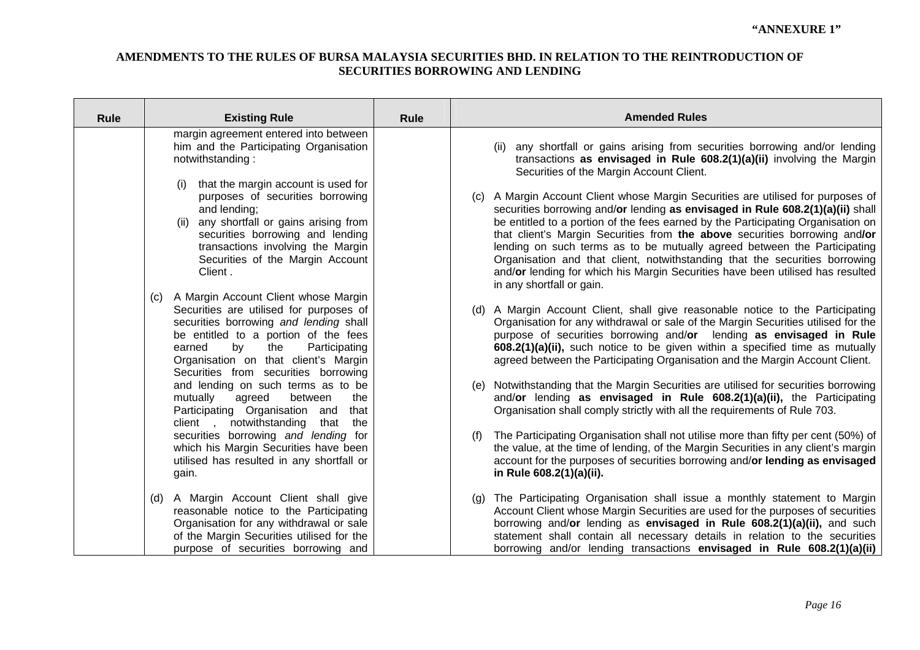**"ANNEXURE 1"**

**AMENDMENTS TO THE RULES OF BURSA MALAYSIA SECURITIES BHD. IN RELATION TO THE REINTRODUCTION OF SECURITIES BORROWING AND LENDING**

| Rule | Existing Rule | Rule | Amended Rules |
|---|---|---|---|
| | margin agreement entered into between him and the Participating Organisation notwithstanding :<br><br>(i) that the margin account is used for purposes of securities borrowing and lending;<br>(ii) any shortfall or gains arising from securities borrowing and lending transactions involving the Margin Securities of the Margin Account Client .<br><br>(c) A Margin Account Client whose Margin Securities are utilised for purposes of securities borrowing *and lending* shall be entitled to a portion of the fees earned by the Participating Organisation on that client's Margin Securities from securities borrowing and lending on such terms as to be mutually agreed between the Participating Organisation and that client , notwithstanding that the securities borrowing *and lending* for which his Margin Securities have been utilised has resulted in any shortfall or gain.<br><br>(d) A Margin Account Client shall give reasonable notice to the Participating Organisation for any withdrawal or sale of the Margin Securities utilised for the purpose of securities borrowing and | | (ii) any shortfall or gains arising from securities borrowing and/or lending transactions **as envisaged in Rule 608.2(1)(a)(ii)** involving the Margin Securities of the Margin Account Client.<br><br>(c) A Margin Account Client whose Margin Securities are utilised for purposes of securities borrowing and/**or** lending **as envisaged in Rule 608.2(1)(a)(ii)** shall be entitled to a portion of the fees earned by the Participating Organisation on that client's Margin Securities from **the above** securities borrowing and**/or** lending on such terms as to be mutually agreed between the Participating Organisation and that client, notwithstanding that the securities borrowing and/**or** lending for which his Margin Securities have been utilised has resulted in any shortfall or gain.<br><br>(d) A Margin Account Client, shall give reasonable notice to the Participating Organisation for any withdrawal or sale of the Margin Securities utilised for the purpose of securities borrowing and/**or** lending **as envisaged in Rule 608.2(1)(a)(ii),** such notice to be given within a specified time as mutually agreed between the Participating Organisation and the Margin Account Client.<br><br>(e) Notwithstanding that the Margin Securities are utilised for securities borrowing and/**or** lending **as envisaged in Rule 608.2(1)(a)(ii),** the Participating Organisation shall comply strictly with all the requirements of Rule 703.<br><br>(f) The Participating Organisation shall not utilise more than fifty per cent (50%) of the value, at the time of lending, of the Margin Securities in any client's margin account for the purposes of securities borrowing and/**or lending as envisaged in Rule 608.2(1)(a)(ii).**<br><br>(g) The Participating Organisation shall issue a monthly statement to Margin Account Client whose Margin Securities are used for the purposes of securities borrowing and/**or** lending as **envisaged in Rule 608.2(1)(a)(ii),** and such statement shall contain all necessary details in relation to the securities borrowing and/or lending transactions **envisaged in Rule 608.2(1)(a)(ii)** |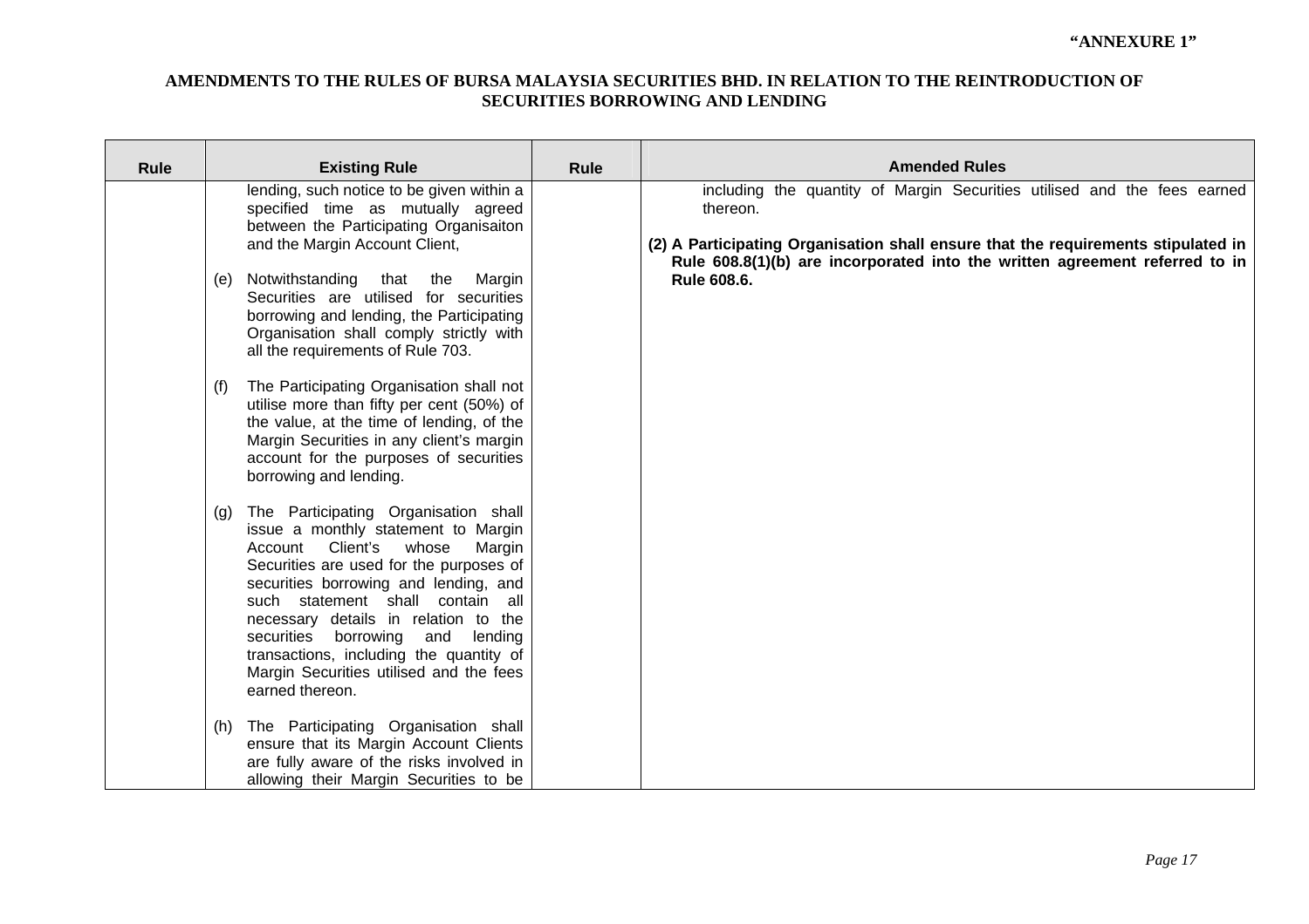"ANNEXURE 1"

**AMENDMENTS TO THE RULES OF BURSA MALAYSIA SECURITIES BHD. IN RELATION TO THE REINTRODUCTION OF SECURITIES BORROWING AND LENDING**

| Rule | Existing Rule | Rule | Amended Rules |
|---|---|---|---|
| | lending, such notice to be given within a specified time as mutually agreed between the Participating Organisaiton and the Margin Account Client,<br><br>(e) Notwithstanding that the Margin Securities are utilised for securities borrowing and lending, the Participating Organisation shall comply strictly with all the requirements of Rule 703.<br><br>(f) The Participating Organisation shall not utilise more than fifty per cent (50%) of the value, at the time of lending, of the Margin Securities in any client's margin account for the purposes of securities borrowing and lending.<br><br>(g) The Participating Organisation shall issue a monthly statement to Margin Account Client's whose Margin Securities are used for the purposes of securities borrowing and lending, and such statement shall contain all necessary details in relation to the securities borrowing and lending transactions, including the quantity of Margin Securities utilised and the fees earned thereon.<br><br>(h) The Participating Organisation shall ensure that its Margin Account Clients are fully aware of the risks involved in allowing their Margin Securities to be | | including the quantity of Margin Securities utilised and the fees earned thereon.<br><br>**(2) A Participating Organisation shall ensure that the requirements stipulated in Rule 608.8(1)(b) are incorporated into the written agreement referred to in Rule 608.6.** |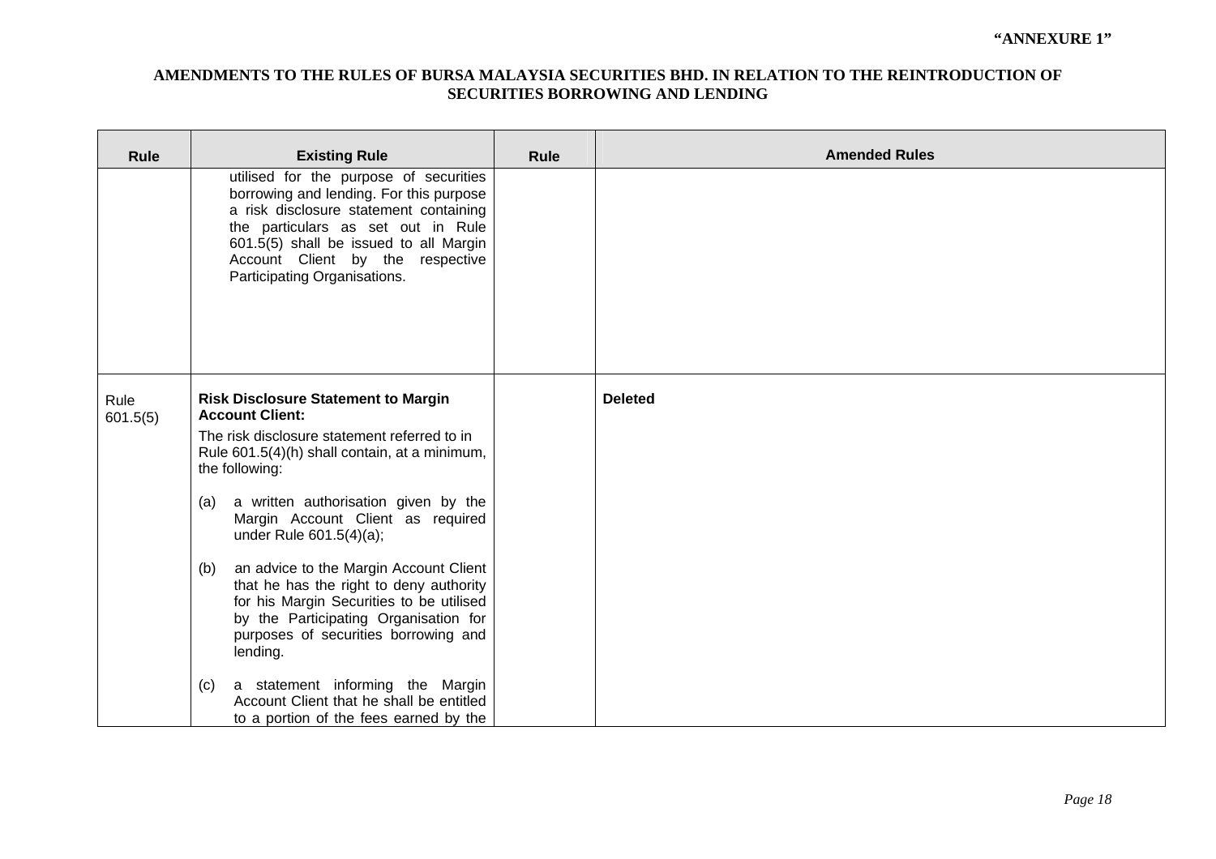"ANNEXURE 1"

**AMENDMENTS TO THE RULES OF BURSA MALAYSIA SECURITIES BHD. IN RELATION TO THE REINTRODUCTION OF SECURITIES BORROWING AND LENDING**

| Rule | Existing Rule | Rule | Amended Rules |
|---|---|---|---|
| | utilised for the purpose of securities borrowing and lending. For this purpose a risk disclosure statement containing the particulars as set out in Rule 601.5(5) shall be issued to all Margin Account Client by the respective Participating Organisations. | | |
| Rule 601.5(5) | **Risk Disclosure Statement to Margin Account Client:**<br><br>The risk disclosure statement referred to in Rule 601.5(4)(h) shall contain, at a minimum, the following:<br><br>(a) a written authorisation given by the Margin Account Client as required under Rule 601.5(4)(a);<br><br>(b) an advice to the Margin Account Client that he has the right to deny authority for his Margin Securities to be utilised by the Participating Organisation for purposes of securities borrowing and lending.<br><br>(c) a statement informing the Margin Account Client that he shall be entitled to a portion of the fees earned by the | | **Deleted** |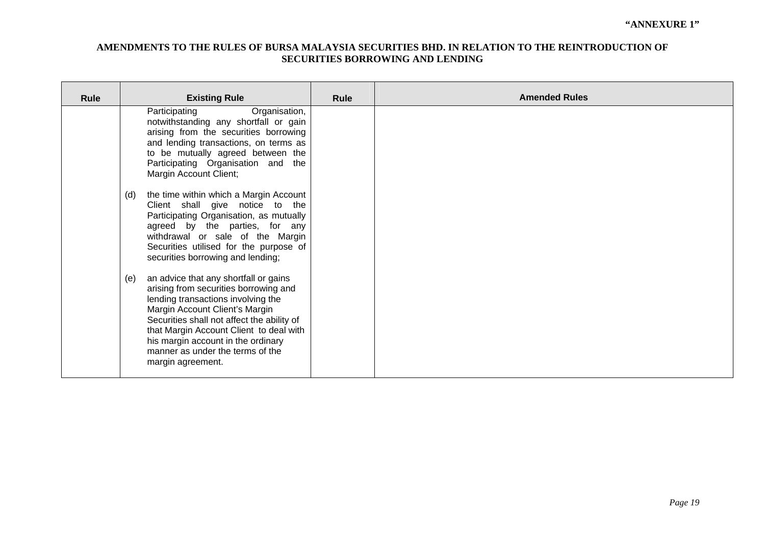"ANNEXURE 1"

**AMENDMENTS TO THE RULES OF BURSA MALAYSIA SECURITIES BHD. IN RELATION TO THE REINTRODUCTION OF SECURITIES BORROWING AND LENDING**

| Rule | Existing Rule | Rule | Amended Rules |
|---|---|---|---|
| | Participating Organisation, notwithstanding any shortfall or gain arising from the securities borrowing and lending transactions, on terms as to be mutually agreed between the Participating Organisation and the Margin Account Client;<br><br>(d) the time within which a Margin Account Client shall give notice to the Participating Organisation, as mutually agreed by the parties, for any withdrawal or sale of the Margin Securities utilised for the purpose of securities borrowing and lending;<br><br>(e) an advice that any shortfall or gains arising from securities borrowing and lending transactions involving the Margin Account Client's Margin Securities shall not affect the ability of that Margin Account Client to deal with his margin account in the ordinary manner as under the terms of the margin agreement. | | |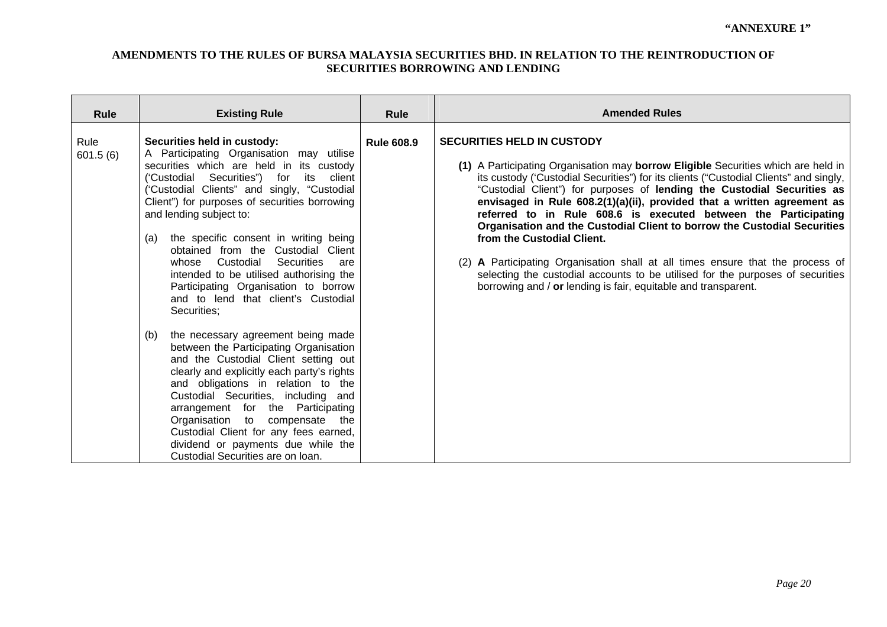"ANNEXURE 1"

**AMENDMENTS TO THE RULES OF BURSA MALAYSIA SECURITIES BHD. IN RELATION TO THE REINTRODUCTION OF SECURITIES BORROWING AND LENDING**

| Rule | Existing Rule | Rule | Amended Rules |
|---|---|---|---|
| Rule 601.5 (6) | **Securities held in custody:** A Participating Organisation may utilise securities which are held in its custody ('Custodial Securities") for its client ('Custodial Clients" and singly, "Custodial Client") for purposes of securities borrowing and lending subject to:<br><br>(a) the specific consent in writing being obtained from the Custodial Client whose Custodial Securities are intended to be utilised authorising the Participating Organisation to borrow and to lend that client's Custodial Securities;<br><br>(b) the necessary agreement being made between the Participating Organisation and the Custodial Client setting out clearly and explicitly each party's rights and obligations in relation to the Custodial Securities, including and arrangement for the Participating Organisation to compensate the Custodial Client for any fees earned, dividend or payments due while the Custodial Securities are on loan. | **Rule 608.9** | **SECURITIES HELD IN CUSTODY**<br><br>**(1)** A Participating Organisation may **borrow Eligible** Securities which are held in its custody ('Custodial Securities") for its clients ("Custodial Clients" and singly, "Custodial Client") for purposes of **lending the Custodial Securities as envisaged in Rule 608.2(1)(a)(ii), provided that a written agreement as referred to in Rule 608.6 is executed between the Participating Organisation and the Custodial Client to borrow the Custodial Securities from the Custodial Client.**<br><br>(2) **A** Participating Organisation shall at all times ensure that the process of selecting the custodial accounts to be utilised for the purposes of securities borrowing and / **or** lending is fair, equitable and transparent. |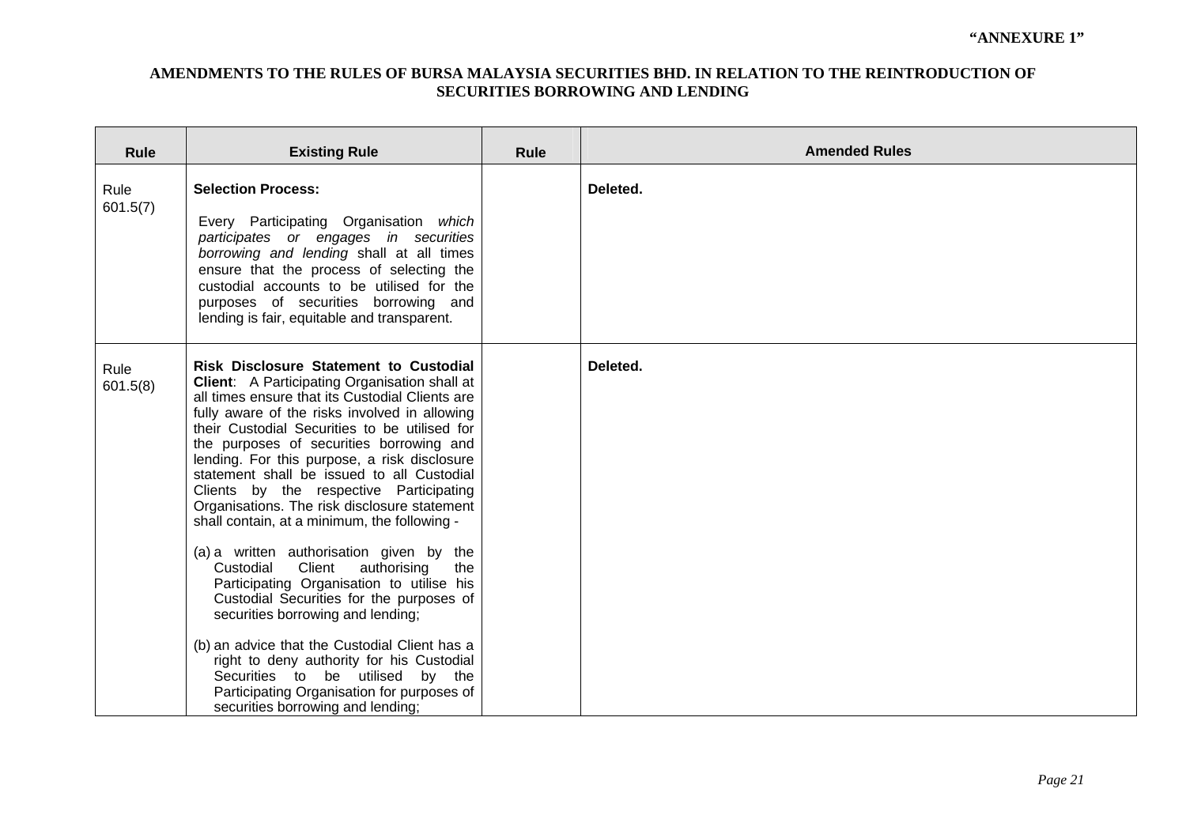**"ANNEXURE 1"**

**AMENDMENTS TO THE RULES OF BURSA MALAYSIA SECURITIES BHD. IN RELATION TO THE REINTRODUCTION OF SECURITIES BORROWING AND LENDING**

| Rule | Existing Rule | Rule | Amended Rules |
|---|---|---|---|
| Rule 601.5(7) | **Selection Process:**<br><br>Every Participating Organisation *which participates or engages in securities borrowing and lending* shall at all times ensure that the process of selecting the custodial accounts to be utilised for the purposes of securities borrowing and lending is fair, equitable and transparent. | | **Deleted.** |
| Rule 601.5(8) | **Risk Disclosure Statement to Custodial Client**: A Participating Organisation shall at all times ensure that its Custodial Clients are fully aware of the risks involved in allowing their Custodial Securities to be utilised for the purposes of securities borrowing and lending. For this purpose, a risk disclosure statement shall be issued to all Custodial Clients by the respective Participating Organisations. The risk disclosure statement shall contain, at a minimum, the following -<br><br>(a) a written authorisation given by the Custodial Client authorising the Participating Organisation to utilise his Custodial Securities for the purposes of securities borrowing and lending;<br><br>(b) an advice that the Custodial Client has a right to deny authority for his Custodial Securities to be utilised by the Participating Organisation for purposes of securities borrowing and lending; | | **Deleted.** |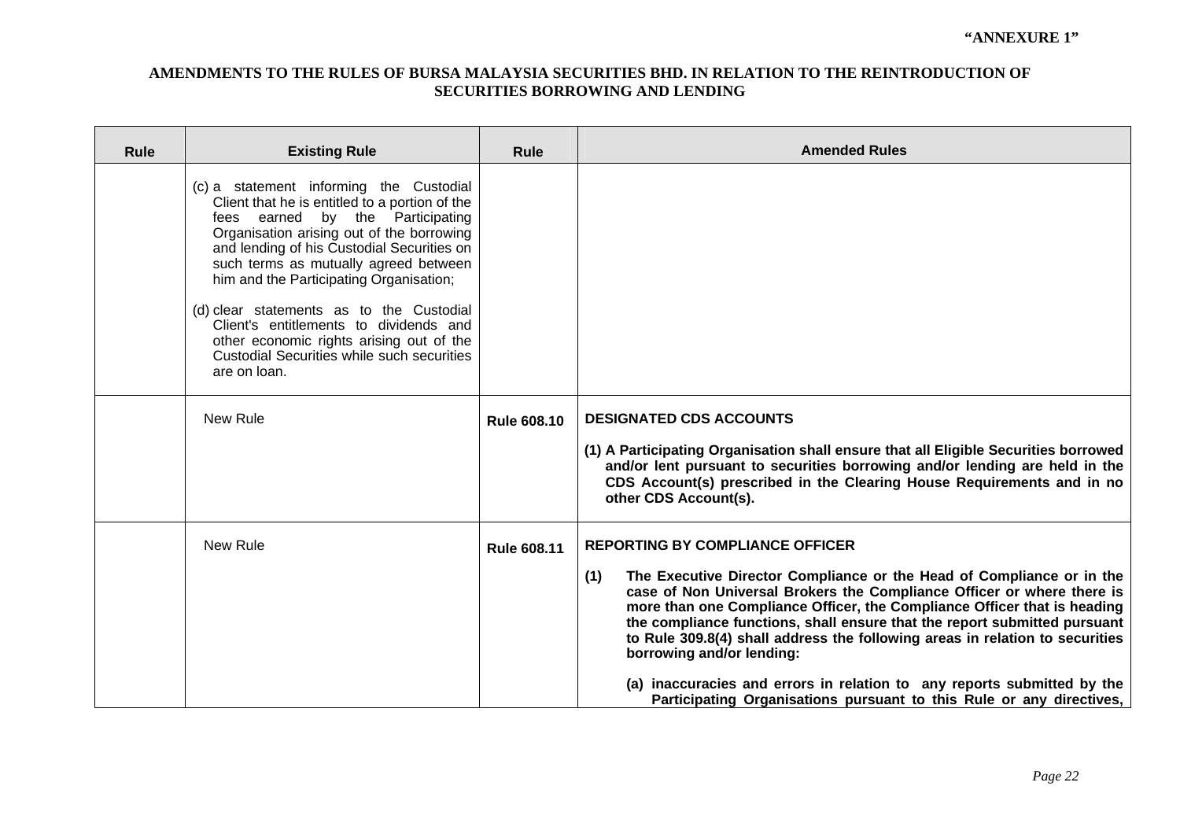"ANNEXURE 1"

**AMENDMENTS TO THE RULES OF BURSA MALAYSIA SECURITIES BHD. IN RELATION TO THE REINTRODUCTION OF SECURITIES BORROWING AND LENDING**

| Rule | Existing Rule | Rule | Amended Rules |
|---|---|---|---|
| | (c) a statement informing the Custodial Client that he is entitled to a portion of the fees earned by the Participating Organisation arising out of the borrowing and lending of his Custodial Securities on such terms as mutually agreed between him and the Participating Organisation;<br><br>(d) clear statements as to the Custodial Client's entitlements to dividends and other economic rights arising out of the Custodial Securities while such securities are on loan. | | |
| | New Rule | **Rule 608.10** | **DESIGNATED CDS ACCOUNTS**<br><br>**(1) A Participating Organisation shall ensure that all Eligible Securities borrowed and/or lent pursuant to securities borrowing and/or lending are held in the CDS Account(s) prescribed in the Clearing House Requirements and in no other CDS Account(s).** |
| | New Rule | **Rule 608.11** | **REPORTING BY COMPLIANCE OFFICER**<br><br>**(1) The Executive Director Compliance or the Head of Compliance or in the case of Non Universal Brokers the Compliance Officer or where there is more than one Compliance Officer, the Compliance Officer that is heading the compliance functions, shall ensure that the report submitted pursuant to Rule 309.8(4) shall address the following areas in relation to securities borrowing and/or lending:**<br><br>**(a) inaccuracies and errors in relation to any reports submitted by the Participating Organisations pursuant to this Rule or any directives,** |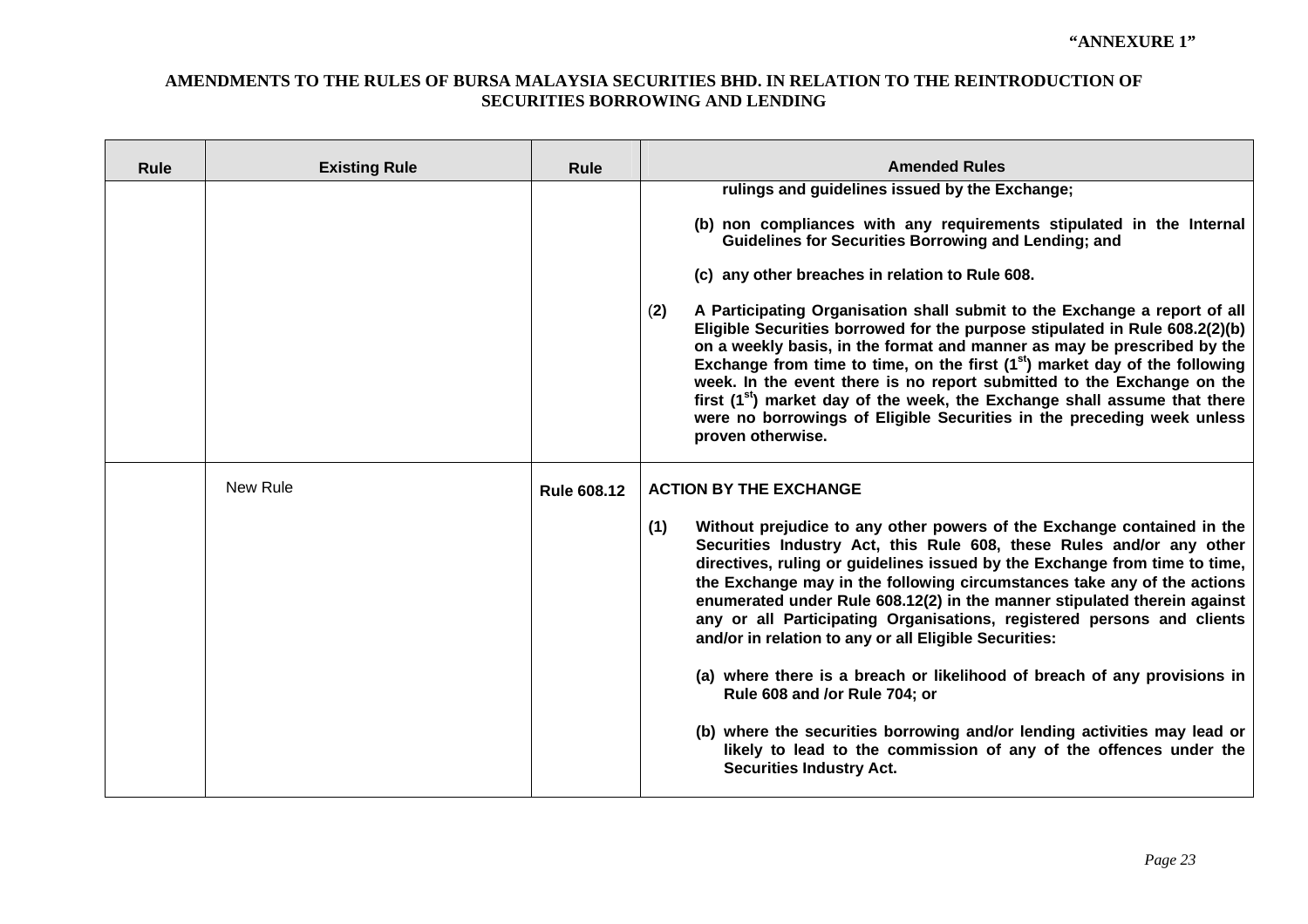"ANNEXURE 1"

**AMENDMENTS TO THE RULES OF BURSA MALAYSIA SECURITIES BHD. IN RELATION TO THE REINTRODUCTION OF SECURITIES BORROWING AND LENDING**

| Rule | Existing Rule | Rule | Amended Rules |
|---|---|---|---|
| | | | **rulings and guidelines issued by the Exchange;**<br><br>**(b) non compliances with any requirements stipulated in the Internal Guidelines for Securities Borrowing and Lending; and**<br><br>**(c) any other breaches in relation to Rule 608.**<br><br>**(2) A Participating Organisation shall submit to the Exchange a report of all Eligible Securities borrowed for the purpose stipulated in Rule 608.2(2)(b) on a weekly basis, in the format and manner as may be prescribed by the Exchange from time to time, on the first (1st) market day of the following week. In the event there is no report submitted to the Exchange on the first (1st) market day of the week, the Exchange shall assume that there were no borrowings of Eligible Securities in the preceding week unless proven otherwise.** |
| | New Rule | **Rule 608.12** | **ACTION BY THE EXCHANGE**<br><br>**(1) Without prejudice to any other powers of the Exchange contained in the Securities Industry Act, this Rule 608, these Rules and/or any other directives, ruling or guidelines issued by the Exchange from time to time, the Exchange may in the following circumstances take any of the actions enumerated under Rule 608.12(2) in the manner stipulated therein against any or all Participating Organisations, registered persons and clients and/or in relation to any or all Eligible Securities:**<br><br>**(a) where there is a breach or likelihood of breach of any provisions in Rule 608 and /or Rule 704; or**<br><br>**(b) where the securities borrowing and/or lending activities may lead or likely to lead to the commission of any of the offences under the Securities Industry Act.** |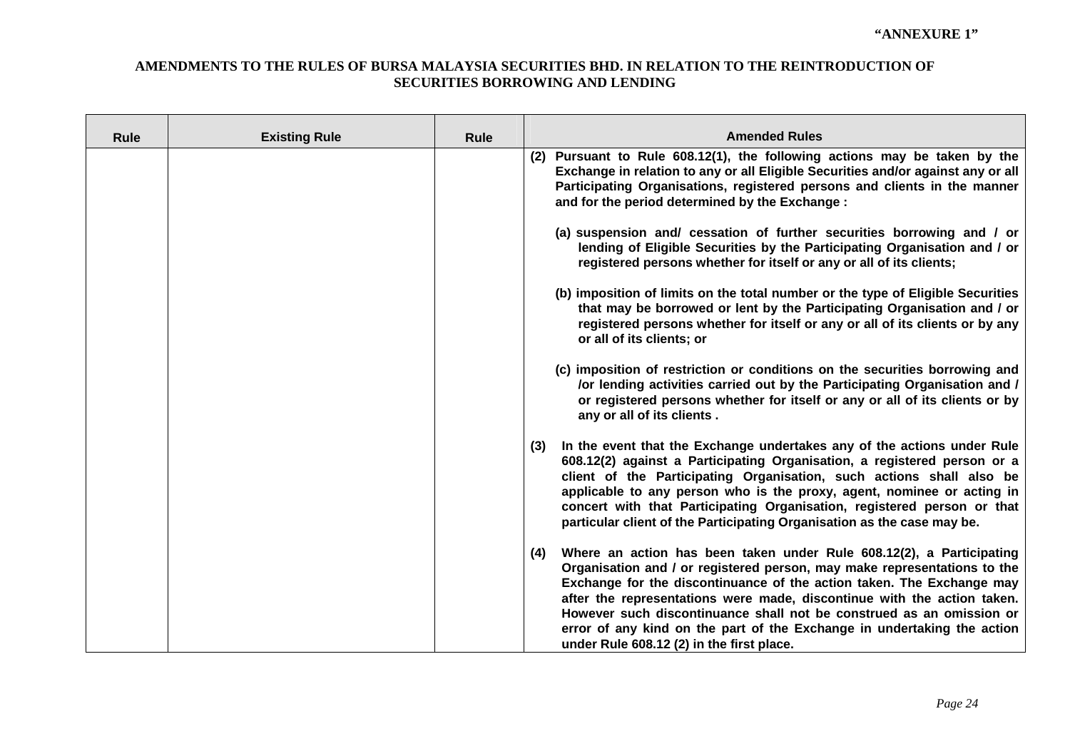"ANNEXURE 1"

# AMENDMENTS TO THE RULES OF BURSA MALAYSIA SECURITIES BHD. IN RELATION TO THE REINTRODUCTION OF SECURITIES BORROWING AND LENDING

| Rule | Existing Rule | Rule | Amended Rules |
|---|---|---|---|
| | | | **(2) Pursuant to Rule 608.12(1), the following actions may be taken by the Exchange in relation to any or all Eligible Securities and/or against any or all Participating Organisations, registered persons and clients in the manner and for the period determined by the Exchange :**<br><br>**(a) suspension and/ cessation of further securities borrowing and / or lending of Eligible Securities by the Participating Organisation and / or registered persons whether for itself or any or all of its clients;**<br><br>**(b) imposition of limits on the total number or the type of Eligible Securities that may be borrowed or lent by the Participating Organisation and / or registered persons whether for itself or any or all of its clients or by any or all of its clients; or**<br><br>**(c) imposition of restriction or conditions on the securities borrowing and /or lending activities carried out by the Participating Organisation and / or registered persons whether for itself or any or all of its clients or by any or all of its clients .**<br><br>**(3) In the event that the Exchange undertakes any of the actions under Rule 608.12(2) against a Participating Organisation, a registered person or a client of the Participating Organisation, such actions shall also be applicable to any person who is the proxy, agent, nominee or acting in concert with that Participating Organisation, registered person or that particular client of the Participating Organisation as the case may be.**<br><br>**(4) Where an action has been taken under Rule 608.12(2), a Participating Organisation and / or registered person, may make representations to the Exchange for the discontinuance of the action taken. The Exchange may after the representations were made, discontinue with the action taken. However such discontinuance shall not be construed as an omission or error of any kind on the part of the Exchange in undertaking the action under Rule 608.12 (2) in the first place.** |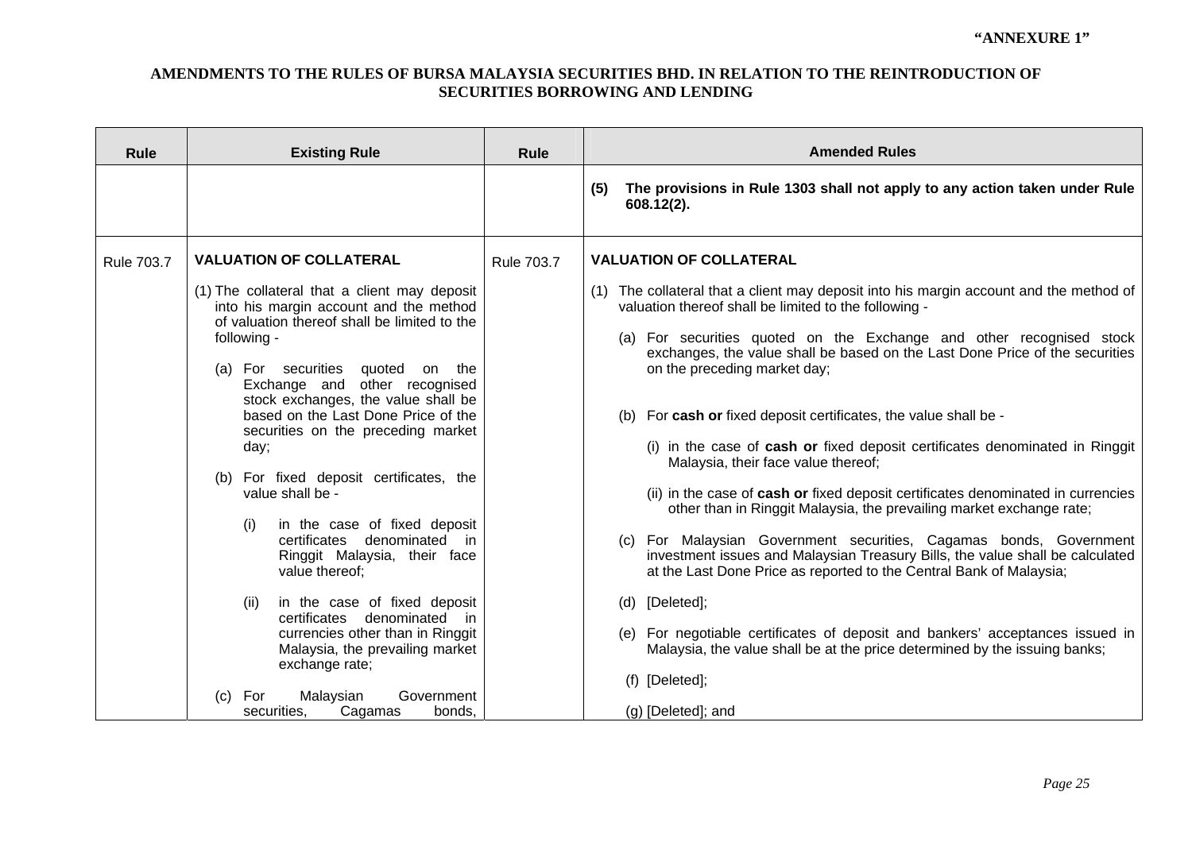"ANNEXURE 1"

**AMENDMENTS TO THE RULES OF BURSA MALAYSIA SECURITIES BHD. IN RELATION TO THE REINTRODUCTION OF SECURITIES BORROWING AND LENDING**

| Rule | Existing Rule | Rule | Amended Rules |
|---|---|---|---|
| | | | **(5) The provisions in Rule 1303 shall not apply to any action taken under Rule 608.12(2).** |
| Rule 703.7 | **VALUATION OF COLLATERAL**<br><br>(1) The collateral that a client may deposit into his margin account and the method of valuation thereof shall be limited to the following -<br><br>(a) For securities quoted on the Exchange and other recognised stock exchanges, the value shall be based on the Last Done Price of the securities on the preceding market day;<br><br>(b) For fixed deposit certificates, the value shall be -<br><br>(i) in the case of fixed deposit certificates denominated in Ringgit Malaysia, their face value thereof;<br><br>(ii) in the case of fixed deposit certificates denominated in currencies other than in Ringgit Malaysia, the prevailing market exchange rate;<br><br>(c) For Malaysian Government securities, Cagamas bonds, | Rule 703.7 | **VALUATION OF COLLATERAL**<br><br>(1) The collateral that a client may deposit into his margin account and the method of valuation thereof shall be limited to the following -<br><br>(a) For securities quoted on the Exchange and other recognised stock exchanges, the value shall be based on the Last Done Price of the securities on the preceding market day;<br><br>(b) For **cash or** fixed deposit certificates, the value shall be -<br><br>(i) in the case of **cash or** fixed deposit certificates denominated in Ringgit Malaysia, their face value thereof;<br><br>(ii) in the case of **cash or** fixed deposit certificates denominated in currencies other than in Ringgit Malaysia, the prevailing market exchange rate;<br><br>(c) For Malaysian Government securities, Cagamas bonds, Government investment issues and Malaysian Treasury Bills, the value shall be calculated at the Last Done Price as reported to the Central Bank of Malaysia;<br><br>(d) [Deleted];<br><br>(e) For negotiable certificates of deposit and bankers' acceptances issued in Malaysia, the value shall be at the price determined by the issuing banks;<br><br>(f) [Deleted];<br><br>(g) [Deleted]; and |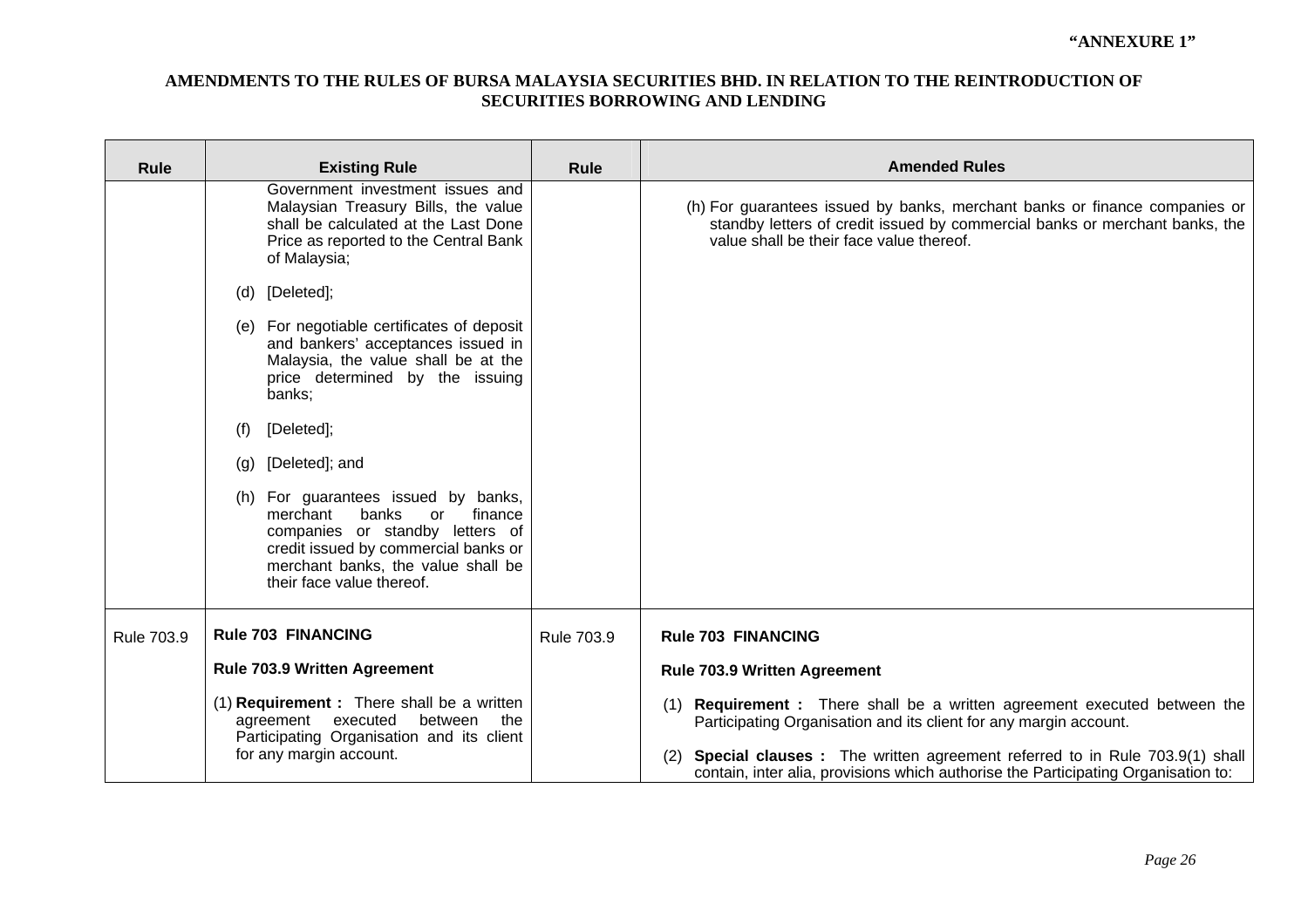"ANNEXURE 1"

**AMENDMENTS TO THE RULES OF BURSA MALAYSIA SECURITIES BHD. IN RELATION TO THE REINTRODUCTION OF SECURITIES BORROWING AND LENDING**

| Rule | Existing Rule | Rule | Amended Rules |
|---|---|---|---|
| | Government investment issues and Malaysian Treasury Bills, the value shall be calculated at the Last Done Price as reported to the Central Bank of Malaysia;<br><br>(d) [Deleted];<br><br>(e) For negotiable certificates of deposit and bankers' acceptances issued in Malaysia, the value shall be at the price determined by the issuing banks;<br><br>(f) [Deleted];<br><br>(g) [Deleted]; and<br><br>(h) For guarantees issued by banks, merchant banks or finance companies or standby letters of credit issued by commercial banks or merchant banks, the value shall be their face value thereof. | | (h) For guarantees issued by banks, merchant banks or finance companies or standby letters of credit issued by commercial banks or merchant banks, the value shall be their face value thereof. |
| Rule 703.9 | **Rule 703 FINANCING**<br><br>**Rule 703.9 Written Agreement**<br><br>(1) **Requirement :** There shall be a written agreement executed between the Participating Organisation and its client for any margin account. | Rule 703.9 | **Rule 703 FINANCING**<br><br>**Rule 703.9 Written Agreement**<br><br>(1) **Requirement :** There shall be a written agreement executed between the Participating Organisation and its client for any margin account.<br><br>(2) **Special clauses :** The written agreement referred to in Rule 703.9(1) shall contain, inter alia, provisions which authorise the Participating Organisation to: |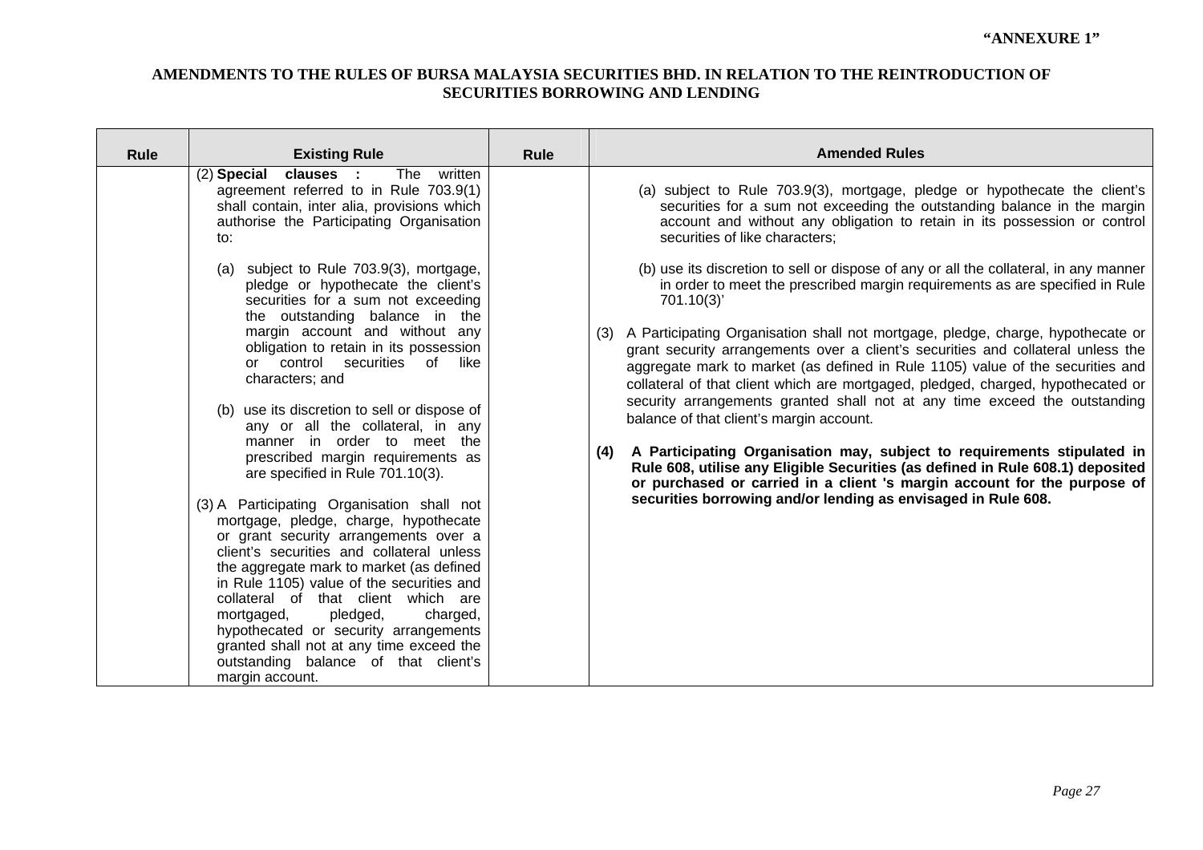"ANNEXURE 1"

**AMENDMENTS TO THE RULES OF BURSA MALAYSIA SECURITIES BHD. IN RELATION TO THE REINTRODUCTION OF SECURITIES BORROWING AND LENDING**

| Rule | Existing Rule | Rule | Amended Rules |
|---|---|---|---|
| | (2) **Special clauses :** The written agreement referred to in Rule 703.9(1) shall contain, inter alia, provisions which authorise the Participating Organisation to:<br><br>(a) subject to Rule 703.9(3), mortgage, pledge or hypothecate the client's securities for a sum not exceeding the outstanding balance in the margin account and without any obligation to retain in its possession or control securities of like characters; and<br><br>(b) use its discretion to sell or dispose of any or all the collateral, in any manner in order to meet the prescribed margin requirements as are specified in Rule 701.10(3).<br><br>(3) A Participating Organisation shall not mortgage, pledge, charge, hypothecate or grant security arrangements over a client's securities and collateral unless the aggregate mark to market (as defined in Rule 1105) value of the securities and collateral of that client which are mortgaged, pledged, charged, hypothecated or security arrangements granted shall not at any time exceed the outstanding balance of that client's margin account. | | (a) subject to Rule 703.9(3), mortgage, pledge or hypothecate the client's securities for a sum not exceeding the outstanding balance in the margin account and without any obligation to retain in its possession or control securities of like characters;<br><br>(b) use its discretion to sell or dispose of any or all the collateral, in any manner in order to meet the prescribed margin requirements as are specified in Rule 701.10(3)'<br><br>(3) A Participating Organisation shall not mortgage, pledge, charge, hypothecate or grant security arrangements over a client's securities and collateral unless the aggregate mark to market (as defined in Rule 1105) value of the securities and collateral of that client which are mortgaged, pledged, charged, hypothecated or security arrangements granted shall not at any time exceed the outstanding balance of that client's margin account.<br><br>**(4) A Participating Organisation may, subject to requirements stipulated in Rule 608, utilise any Eligible Securities (as defined in Rule 608.1) deposited or purchased or carried in a client 's margin account for the purpose of securities borrowing and/or lending as envisaged in Rule 608.** |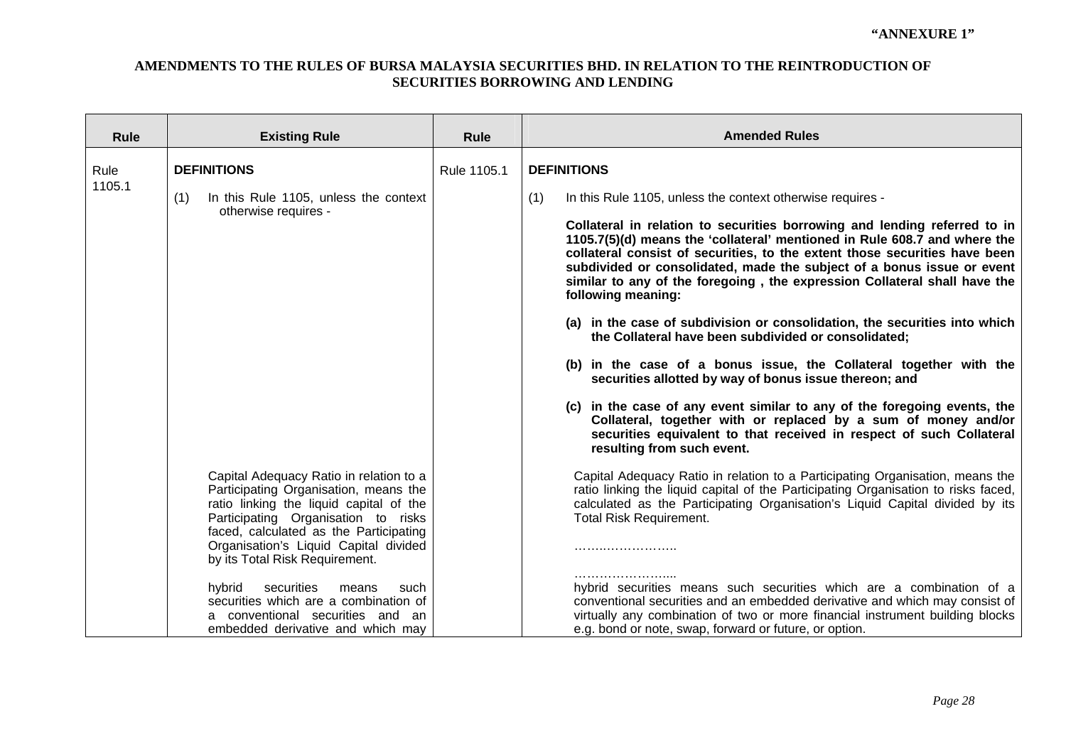"ANNEXURE 1"

**AMENDMENTS TO THE RULES OF BURSA MALAYSIA SECURITIES BHD. IN RELATION TO THE REINTRODUCTION OF SECURITIES BORROWING AND LENDING**

| Rule | Existing Rule | Rule | Amended Rules |
|---|---|---|---|
| Rule 1105.1 | **DEFINITIONS**<br><br>(1) In this Rule 1105, unless the context otherwise requires -<br><br>Capital Adequacy Ratio in relation to a Participating Organisation, means the ratio linking the liquid capital of the Participating Organisation to risks faced, calculated as the Participating Organisation's Liquid Capital divided by its Total Risk Requirement.<br><br>hybrid securities means such securities which are a combination of a conventional securities and an embedded derivative and which may | Rule 1105.1 | **DEFINITIONS**<br><br>(1) In this Rule 1105, unless the context otherwise requires -<br><br>**Collateral in relation to securities borrowing and lending referred to in 1105.7(5)(d) means the 'collateral' mentioned in Rule 608.7 and where the collateral consist of securities, to the extent those securities have been subdivided or consolidated, made the subject of a bonus issue or event similar to any of the foregoing , the expression Collateral shall have the following meaning:**<br><br>**(a) in the case of subdivision or consolidation, the securities into which the Collateral have been subdivided or consolidated;**<br><br>**(b) in the case of a bonus issue, the Collateral together with the securities allotted by way of bonus issue thereon; and**<br><br>**(c) in the case of any event similar to any of the foregoing events, the Collateral, together with or replaced by a sum of money and/or securities equivalent to that received in respect of such Collateral resulting from such event.**<br><br>Capital Adequacy Ratio in relation to a Participating Organisation, means the ratio linking the liquid capital of the Participating Organisation to risks faced, calculated as the Participating Organisation's Liquid Capital divided by its Total Risk Requirement.<br><br>……..……………..<br><br>…………………....<br>hybrid securities means such securities which are a combination of a conventional securities and an embedded derivative and which may consist of virtually any combination of two or more financial instrument building blocks e.g. bond or note, swap, forward or future, or option. |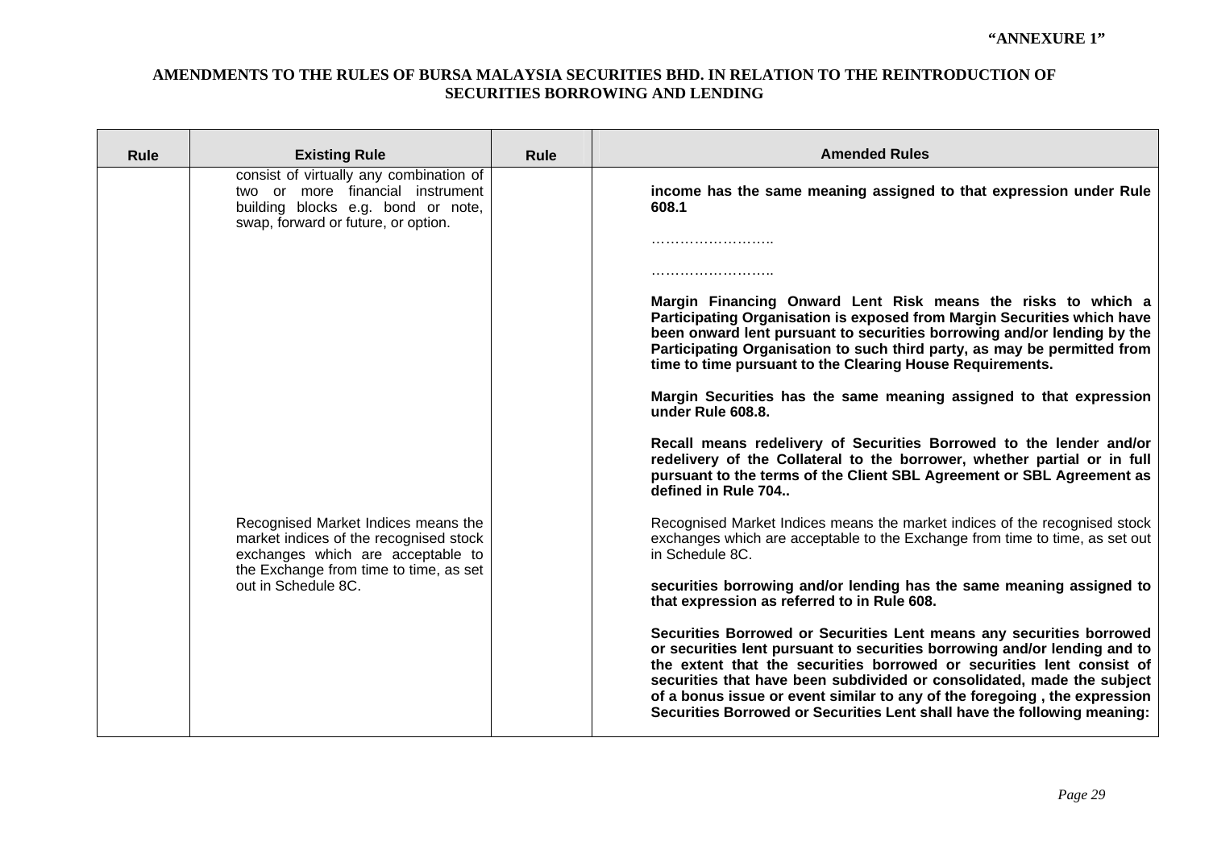"ANNEXURE 1"

**AMENDMENTS TO THE RULES OF BURSA MALAYSIA SECURITIES BHD. IN RELATION TO THE REINTRODUCTION OF SECURITIES BORROWING AND LENDING**

| Rule | Existing Rule | Rule | Amended Rules |
|---|---|---|---|
| | consist of virtually any combination of two or more financial instrument building blocks e.g. bond or note, swap, forward or future, or option. | | **income has the same meaning assigned to that expression under Rule 608.1**<br><br>……………………..<br><br>……………………..<br><br>**Margin Financing Onward Lent Risk means the risks to which a Participating Organisation is exposed from Margin Securities which have been onward lent pursuant to securities borrowing and/or lending by the Participating Organisation to such third party, as may be permitted from time to time pursuant to the Clearing House Requirements.**<br><br>**Margin Securities has the same meaning assigned to that expression under Rule 608.8.**<br><br>**Recall means redelivery of Securities Borrowed to the lender and/or redelivery of the Collateral to the borrower, whether partial or in full pursuant to the terms of the Client SBL Agreement or SBL Agreement as defined in Rule 704..** |
| | Recognised Market Indices means the market indices of the recognised stock exchanges which are acceptable to the Exchange from time to time, as set out in Schedule 8C. | | Recognised Market Indices means the market indices of the recognised stock exchanges which are acceptable to the Exchange from time to time, as set out in Schedule 8C.<br><br>**securities borrowing and/or lending has the same meaning assigned to that expression as referred to in Rule 608.**<br><br>**Securities Borrowed or Securities Lent means any securities borrowed or securities lent pursuant to securities borrowing and/or lending and to the extent that the securities borrowed or securities lent consist of securities that have been subdivided or consolidated, made the subject of a bonus issue or event similar to any of the foregoing , the expression Securities Borrowed or Securities Lent shall have the following meaning:** |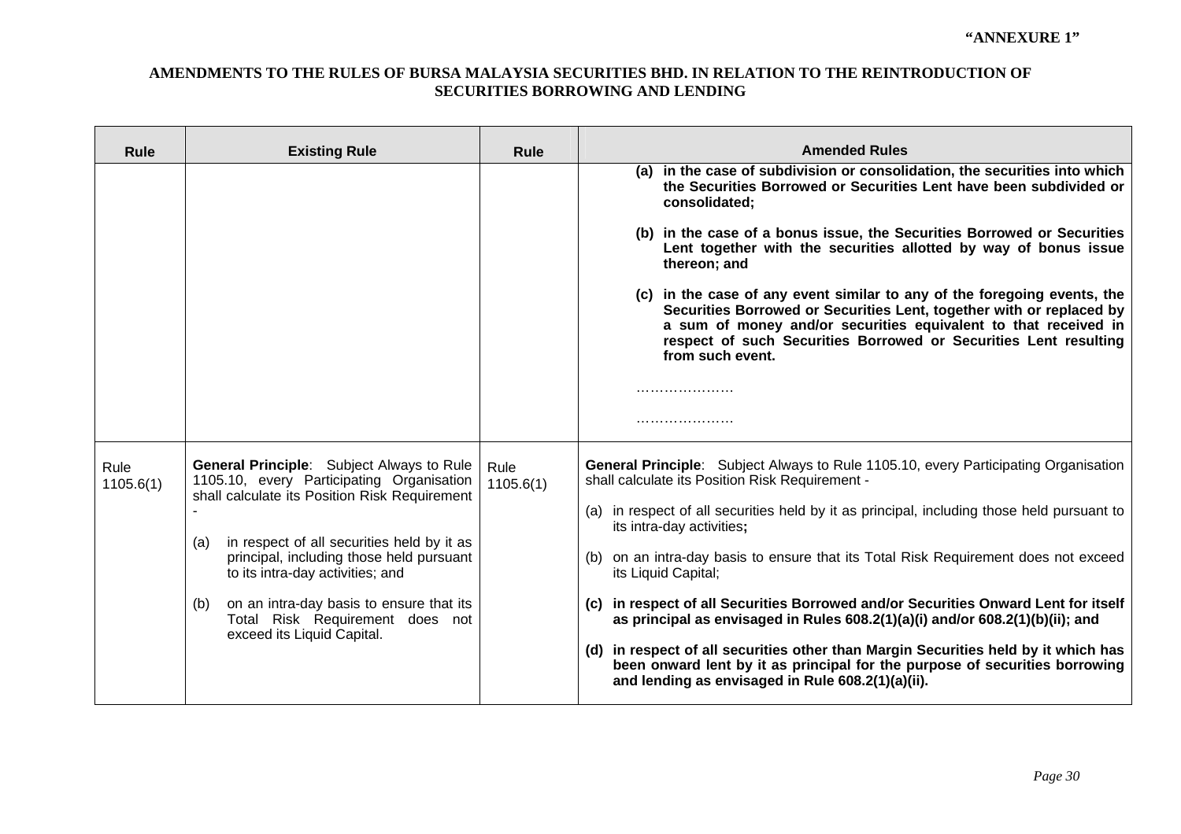**"ANNEXURE 1"**

**AMENDMENTS TO THE RULES OF BURSA MALAYSIA SECURITIES BHD. IN RELATION TO THE REINTRODUCTION OF SECURITIES BORROWING AND LENDING**

| Rule | Existing Rule | Rule | Amended Rules |
|---|---|---|---|
| | | | **(a) in the case of subdivision or consolidation, the securities into which the Securities Borrowed or Securities Lent have been subdivided or consolidated;**<br><br>**(b) in the case of a bonus issue, the Securities Borrowed or Securities Lent together with the securities allotted by way of bonus issue thereon; and**<br><br>**(c) in the case of any event similar to any of the foregoing events, the Securities Borrowed or Securities Lent, together with or replaced by a sum of money and/or securities equivalent to that received in respect of such Securities Borrowed or Securities Lent resulting from such event.**<br><br>…………………<br><br>………………… |
| Rule 1105.6(1) | **General Principle**: Subject Always to Rule 1105.10, every Participating Organisation shall calculate its Position Risk Requirement -<br><br>(a) in respect of all securities held by it as principal, including those held pursuant to its intra-day activities; and<br><br>(b) on an intra-day basis to ensure that its Total Risk Requirement does not exceed its Liquid Capital. | Rule 1105.6(1) | **General Principle**: Subject Always to Rule 1105.10, every Participating Organisation shall calculate its Position Risk Requirement -<br><br>(a) in respect of all securities held by it as principal, including those held pursuant to its intra-day activities**;**<br><br>(b) on an intra-day basis to ensure that its Total Risk Requirement does not exceed its Liquid Capital;<br><br>**(c) in respect of all Securities Borrowed and/or Securities Onward Lent for itself as principal as envisaged in Rules 608.2(1)(a)(i) and/or 608.2(1)(b)(ii); and**<br><br>**(d) in respect of all securities other than Margin Securities held by it which has been onward lent by it as principal for the purpose of securities borrowing and lending as envisaged in Rule 608.2(1)(a)(ii).** |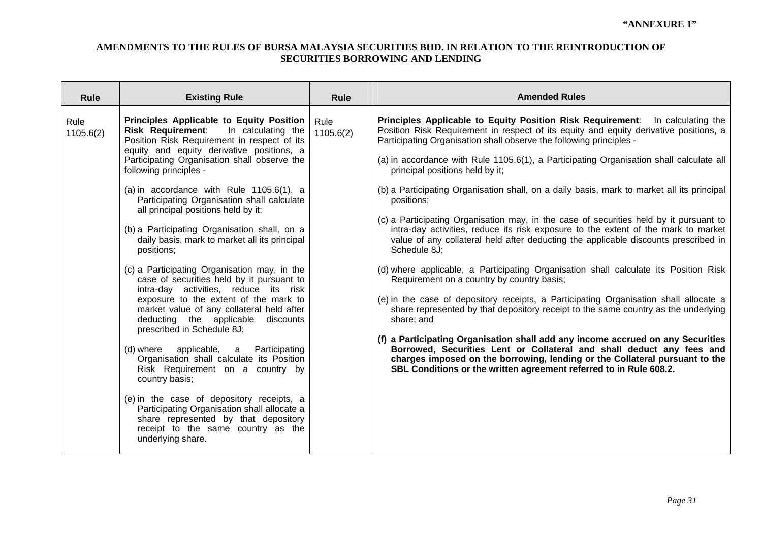"ANNEXURE 1"

# AMENDMENTS TO THE RULES OF BURSA MALAYSIA SECURITIES BHD. IN RELATION TO THE REINTRODUCTION OF SECURITIES BORROWING AND LENDING

| Rule | Existing Rule | Rule | Amended Rules |
|---|---|---|---|
| Rule 1105.6(2) | **Principles Applicable to Equity Position Risk Requirement**: In calculating the Position Risk Requirement in respect of its equity and equity derivative positions, a Participating Organisation shall observe the following principles -<br><br>(a) in accordance with Rule 1105.6(1), a Participating Organisation shall calculate all principal positions held by it;<br><br>(b) a Participating Organisation shall, on a daily basis, mark to market all its principal positions;<br><br>(c) a Participating Organisation may, in the case of securities held by it pursuant to intra-day activities, reduce its risk exposure to the extent of the mark to market value of any collateral held after deducting the applicable discounts prescribed in Schedule 8J;<br><br>(d) where applicable, a Participating Organisation shall calculate its Position Risk Requirement on a country by country basis;<br><br>(e) in the case of depository receipts, a Participating Organisation shall allocate a share represented by that depository receipt to the same country as the underlying share. | Rule 1105.6(2) | **Principles Applicable to Equity Position Risk Requirement**: In calculating the Position Risk Requirement in respect of its equity and equity derivative positions, a Participating Organisation shall observe the following principles -<br><br>(a) in accordance with Rule 1105.6(1), a Participating Organisation shall calculate all principal positions held by it;<br><br>(b) a Participating Organisation shall, on a daily basis, mark to market all its principal positions;<br><br>(c) a Participating Organisation may, in the case of securities held by it pursuant to intra-day activities, reduce its risk exposure to the extent of the mark to market value of any collateral held after deducting the applicable discounts prescribed in Schedule 8J;<br><br>(d) where applicable, a Participating Organisation shall calculate its Position Risk Requirement on a country by country basis;<br><br>(e) in the case of depository receipts, a Participating Organisation shall allocate a share represented by that depository receipt to the same country as the underlying share; and<br><br>**(f) a Participating Organisation shall add any income accrued on any Securities Borrowed, Securities Lent or Collateral and shall deduct any fees and charges imposed on the borrowing, lending or the Collateral pursuant to the SBL Conditions or the written agreement referred to in Rule 608.2.** |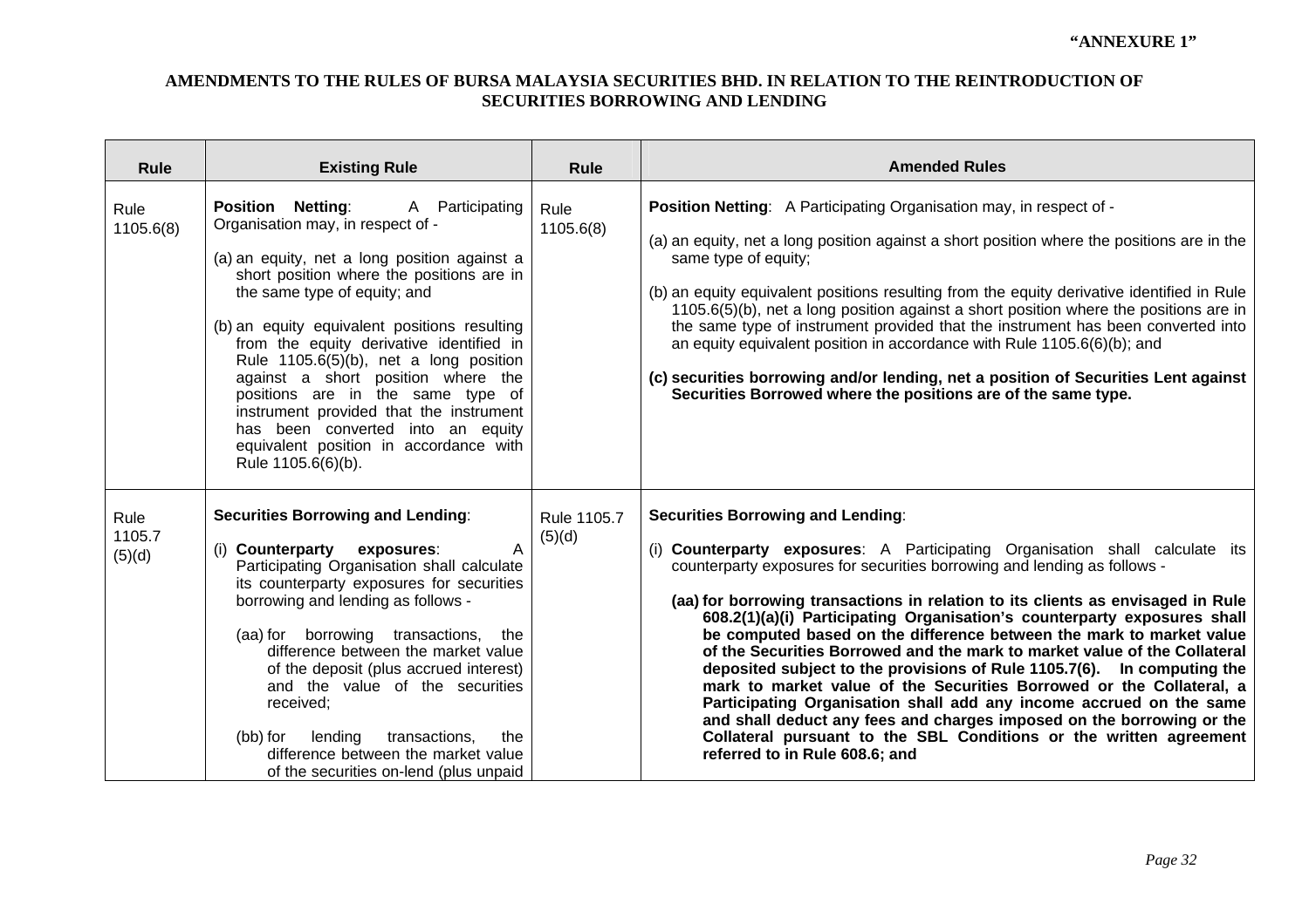**"ANNEXURE 1"**

**AMENDMENTS TO THE RULES OF BURSA MALAYSIA SECURITIES BHD. IN RELATION TO THE REINTRODUCTION OF SECURITIES BORROWING AND LENDING**

| Rule | Existing Rule | Rule | Amended Rules |
|---|---|---|---|
| Rule 1105.6(8) | **Position Netting**: A Participating Organisation may, in respect of -<br><br>(a) an equity, net a long position against a short position where the positions are in the same type of equity; and<br><br>(b) an equity equivalent positions resulting from the equity derivative identified in Rule 1105.6(5)(b), net a long position against a short position where the positions are in the same type of instrument provided that the instrument has been converted into an equity equivalent position in accordance with Rule 1105.6(6)(b). | Rule 1105.6(8) | **Position Netting**: A Participating Organisation may, in respect of -<br><br>(a) an equity, net a long position against a short position where the positions are in the same type of equity;<br><br>(b) an equity equivalent positions resulting from the equity derivative identified in Rule 1105.6(5)(b), net a long position against a short position where the positions are in the same type of instrument provided that the instrument has been converted into an equity equivalent position in accordance with Rule 1105.6(6)(b); and<br><br>**(c) securities borrowing and/or lending, net a position of Securities Lent against Securities Borrowed where the positions are of the same type.** |
| Rule 1105.7 (5)(d) | **Securities Borrowing and Lending**:<br><br>(i) **Counterparty exposures**: A Participating Organisation shall calculate its counterparty exposures for securities borrowing and lending as follows -<br><br>(aa) for borrowing transactions, the difference between the market value of the deposit (plus accrued interest) and the value of the securities received;<br><br>(bb) for lending transactions, the difference between the market value of the securities on-lend (plus unpaid | Rule 1105.7 (5)(d) | **Securities Borrowing and Lending**:<br><br>(i) **Counterparty exposures**: A Participating Organisation shall calculate its counterparty exposures for securities borrowing and lending as follows -<br><br>**(aa) for borrowing transactions in relation to its clients as envisaged in Rule 608.2(1)(a)(i) Participating Organisation's counterparty exposures shall be computed based on the difference between the mark to market value of the Securities Borrowed and the mark to market value of the Collateral deposited subject to the provisions of Rule 1105.7(6). In computing the mark to market value of the Securities Borrowed or the Collateral, a Participating Organisation shall add any income accrued on the same and shall deduct any fees and charges imposed on the borrowing or the Collateral pursuant to the SBL Conditions or the written agreement referred to in Rule 608.6; and** |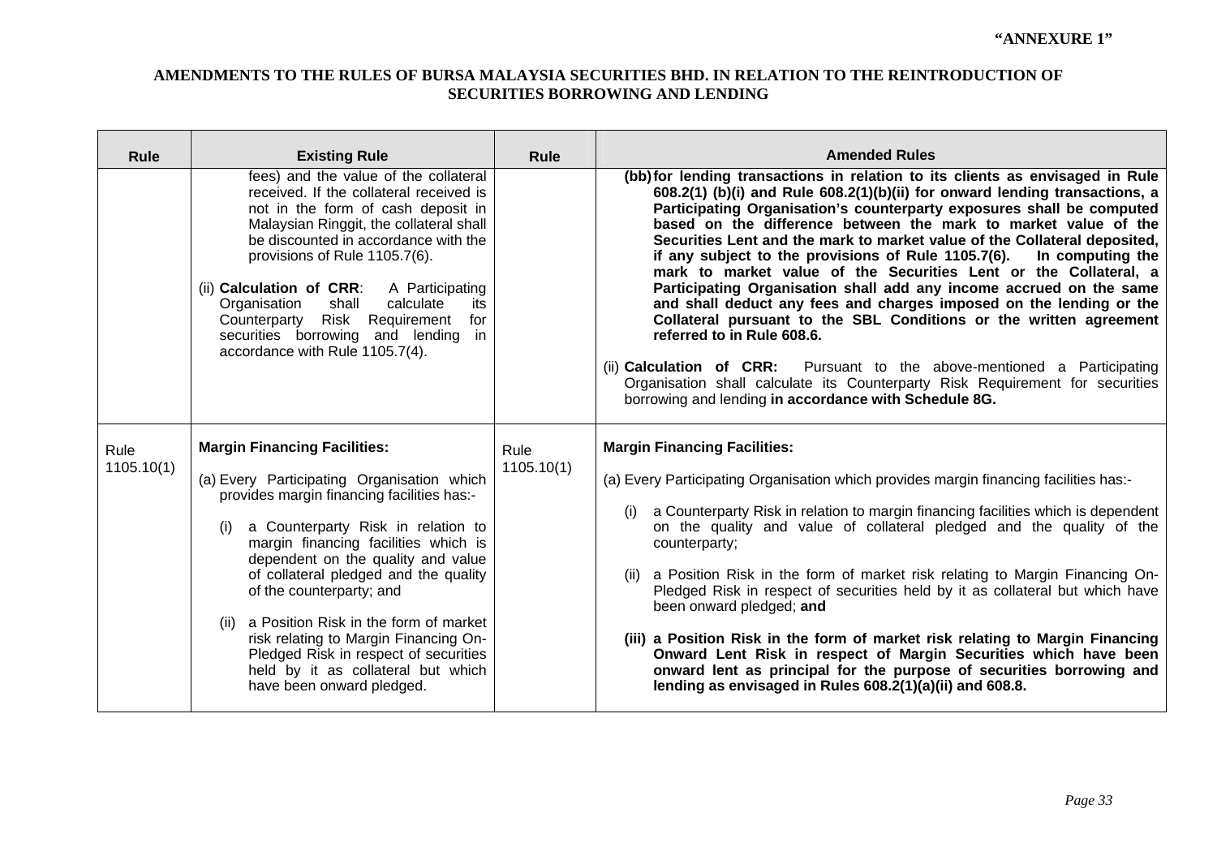"ANNEXURE 1"

**AMENDMENTS TO THE RULES OF BURSA MALAYSIA SECURITIES BHD. IN RELATION TO THE REINTRODUCTION OF SECURITIES BORROWING AND LENDING**

| Rule | Existing Rule | Rule | Amended Rules |
|---|---|---|---|
| | fees) and the value of the collateral received. If the collateral received is not in the form of cash deposit in Malaysian Ringgit, the collateral shall be discounted in accordance with the provisions of Rule 1105.7(6).<br><br>(ii) **Calculation of CRR**: A Participating Organisation shall calculate its Counterparty Risk Requirement for securities borrowing and lending in accordance with Rule 1105.7(4). | | **(bb) for lending transactions in relation to its clients as envisaged in Rule 608.2(1) (b)(i) and Rule 608.2(1)(b)(ii) for onward lending transactions, a Participating Organisation's counterparty exposures shall be computed based on the difference between the mark to market value of the Securities Lent and the mark to market value of the Collateral deposited, if any subject to the provisions of Rule 1105.7(6). In computing the mark to market value of the Securities Lent or the Collateral, a Participating Organisation shall add any income accrued on the same and shall deduct any fees and charges imposed on the lending or the Collateral pursuant to the SBL Conditions or the written agreement referred to in Rule 608.6.**<br><br>(ii) **Calculation of CRR:** Pursuant to the above-mentioned a Participating Organisation shall calculate its Counterparty Risk Requirement for securities borrowing and lending **in accordance with Schedule 8G.** |
| Rule 1105.10(1) | **Margin Financing Facilities:**<br><br>(a) Every Participating Organisation which provides margin financing facilities has:-<br><br>(i) a Counterparty Risk in relation to margin financing facilities which is dependent on the quality and value of collateral pledged and the quality of the counterparty; and<br><br>(ii) a Position Risk in the form of market risk relating to Margin Financing On-Pledged Risk in respect of securities held by it as collateral but which have been onward pledged. | Rule 1105.10(1) | **Margin Financing Facilities:**<br><br>(a) Every Participating Organisation which provides margin financing facilities has:-<br><br>(i) a Counterparty Risk in relation to margin financing facilities which is dependent on the quality and value of collateral pledged and the quality of the counterparty;<br><br>(ii) a Position Risk in the form of market risk relating to Margin Financing On-Pledged Risk in respect of securities held by it as collateral but which have been onward pledged; **and**<br><br>**(iii) a Position Risk in the form of market risk relating to Margin Financing Onward Lent Risk in respect of Margin Securities which have been onward lent as principal for the purpose of securities borrowing and lending as envisaged in Rules 608.2(1)(a)(ii) and 608.8.** |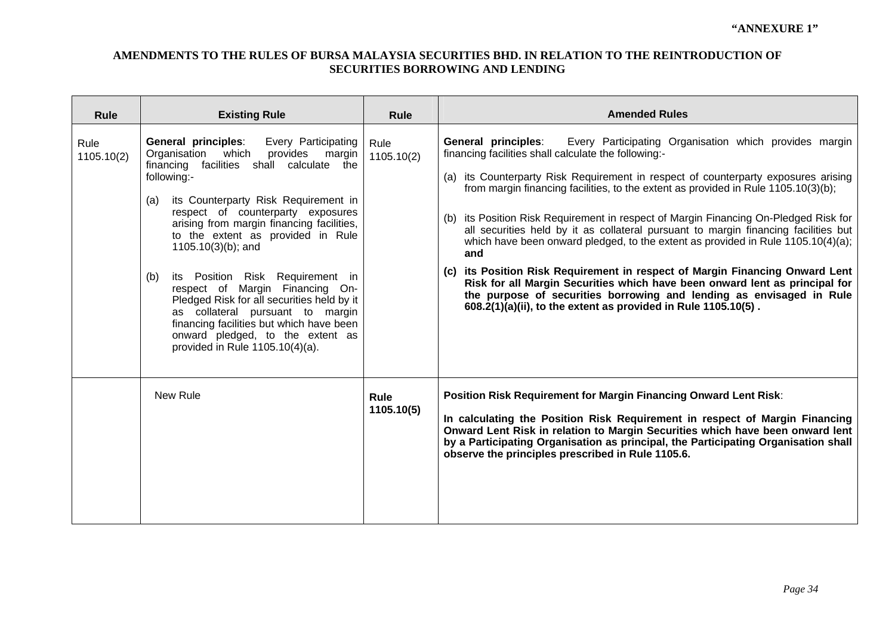**"ANNEXURE 1"**

**AMENDMENTS TO THE RULES OF BURSA MALAYSIA SECURITIES BHD. IN RELATION TO THE REINTRODUCTION OF SECURITIES BORROWING AND LENDING**

| Rule | Existing Rule | Rule | Amended Rules |
|---|---|---|---|
| Rule 1105.10(2) | **General principles**: Every Participating Organisation which provides margin financing facilities shall calculate the following:-<br><br>(a) its Counterparty Risk Requirement in respect of counterparty exposures arising from margin financing facilities, to the extent as provided in Rule 1105.10(3)(b); and<br><br>(b) its Position Risk Requirement in respect of Margin Financing On-Pledged Risk for all securities held by it as collateral pursuant to margin financing facilities but which have been onward pledged, to the extent as provided in Rule 1105.10(4)(a). | Rule 1105.10(2) | **General principles**: Every Participating Organisation which provides margin financing facilities shall calculate the following:-<br><br>(a) its Counterparty Risk Requirement in respect of counterparty exposures arising from margin financing facilities, to the extent as provided in Rule 1105.10(3)(b);<br><br>(b) its Position Risk Requirement in respect of Margin Financing On-Pledged Risk for all securities held by it as collateral pursuant to margin financing facilities but which have been onward pledged, to the extent as provided in Rule 1105.10(4)(a); **and**<br><br>**(c) its Position Risk Requirement in respect of Margin Financing Onward Lent Risk for all Margin Securities which have been onward lent as principal for the purpose of securities borrowing and lending as envisaged in Rule 608.2(1)(a)(ii), to the extent as provided in Rule 1105.10(5) .** |
| | New Rule | **Rule 1105.10(5)** | **Position Risk Requirement for Margin Financing Onward Lent Risk**:<br><br>**In calculating the Position Risk Requirement in respect of Margin Financing Onward Lent Risk in relation to Margin Securities which have been onward lent by a Participating Organisation as principal, the Participating Organisation shall observe the principles prescribed in Rule 1105.6.** |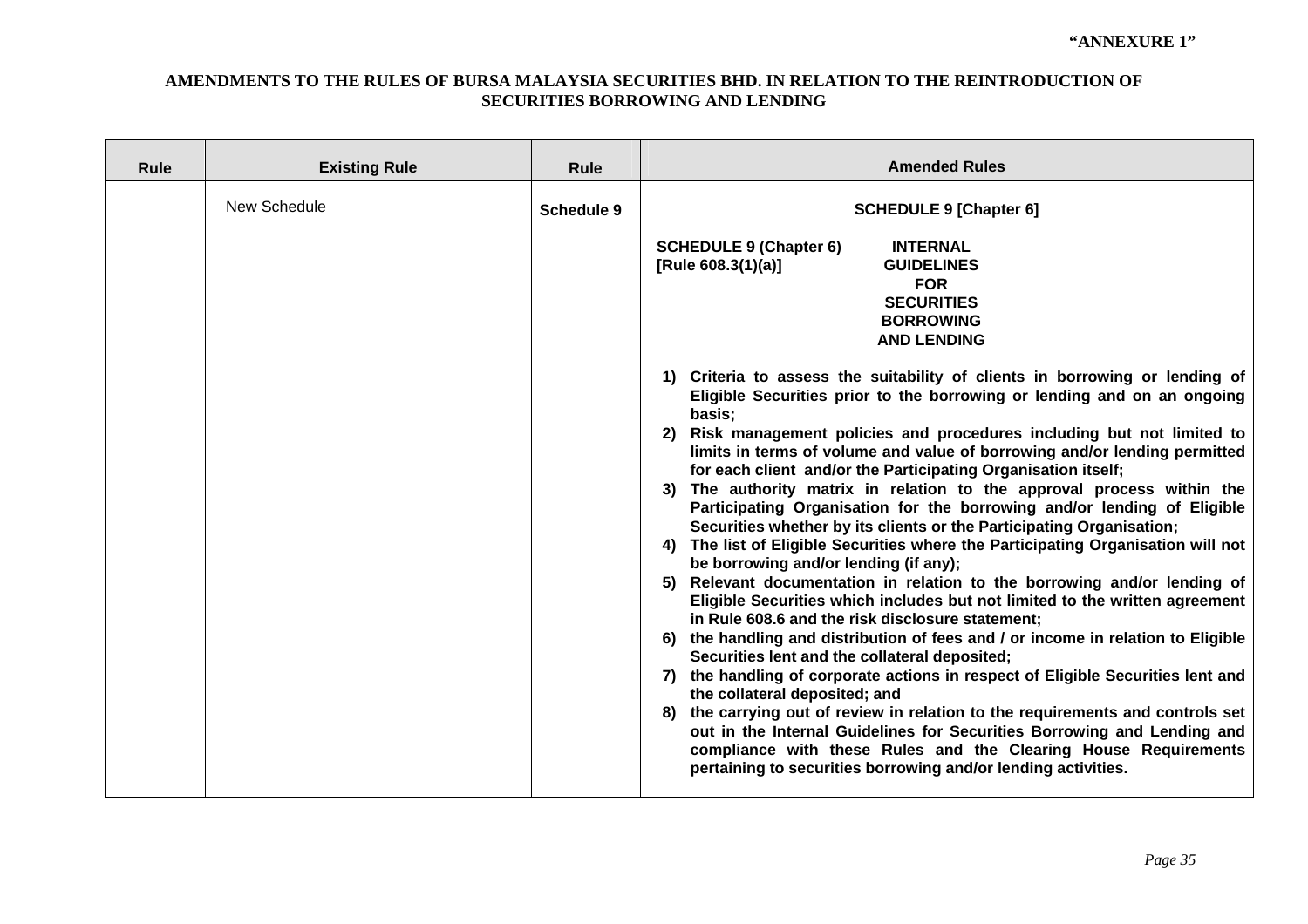"ANNEXURE 1"

**AMENDMENTS TO THE RULES OF BURSA MALAYSIA SECURITIES BHD. IN RELATION TO THE REINTRODUCTION OF SECURITIES BORROWING AND LENDING**

| Rule | Existing Rule | Rule | Amended Rules |
|---|---|---|---|
| | New Schedule | **Schedule 9** | **SCHEDULE 9 [Chapter 6]**<br><br>**SCHEDULE 9 (Chapter 6) [Rule 608.3(1)(a)] INTERNAL GUIDELINES FOR SECURITIES BORROWING AND LENDING**<br><br>**1) Criteria to assess the suitability of clients in borrowing or lending of Eligible Securities prior to the borrowing or lending and on an ongoing basis;**<br>**2) Risk management policies and procedures including but not limited to limits in terms of volume and value of borrowing and/or lending permitted for each client and/or the Participating Organisation itself;**<br>**3) The authority matrix in relation to the approval process within the Participating Organisation for the borrowing and/or lending of Eligible Securities whether by its clients or the Participating Organisation;**<br>**4) The list of Eligible Securities where the Participating Organisation will not be borrowing and/or lending (if any);**<br>**5) Relevant documentation in relation to the borrowing and/or lending of Eligible Securities which includes but not limited to the written agreement in Rule 608.6 and the risk disclosure statement;**<br>**6) the handling and distribution of fees and / or income in relation to Eligible Securities lent and the collateral deposited;**<br>**7) the handling of corporate actions in respect of Eligible Securities lent and the collateral deposited; and**<br>**8) the carrying out of review in relation to the requirements and controls set out in the Internal Guidelines for Securities Borrowing and Lending and compliance with these Rules and the Clearing House Requirements pertaining to securities borrowing and/or lending activities.** |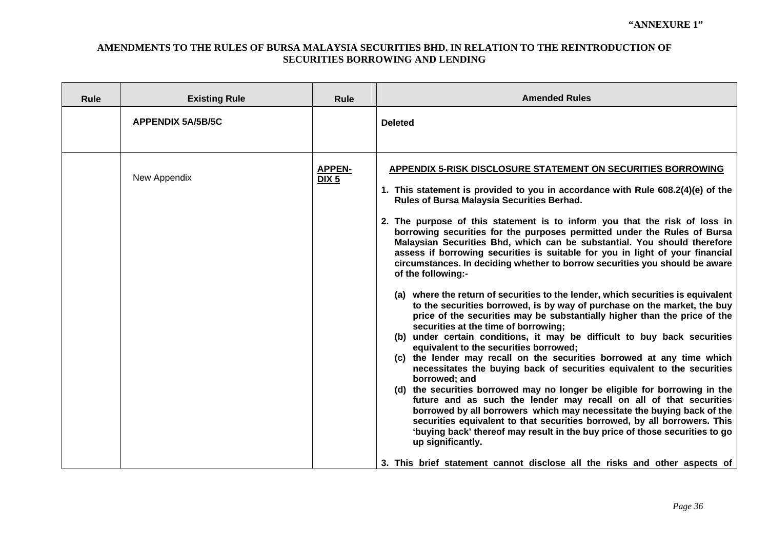"ANNEXURE 1"

**AMENDMENTS TO THE RULES OF BURSA MALAYSIA SECURITIES BHD. IN RELATION TO THE REINTRODUCTION OF SECURITIES BORROWING AND LENDING**

| Rule | Existing Rule | Rule | Amended Rules |
|---|---|---|---|
| | **APPENDIX 5A/5B/5C** | | **Deleted** |
| | New Appendix | **APPEN-DIX 5** | **APPENDIX 5-RISK DISCLOSURE STATEMENT ON SECURITIES BORROWING**<br><br>**1. This statement is provided to you in accordance with Rule 608.2(4)(e) of the Rules of Bursa Malaysia Securities Berhad.**<br><br>**2. The purpose of this statement is to inform you that the risk of loss in borrowing securities for the purposes permitted under the Rules of Bursa Malaysian Securities Bhd, which can be substantial. You should therefore assess if borrowing securities is suitable for you in light of your financial circumstances. In deciding whether to borrow securities you should be aware of the following:-**<br><br>**(a) where the return of securities to the lender, which securities is equivalent to the securities borrowed, is by way of purchase on the market, the buy price of the securities may be substantially higher than the price of the securities at the time of borrowing;**<br>**(b) under certain conditions, it may be difficult to buy back securities equivalent to the securities borrowed;**<br>**(c) the lender may recall on the securities borrowed at any time which necessitates the buying back of securities equivalent to the securities borrowed; and**<br>**(d) the securities borrowed may no longer be eligible for borrowing in the future and as such the lender may recall on all of that securities borrowed by all borrowers which may necessitate the buying back of the securities equivalent to that securities borrowed, by all borrowers. This 'buying back' thereof may result in the buy price of those securities to go up significantly.**<br><br>**3. This brief statement cannot disclose all the risks and other aspects of** |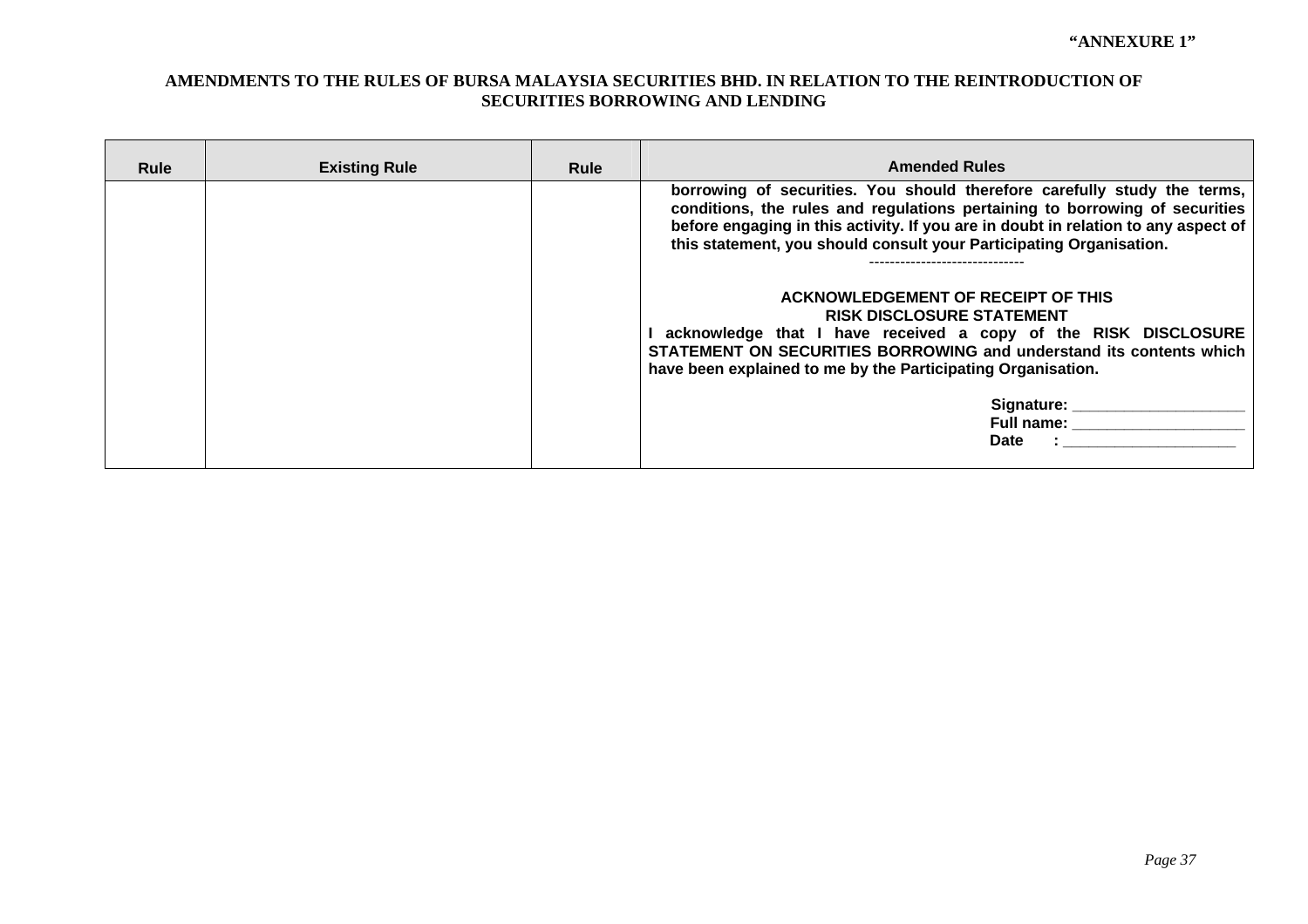"ANNEXURE 1"

**AMENDMENTS TO THE RULES OF BURSA MALAYSIA SECURITIES BHD. IN RELATION TO THE REINTRODUCTION OF SECURITIES BORROWING AND LENDING**

| Rule | Existing Rule | Rule | Amended Rules |
|---|---|---|---|
| | | | **borrowing of securities. You should therefore carefully study the terms, conditions, the rules and regulations pertaining to borrowing of securities before engaging in this activity. If you are in doubt in relation to any aspect of this statement, you should consult your Participating Organisation.**<br>------------------------------<br><br>**ACKNOWLEDGEMENT OF RECEIPT OF THIS RISK DISCLOSURE STATEMENT**<br>**I acknowledge that I have received a copy of the RISK DISCLOSURE STATEMENT ON SECURITIES BORROWING and understand its contents which have been explained to me by the Participating Organisation.**<br><br>**Signature: ____________________**<br>**Full name: ____________________**<br>**Date : ____________________** |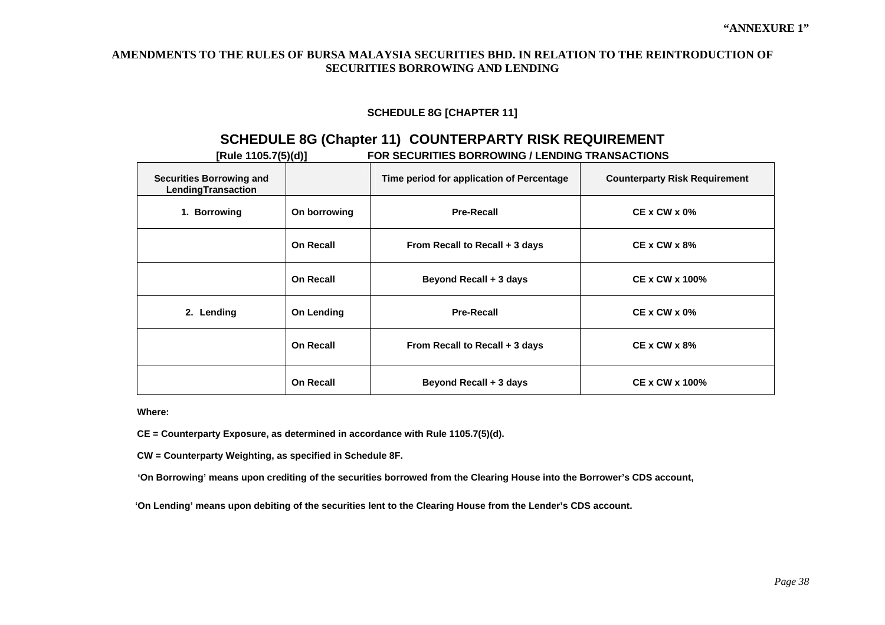**"ANNEXURE 1"**

**AMENDMENTS TO THE RULES OF BURSA MALAYSIA SECURITIES BHD. IN RELATION TO THE REINTRODUCTION OF SECURITIES BORROWING AND LENDING**

**SCHEDULE 8G [CHAPTER 11]**

## SCHEDULE 8G (Chapter 11) COUNTERPARTY RISK REQUIREMENT

**[Rule 1105.7(5)(d)] FOR SECURITIES BORROWING / LENDING TRANSACTIONS**

| Securities Borrowing and LendingTransaction | | Time period for application of Percentage | Counterparty Risk Requirement |
|---|---|---|---|
| 1. Borrowing | On borrowing | Pre-Recall | CE x CW x 0% |
| | On Recall | From Recall to Recall + 3 days | CE x CW x 8% |
| | On Recall | Beyond Recall + 3 days | CE x CW x 100% |
| 2. Lending | On Lending | Pre-Recall | CE x CW x 0% |
| | On Recall | From Recall to Recall + 3 days | CE x CW x 8% |
| | On Recall | Beyond Recall + 3 days | CE x CW x 100% |

**Where:**

**CE = Counterparty Exposure, as determined in accordance with Rule 1105.7(5)(d).**

**CW = Counterparty Weighting, as specified in Schedule 8F.**

**'On Borrowing' means upon crediting of the securities borrowed from the Clearing House into the Borrower's CDS account,**

**'On Lending' means upon debiting of the securities lent to the Clearing House from the Lender's CDS account.**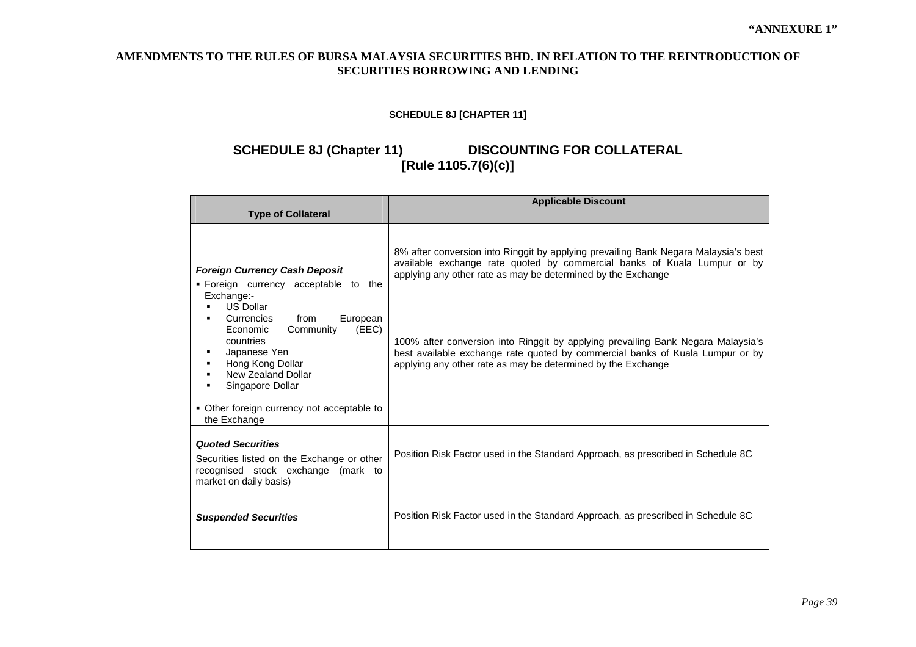**"ANNEXURE 1"**

**AMENDMENTS TO THE RULES OF BURSA MALAYSIA SECURITIES BHD. IN RELATION TO THE REINTRODUCTION OF SECURITIES BORROWING AND LENDING**

**SCHEDULE 8J [CHAPTER 11]**

## SCHEDULE 8J (Chapter 11) DISCOUNTING FOR COLLATERAL [Rule 1105.7(6)(c)]

| Type of Collateral | Applicable Discount |
|---|---|
| ***Foreign Currency Cash Deposit*** | |
| ▪ Foreign currency acceptable to the Exchange:-<br>▪ US Dollar<br>▪ Currencies from European Economic Community (EEC) countries<br>▪ Japanese Yen<br>▪ Hong Kong Dollar<br>▪ New Zealand Dollar<br>▪ Singapore Dollar | 8% after conversion into Ringgit by applying prevailing Bank Negara Malaysia's best available exchange rate quoted by commercial banks of Kuala Lumpur or by applying any other rate as may be determined by the Exchange |
| ▪ Other foreign currency not acceptable to the Exchange | 100% after conversion into Ringgit by applying prevailing Bank Negara Malaysia's best available exchange rate quoted by commercial banks of Kuala Lumpur or by applying any other rate as may be determined by the Exchange |
| ***Quoted Securities***<br>Securities listed on the Exchange or other recognised stock exchange (mark to market on daily basis) | Position Risk Factor used in the Standard Approach, as prescribed in Schedule 8C |
| ***Suspended Securities*** | Position Risk Factor used in the Standard Approach, as prescribed in Schedule 8C |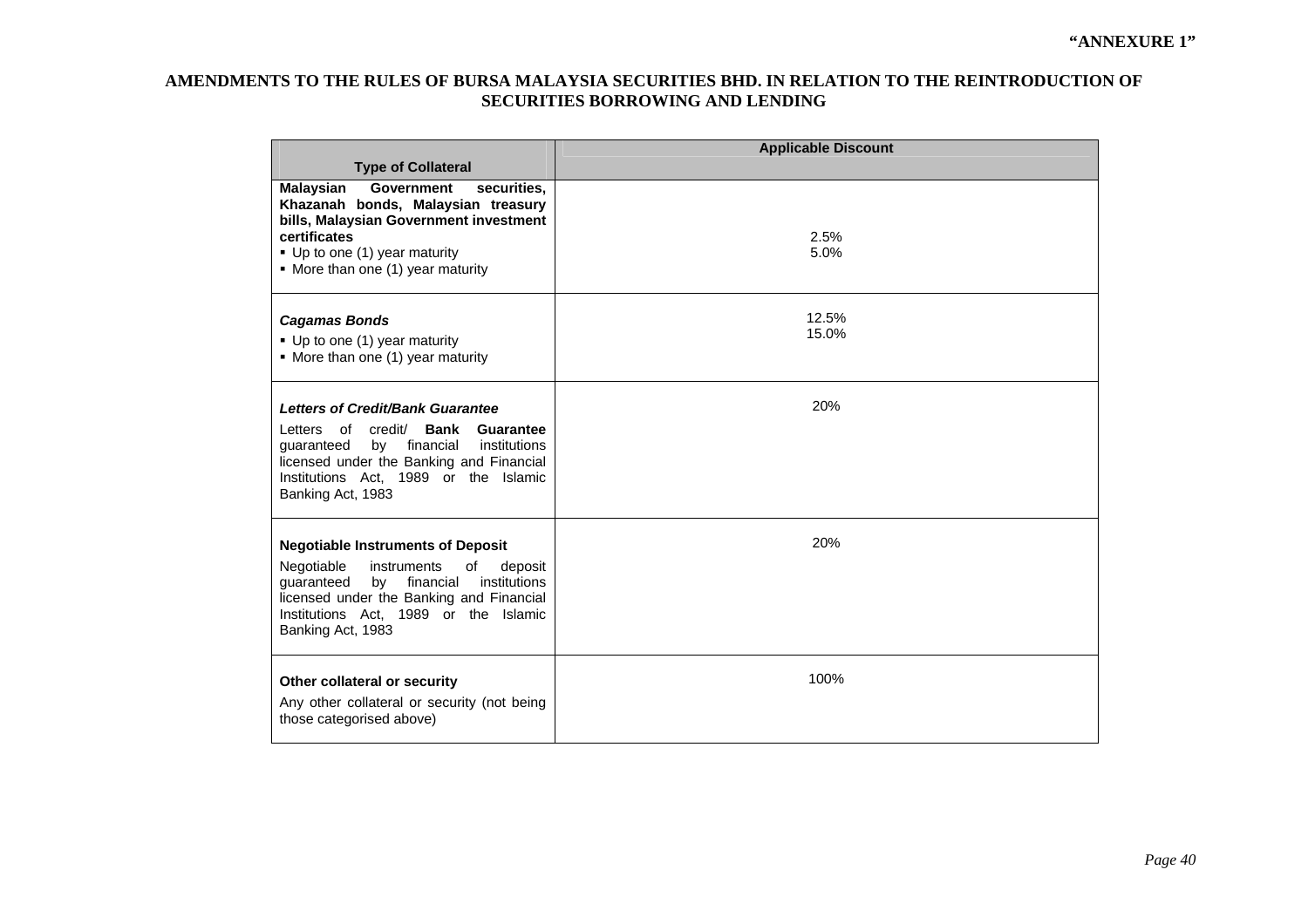"ANNEXURE 1"

**AMENDMENTS TO THE RULES OF BURSA MALAYSIA SECURITIES BHD. IN RELATION TO THE REINTRODUCTION OF SECURITIES BORROWING AND LENDING**

| Type of Collateral | Applicable Discount |
|---|---|
| **Malaysian Government securities, Khazanah bonds, Malaysian treasury bills, Malaysian Government investment certificates**<br>▪ Up to one (1) year maturity<br>▪ More than one (1) year maturity | <br><br><br><br>2.5%<br>5.0% |
| ***Cagamas Bonds***<br>▪ Up to one (1) year maturity<br>▪ More than one (1) year maturity | 12.5%<br>15.0% |
| ***Letters of Credit/Bank Guarantee***<br>Letters of credit/ **Bank Guarantee** guaranteed by financial institutions licensed under the Banking and Financial Institutions Act, 1989 or the Islamic Banking Act, 1983 | 20% |
| **Negotiable Instruments of Deposit**<br>Negotiable instruments of deposit guaranteed by financial institutions licensed under the Banking and Financial Institutions Act, 1989 or the Islamic Banking Act, 1983 | 20% |
| **Other collateral or security**<br>Any other collateral or security (not being those categorised above) | 100% |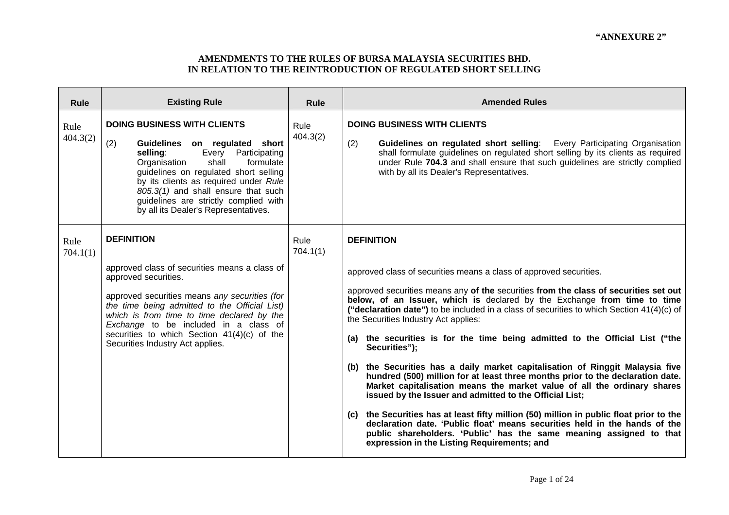**"ANNEXURE 2"**

**AMENDMENTS TO THE RULES OF BURSA MALAYSIA SECURITIES BHD.**
**IN RELATION TO THE REINTRODUCTION OF REGULATED SHORT SELLING**

| Rule | Existing Rule | Rule | Amended Rules |
|---|---|---|---|
| Rule 404.3(2) | **DOING BUSINESS WITH CLIENTS**<br><br>(2) **Guidelines on regulated short selling**: Every Participating Organisation shall formulate guidelines on regulated short selling by its clients as required under *Rule 805.3(1)* and shall ensure that such guidelines are strictly complied with by all its Dealer's Representatives. | Rule 404.3(2) | **DOING BUSINESS WITH CLIENTS**<br><br>(2) **Guidelines on regulated short selling**: Every Participating Organisation shall formulate guidelines on regulated short selling by its clients as required under Rule **704.3** and shall ensure that such guidelines are strictly complied with by all its Dealer's Representatives. |
| Rule 704.1(1) | **DEFINITION**<br><br>approved class of securities means a class of approved securities.<br><br>approved securities means *any securities (for the time being admitted to the Official List) which is from time to time declared by the Exchange* to be included in a class of securities to which Section 41(4)(c) of the Securities Industry Act applies. | Rule 704.1(1) | **DEFINITION**<br><br>approved class of securities means a class of approved securities.<br><br>approved securities means any **of the** securities **from the class of securities set out below, of an Issuer, which is** declared by the Exchange **from time to time ("declaration date")** to be included in a class of securities to which Section 41(4)(c) of the Securities Industry Act applies:<br><br>**(a) the securities is for the time being admitted to the Official List ("the Securities");**<br><br>**(b) the Securities has a daily market capitalisation of Ringgit Malaysia five hundred (500) million for at least three months prior to the declaration date. Market capitalisation means the market value of all the ordinary shares issued by the Issuer and admitted to the Official List;**<br><br>**(c) the Securities has at least fifty million (50) million in public float prior to the declaration date. 'Public float' means securities held in the hands of the public shareholders. 'Public' has the same meaning assigned to that expression in the Listing Requirements; and** |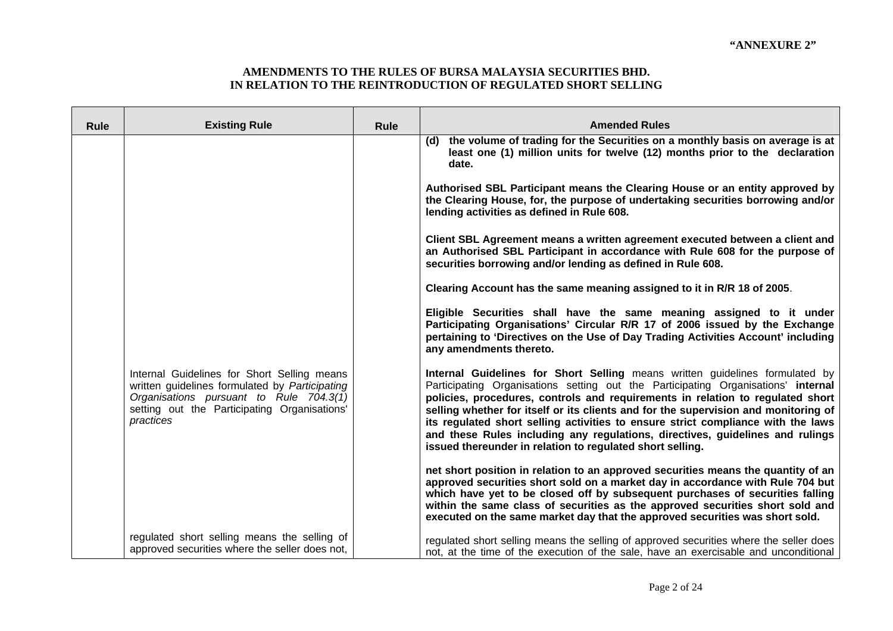"ANNEXURE 2"

**AMENDMENTS TO THE RULES OF BURSA MALAYSIA SECURITIES BHD.**
**IN RELATION TO THE REINTRODUCTION OF REGULATED SHORT SELLING**

| Rule | Existing Rule | Rule | Amended Rules |
|---|---|---|---|
| | | | **(d) the volume of trading for the Securities on a monthly basis on average is at least one (1) million units for twelve (12) months prior to the declaration date.** |
| | | | **Authorised SBL Participant means the Clearing House or an entity approved by the Clearing House, for, the purpose of undertaking securities borrowing and/or lending activities as defined in Rule 608.** |
| | | | **Client SBL Agreement means a written agreement executed between a client and an Authorised SBL Participant in accordance with Rule 608 for the purpose of securities borrowing and/or lending as defined in Rule 608.** |
| | | | **Clearing Account has the same meaning assigned to it in R/R 18 of 2005**. |
| | | | **Eligible Securities shall have the same meaning assigned to it under Participating Organisations' Circular R/R 17 of 2006 issued by the Exchange pertaining to 'Directives on the Use of Day Trading Activities Account' including any amendments thereto.** |
| | Internal Guidelines for Short Selling means written guidelines formulated by *Participating Organisations pursuant to Rule 704.3(1)* setting out the Participating Organisations' *practices* | | **Internal Guidelines for Short Selling** means written guidelines formulated by Participating Organisations setting out the Participating Organisations' **internal policies, procedures, controls and requirements in relation to regulated short selling whether for itself or its clients and for the supervision and monitoring of its regulated short selling activities to ensure strict compliance with the laws and these Rules including any regulations, directives, guidelines and rulings issued thereunder in relation to regulated short selling.** |
| | | | **net short position in relation to an approved securities means the quantity of an approved securities short sold on a market day in accordance with Rule 704 but which have yet to be closed off by subsequent purchases of securities falling within the same class of securities as the approved securities short sold and executed on the same market day that the approved securities was short sold.** |
| | regulated short selling means the selling of approved securities where the seller does not, | | regulated short selling means the selling of approved securities where the seller does not, at the time of the execution of the sale, have an exercisable and unconditional |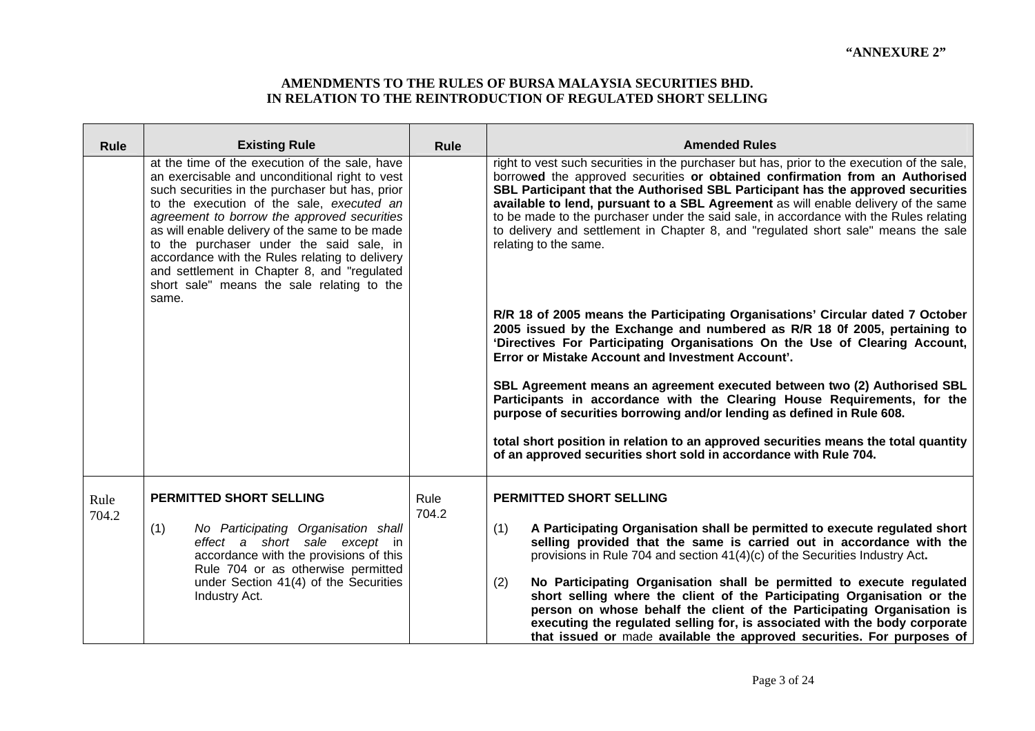**"ANNEXURE 2"**

**AMENDMENTS TO THE RULES OF BURSA MALAYSIA SECURITIES BHD. IN RELATION TO THE REINTRODUCTION OF REGULATED SHORT SELLING**

| Rule | Existing Rule | Rule | Amended Rules |
|---|---|---|---|
| | at the time of the execution of the sale, have an exercisable and unconditional right to vest such securities in the purchaser but has, prior to the execution of the sale, *executed an agreement to borrow the approved securities* as will enable delivery of the same to be made to the purchaser under the said sale, in accordance with the Rules relating to delivery and settlement in Chapter 8, and "regulated short sale" means the sale relating to the same. | | right to vest such securities in the purchaser but has, prior to the execution of the sale, borrow**ed** the approved securities **or obtained confirmation from an Authorised SBL Participant that the Authorised SBL Participant has the approved securities available to lend, pursuant to a SBL Agreement** as will enable delivery of the same to be made to the purchaser under the said sale, in accordance with the Rules relating to delivery and settlement in Chapter 8, and "regulated short sale" means the sale relating to the same.<br><br>**R/R 18 of 2005 means the Participating Organisations' Circular dated 7 October 2005 issued by the Exchange and numbered as R/R 18 0f 2005, pertaining to 'Directives For Participating Organisations On the Use of Clearing Account, Error or Mistake Account and Investment Account'.**<br><br>**SBL Agreement means an agreement executed between two (2) Authorised SBL Participants in accordance with the Clearing House Requirements, for the purpose of securities borrowing and/or lending as defined in Rule 608.**<br><br>**total short position in relation to an approved securities means the total quantity of an approved securities short sold in accordance with Rule 704.** |
| Rule 704.2 | **PERMITTED SHORT SELLING**<br><br>(1) *No Participating Organisation shall effect a short sale except* in accordance with the provisions of this Rule 704 or as otherwise permitted under Section 41(4) of the Securities Industry Act. | Rule 704.2 | **PERMITTED SHORT SELLING**<br><br>(1) **A Participating Organisation shall be permitted to execute regulated short selling provided that the same is carried out in accordance with the** provisions in Rule 704 and section 41(4)(c) of the Securities Industry Act**.**<br><br>(2) **No Participating Organisation shall be permitted to execute regulated short selling where the client of the Participating Organisation or the person on whose behalf the client of the Participating Organisation is executing the regulated selling for, is associated with the body corporate that issued or** made **available the approved securities. For purposes of** |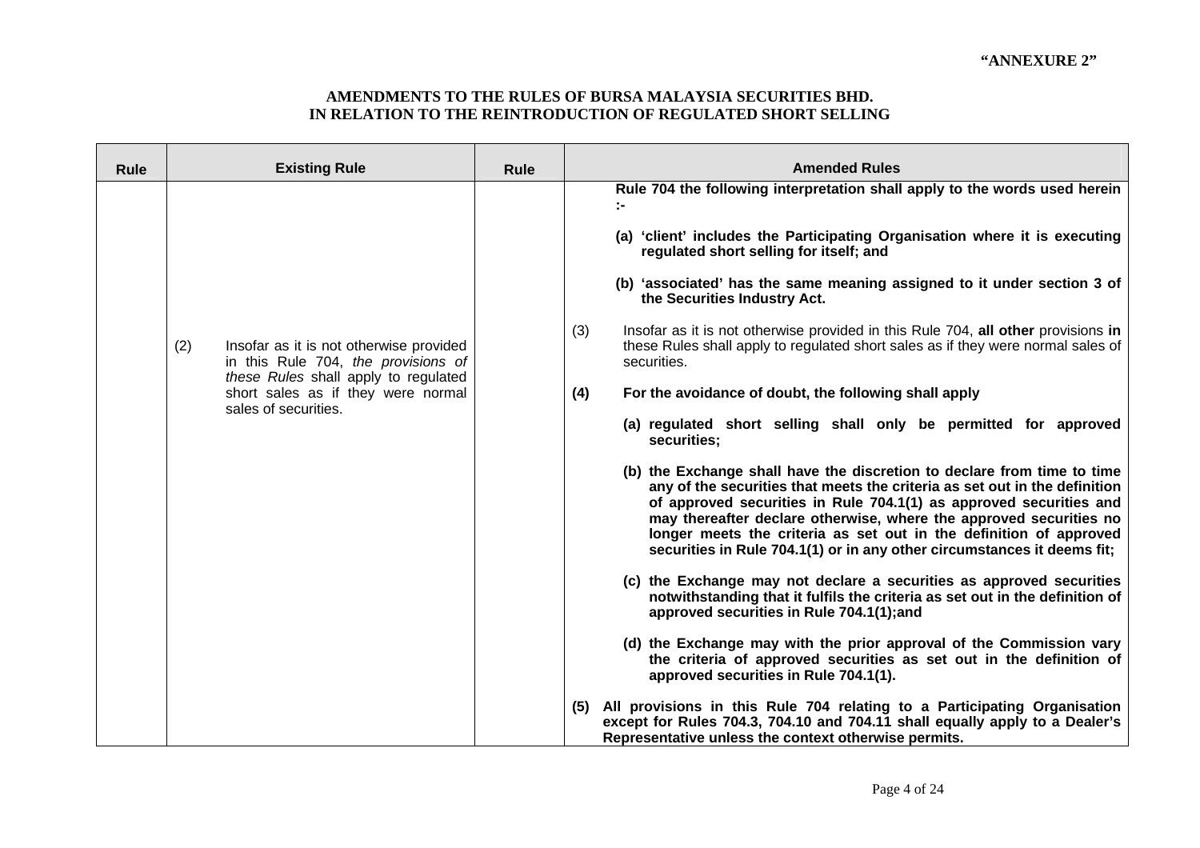"ANNEXURE 2"

**AMENDMENTS TO THE RULES OF BURSA MALAYSIA SECURITIES BHD.**
**IN RELATION TO THE REINTRODUCTION OF REGULATED SHORT SELLING**

| Rule | Existing Rule | Rule | Amended Rules |
|---|---|---|---|
| | (2) Insofar as it is not otherwise provided in this Rule 704, *the provisions of these Rules* shall apply to regulated short sales as if they were normal sales of securities. | | **Rule 704 the following interpretation shall apply to the words used herein :-** <br><br> **(a) 'client' includes the Participating Organisation where it is executing regulated short selling for itself; and** <br><br> **(b) 'associated' has the same meaning assigned to it under section 3 of the Securities Industry Act.** <br><br> (3) Insofar as it is not otherwise provided in this Rule 704, **all other** provisions **in** these Rules shall apply to regulated short sales as if they were normal sales of securities. <br><br> **(4) For the avoidance of doubt, the following shall apply** <br><br> **(a) regulated short selling shall only be permitted for approved securities;** <br><br> **(b) the Exchange shall have the discretion to declare from time to time any of the securities that meets the criteria as set out in the definition of approved securities in Rule 704.1(1) as approved securities and may thereafter declare otherwise, where the approved securities no longer meets the criteria as set out in the definition of approved securities in Rule 704.1(1) or in any other circumstances it deems fit;** <br><br> **(c) the Exchange may not declare a securities as approved securities notwithstanding that it fulfils the criteria as set out in the definition of approved securities in Rule 704.1(1);and** <br><br> **(d) the Exchange may with the prior approval of the Commission vary the criteria of approved securities as set out in the definition of approved securities in Rule 704.1(1).** <br><br> **(5) All provisions in this Rule 704 relating to a Participating Organisation except for Rules 704.3, 704.10 and 704.11 shall equally apply to a Dealer's Representative unless the context otherwise permits.** |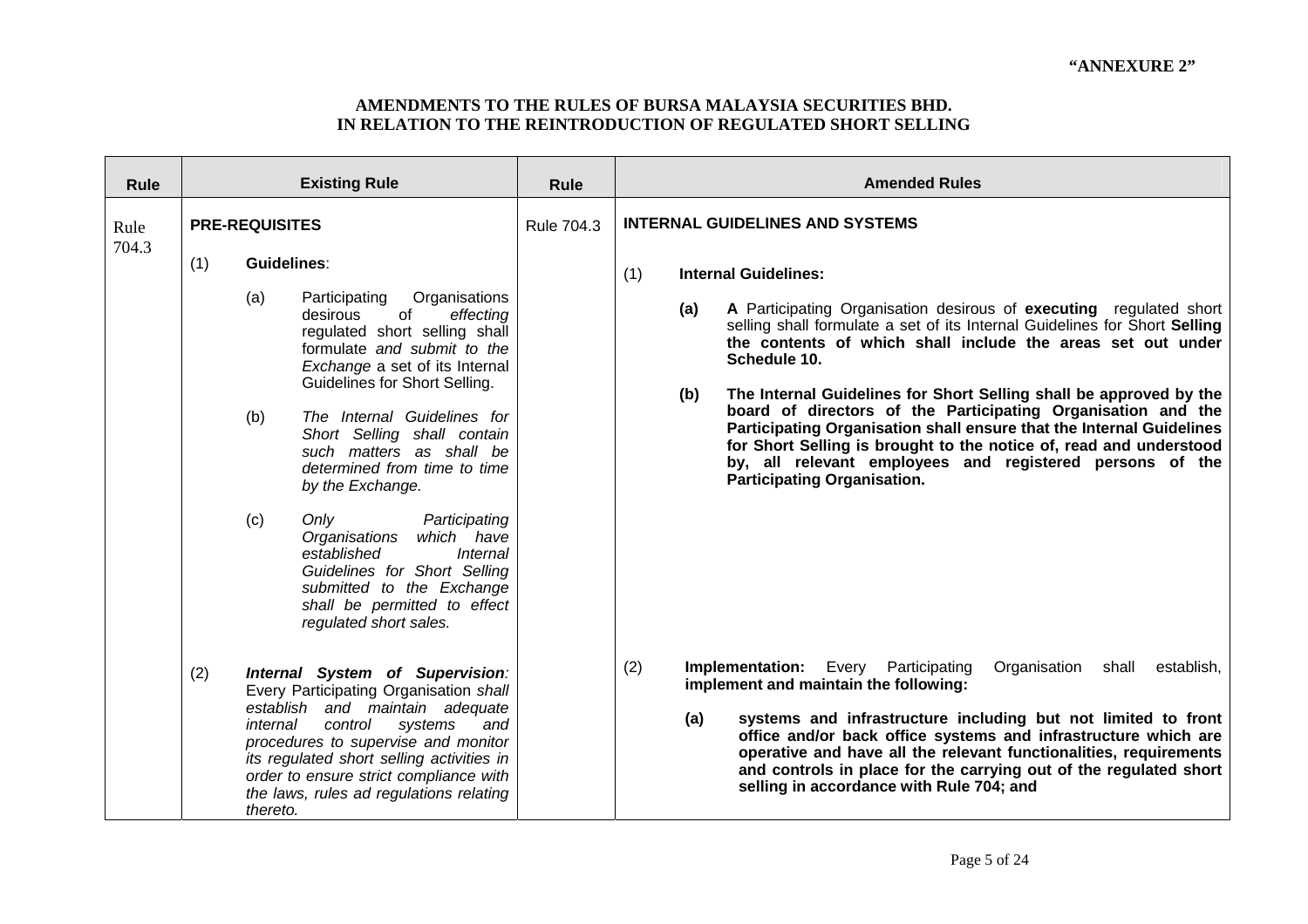**"ANNEXURE 2"**

**AMENDMENTS TO THE RULES OF BURSA MALAYSIA SECURITIES BHD. IN RELATION TO THE REINTRODUCTION OF REGULATED SHORT SELLING**

| Rule | Existing Rule | Rule | Amended Rules |
|---|---|---|---|
| Rule 704.3 | **PRE-REQUISITES**<br><br>(1) **Guidelines**:<br><br>(a) Participating Organisations desirous of *effecting* regulated short selling shall formulate *and submit to the Exchange* a set of its Internal Guidelines for Short Selling.<br><br>(b) *The Internal Guidelines for Short Selling shall contain such matters as shall be determined from time to time by the Exchange.*<br><br>(c) *Only Participating Organisations which have established Internal Guidelines for Short Selling submitted to the Exchange shall be permitted to effect regulated short sales.*<br><br>(2) ***Internal System of Supervision**:* Every Participating Organisation *shall establish and maintain adequate internal control systems and procedures to supervise and monitor its regulated short selling activities in order to ensure strict compliance with the laws, rules ad regulations relating thereto.* | Rule 704.3 | **INTERNAL GUIDELINES AND SYSTEMS**<br><br>(1) **Internal Guidelines:**<br><br>**(a)** **A** Participating Organisation desirous of **executing** regulated short selling shall formulate a set of its Internal Guidelines for Short **Selling the contents of which shall include the areas set out under Schedule 10.**<br><br>**(b)** **The Internal Guidelines for Short Selling shall be approved by the board of directors of the Participating Organisation and the Participating Organisation shall ensure that the Internal Guidelines for Short Selling is brought to the notice of, read and understood by, all relevant employees and registered persons of the Participating Organisation.**<br><br>(2) **Implementation:** Every Participating Organisation shall establish, **implement and maintain the following:**<br><br>**(a)** **systems and infrastructure including but not limited to front office and/or back office systems and infrastructure which are operative and have all the relevant functionalities, requirements and controls in place for the carrying out of the regulated short selling in accordance with Rule 704; and** |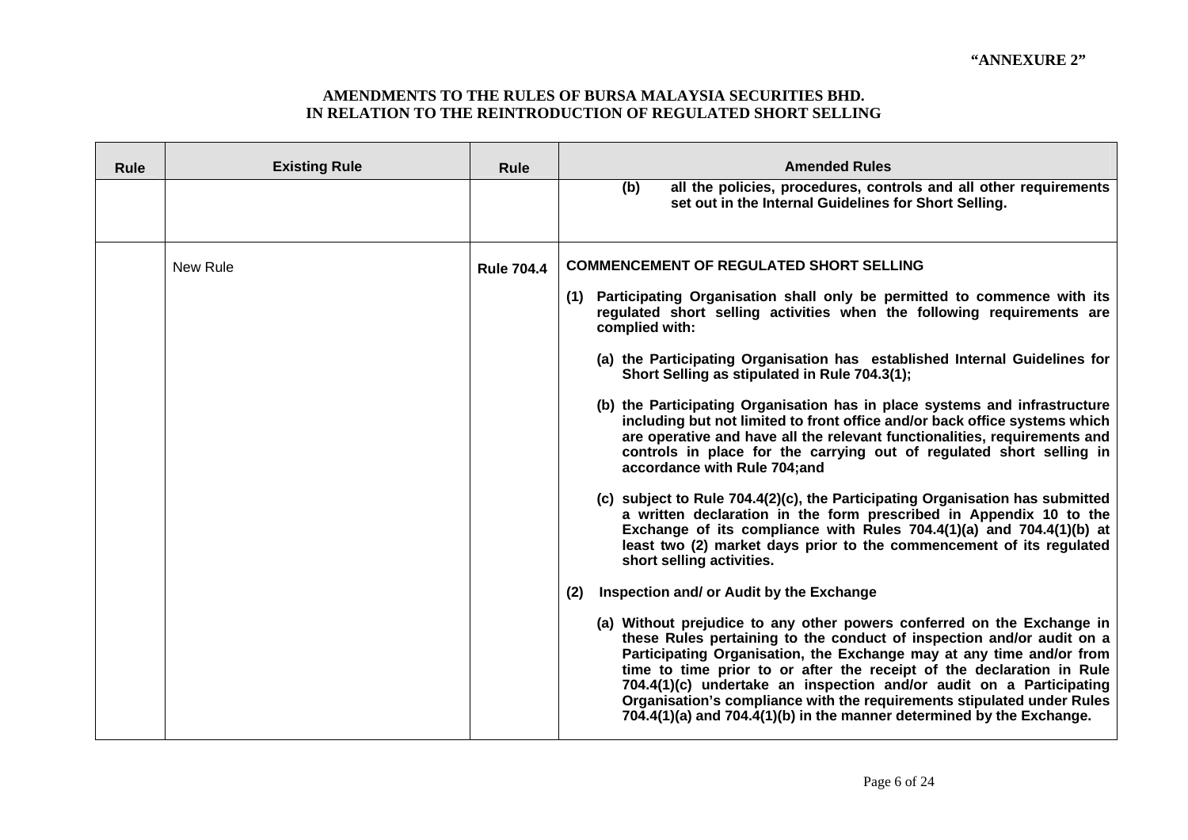**"ANNEXURE 2"**

**AMENDMENTS TO THE RULES OF BURSA MALAYSIA SECURITIES BHD. IN RELATION TO THE REINTRODUCTION OF REGULATED SHORT SELLING**

| Rule | Existing Rule | Rule | Amended Rules |
|---|---|---|---|
| | | | **(b) all the policies, procedures, controls and all other requirements set out in the Internal Guidelines for Short Selling.** |
| | New Rule | **Rule 704.4** | **COMMENCEMENT OF REGULATED SHORT SELLING**<br><br>**(1) Participating Organisation shall only be permitted to commence with its regulated short selling activities when the following requirements are complied with:**<br><br>**(a) the Participating Organisation has established Internal Guidelines for Short Selling as stipulated in Rule 704.3(1);**<br><br>**(b) the Participating Organisation has in place systems and infrastructure including but not limited to front office and/or back office systems which are operative and have all the relevant functionalities, requirements and controls in place for the carrying out of regulated short selling in accordance with Rule 704;and**<br><br>**(c) subject to Rule 704.4(2)(c), the Participating Organisation has submitted a written declaration in the form prescribed in Appendix 10 to the Exchange of its compliance with Rules 704.4(1)(a) and 704.4(1)(b) at least two (2) market days prior to the commencement of its regulated short selling activities.**<br><br>**(2) Inspection and/ or Audit by the Exchange**<br><br>**(a) Without prejudice to any other powers conferred on the Exchange in these Rules pertaining to the conduct of inspection and/or audit on a Participating Organisation, the Exchange may at any time and/or from time to time prior to or after the receipt of the declaration in Rule 704.4(1)(c) undertake an inspection and/or audit on a Participating Organisation's compliance with the requirements stipulated under Rules 704.4(1)(a) and 704.4(1)(b) in the manner determined by the Exchange.** |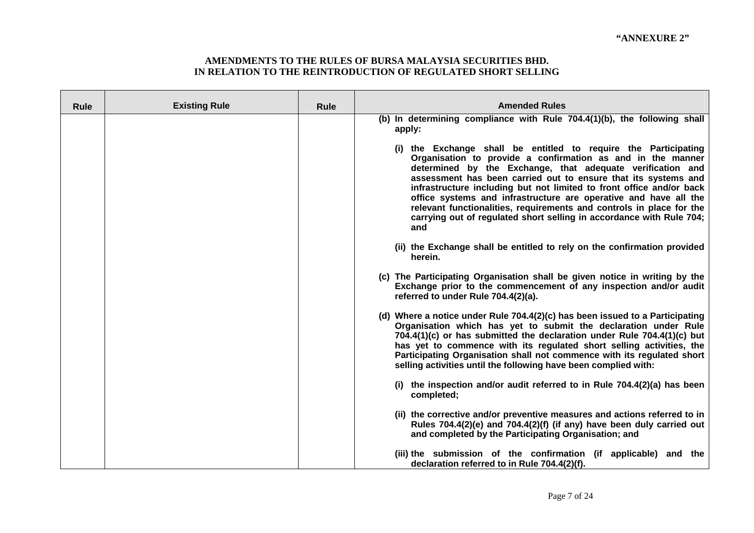"ANNEXURE 2"

**AMENDMENTS TO THE RULES OF BURSA MALAYSIA SECURITIES BHD.**
**IN RELATION TO THE REINTRODUCTION OF REGULATED SHORT SELLING**

| Rule | Existing Rule | Rule | Amended Rules |
|---|---|---|---|
| | | | **(b) In determining compliance with Rule 704.4(1)(b), the following shall apply:**<br><br>**(i) the Exchange shall be entitled to require the Participating Organisation to provide a confirmation as and in the manner determined by the Exchange, that adequate verification and assessment has been carried out to ensure that its systems and infrastructure including but not limited to front office and/or back office systems and infrastructure are operative and have all the relevant functionalities, requirements and controls in place for the carrying out of regulated short selling in accordance with Rule 704; and**<br><br>**(ii) the Exchange shall be entitled to rely on the confirmation provided herein.**<br><br>**(c) The Participating Organisation shall be given notice in writing by the Exchange prior to the commencement of any inspection and/or audit referred to under Rule 704.4(2)(a).**<br><br>**(d) Where a notice under Rule 704.4(2)(c) has been issued to a Participating Organisation which has yet to submit the declaration under Rule 704.4(1)(c) or has submitted the declaration under Rule 704.4(1)(c) but has yet to commence with its regulated short selling activities, the Participating Organisation shall not commence with its regulated short selling activities until the following have been complied with:**<br><br>**(i) the inspection and/or audit referred to in Rule 704.4(2)(a) has been completed;**<br><br>**(ii) the corrective and/or preventive measures and actions referred to in Rules 704.4(2)(e) and 704.4(2)(f) (if any) have been duly carried out and completed by the Participating Organisation; and**<br><br>**(iii) the submission of the confirmation (if applicable) and the declaration referred to in Rule 704.4(2)(f).** |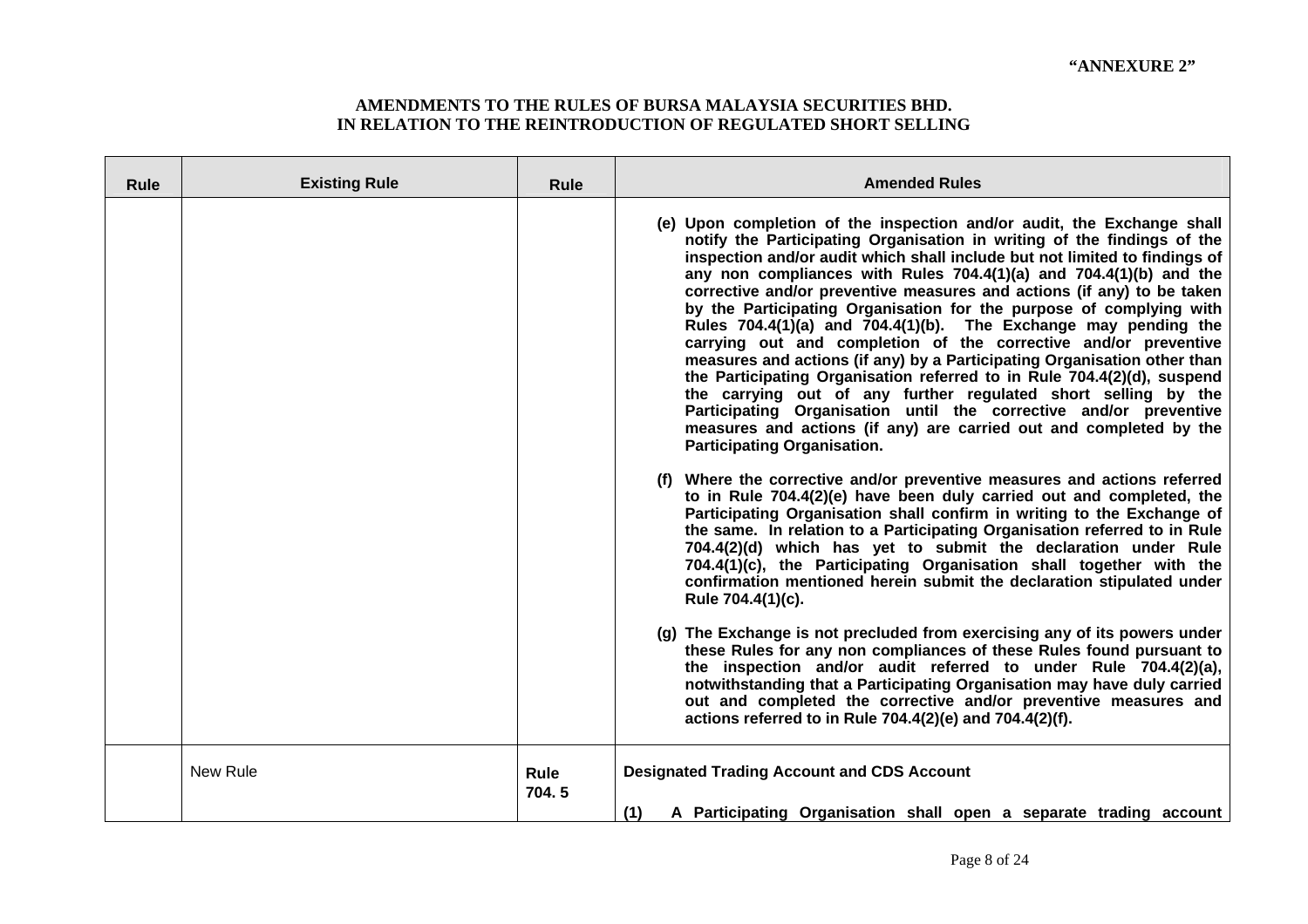**"ANNEXURE 2"**

**AMENDMENTS TO THE RULES OF BURSA MALAYSIA SECURITIES BHD.**
**IN RELATION TO THE REINTRODUCTION OF REGULATED SHORT SELLING**

| Rule | Existing Rule | Rule | Amended Rules |
|---|---|---|---|
| | | | **(e) Upon completion of the inspection and/or audit, the Exchange shall notify the Participating Organisation in writing of the findings of the inspection and/or audit which shall include but not limited to findings of any non compliances with Rules 704.4(1)(a) and 704.4(1)(b) and the corrective and/or preventive measures and actions (if any) to be taken by the Participating Organisation for the purpose of complying with Rules 704.4(1)(a) and 704.4(1)(b). The Exchange may pending the carrying out and completion of the corrective and/or preventive measures and actions (if any) by a Participating Organisation other than the Participating Organisation referred to in Rule 704.4(2)(d), suspend the carrying out of any further regulated short selling by the Participating Organisation until the corrective and/or preventive measures and actions (if any) are carried out and completed by the Participating Organisation.**<br><br>**(f) Where the corrective and/or preventive measures and actions referred to in Rule 704.4(2)(e) have been duly carried out and completed, the Participating Organisation shall confirm in writing to the Exchange of the same. In relation to a Participating Organisation referred to in Rule 704.4(2)(d) which has yet to submit the declaration under Rule 704.4(1)(c), the Participating Organisation shall together with the confirmation mentioned herein submit the declaration stipulated under Rule 704.4(1)(c).**<br><br>**(g) The Exchange is not precluded from exercising any of its powers under these Rules for any non compliances of these Rules found pursuant to the inspection and/or audit referred to under Rule 704.4(2)(a), notwithstanding that a Participating Organisation may have duly carried out and completed the corrective and/or preventive measures and actions referred to in Rule 704.4(2)(e) and 704.4(2)(f).** |
| | New Rule | **Rule 704. 5** | **Designated Trading Account and CDS Account**<br><br>**(1) A Participating Organisation shall open a separate trading account** |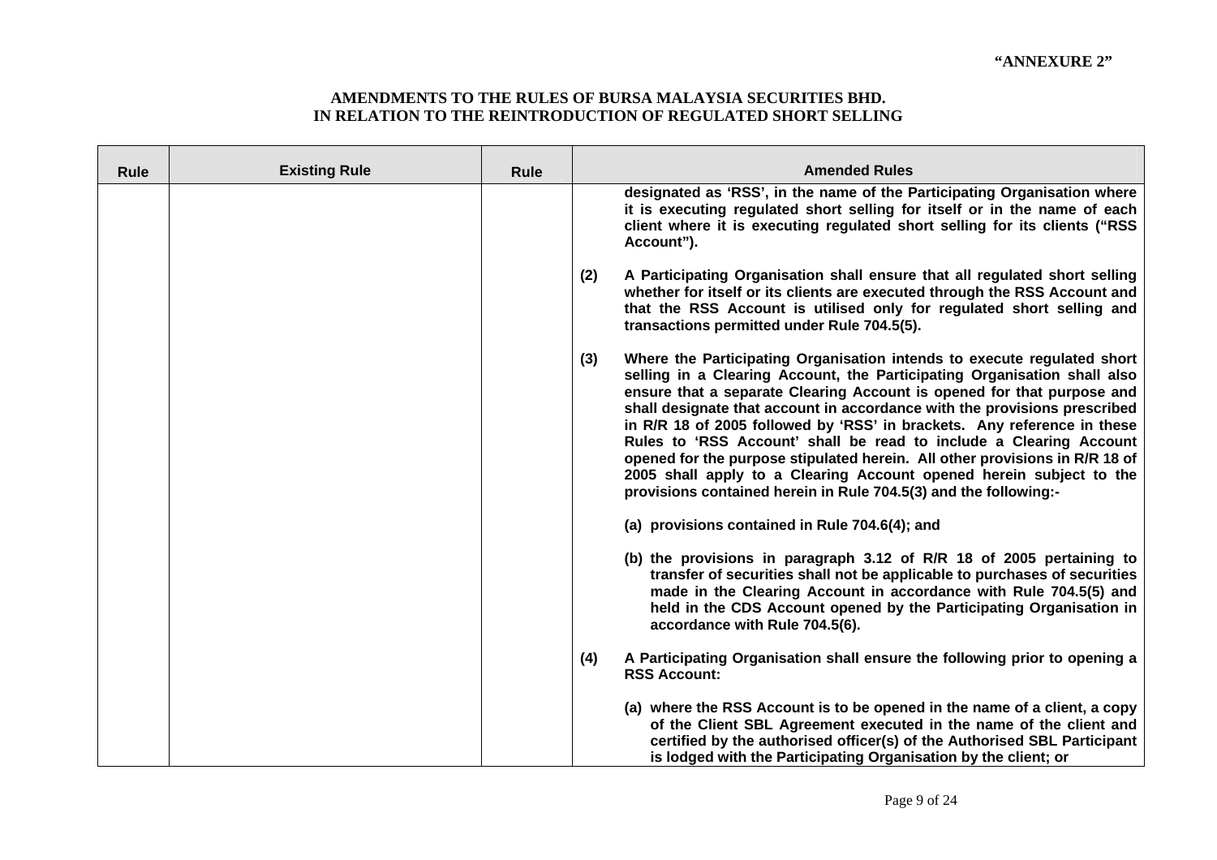"ANNEXURE 2"

**AMENDMENTS TO THE RULES OF BURSA MALAYSIA SECURITIES BHD. IN RELATION TO THE REINTRODUCTION OF REGULATED SHORT SELLING**

| Rule | Existing Rule | Rule | Amended Rules |
|---|---|---|---|
| | | | **designated as 'RSS', in the name of the Participating Organisation where it is executing regulated short selling for itself or in the name of each client where it is executing regulated short selling for its clients ("RSS Account").**<br><br>**(2) A Participating Organisation shall ensure that all regulated short selling whether for itself or its clients are executed through the RSS Account and that the RSS Account is utilised only for regulated short selling and transactions permitted under Rule 704.5(5).**<br><br>**(3) Where the Participating Organisation intends to execute regulated short selling in a Clearing Account, the Participating Organisation shall also ensure that a separate Clearing Account is opened for that purpose and shall designate that account in accordance with the provisions prescribed in R/R 18 of 2005 followed by 'RSS' in brackets. Any reference in these Rules to 'RSS Account' shall be read to include a Clearing Account opened for the purpose stipulated herein. All other provisions in R/R 18 of 2005 shall apply to a Clearing Account opened herein subject to the provisions contained herein in Rule 704.5(3) and the following:-**<br><br>**(a) provisions contained in Rule 704.6(4); and**<br><br>**(b) the provisions in paragraph 3.12 of R/R 18 of 2005 pertaining to transfer of securities shall not be applicable to purchases of securities made in the Clearing Account in accordance with Rule 704.5(5) and held in the CDS Account opened by the Participating Organisation in accordance with Rule 704.5(6).**<br><br>**(4) A Participating Organisation shall ensure the following prior to opening a RSS Account:**<br><br>**(a) where the RSS Account is to be opened in the name of a client, a copy of the Client SBL Agreement executed in the name of the client and certified by the authorised officer(s) of the Authorised SBL Participant is lodged with the Participating Organisation by the client; or** |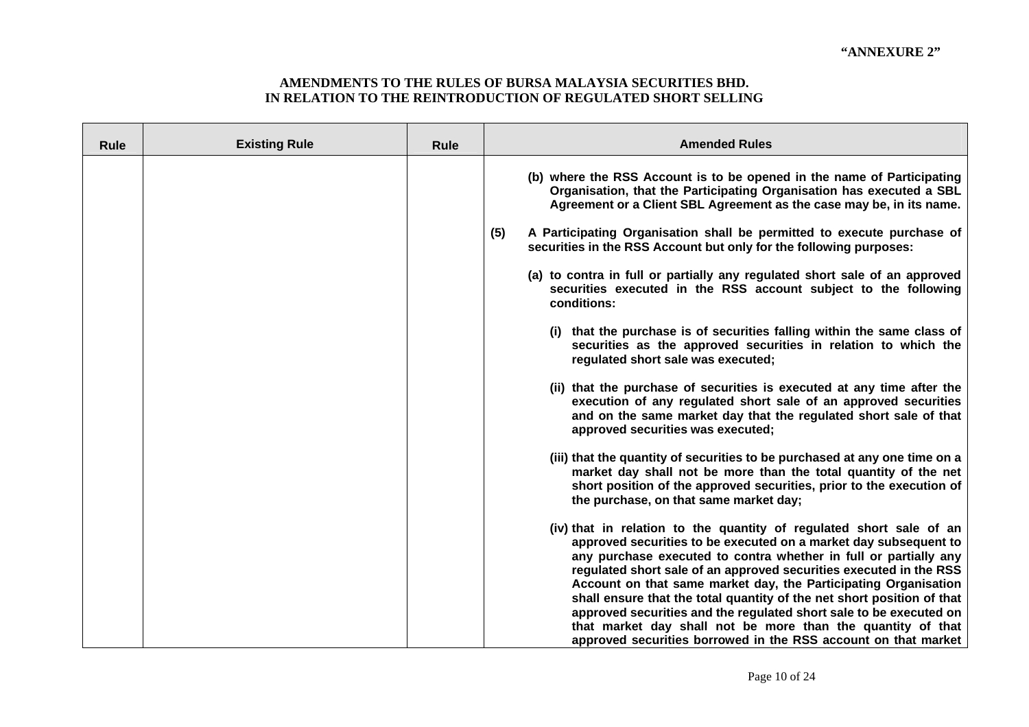"ANNEXURE 2"

**AMENDMENTS TO THE RULES OF BURSA MALAYSIA SECURITIES BHD. IN RELATION TO THE REINTRODUCTION OF REGULATED SHORT SELLING**

| Rule | Existing Rule | Rule | Amended Rules |
|---|---|---|---|
| | | | **(b) where the RSS Account is to be opened in the name of Participating Organisation, that the Participating Organisation has executed a SBL Agreement or a Client SBL Agreement as the case may be, in its name.**<br><br>**(5) A Participating Organisation shall be permitted to execute purchase of securities in the RSS Account but only for the following purposes:**<br><br>**(a) to contra in full or partially any regulated short sale of an approved securities executed in the RSS account subject to the following conditions:**<br><br>**(i) that the purchase is of securities falling within the same class of securities as the approved securities in relation to which the regulated short sale was executed;**<br><br>**(ii) that the purchase of securities is executed at any time after the execution of any regulated short sale of an approved securities and on the same market day that the regulated short sale of that approved securities was executed;**<br><br>**(iii) that the quantity of securities to be purchased at any one time on a market day shall not be more than the total quantity of the net short position of the approved securities, prior to the execution of the purchase, on that same market day;**<br><br>**(iv) that in relation to the quantity of regulated short sale of an approved securities to be executed on a market day subsequent to any purchase executed to contra whether in full or partially any regulated short sale of an approved securities executed in the RSS Account on that same market day, the Participating Organisation shall ensure that the total quantity of the net short position of that approved securities and the regulated short sale to be executed on that market day shall not be more than the quantity of that approved securities borrowed in the RSS account on that market** |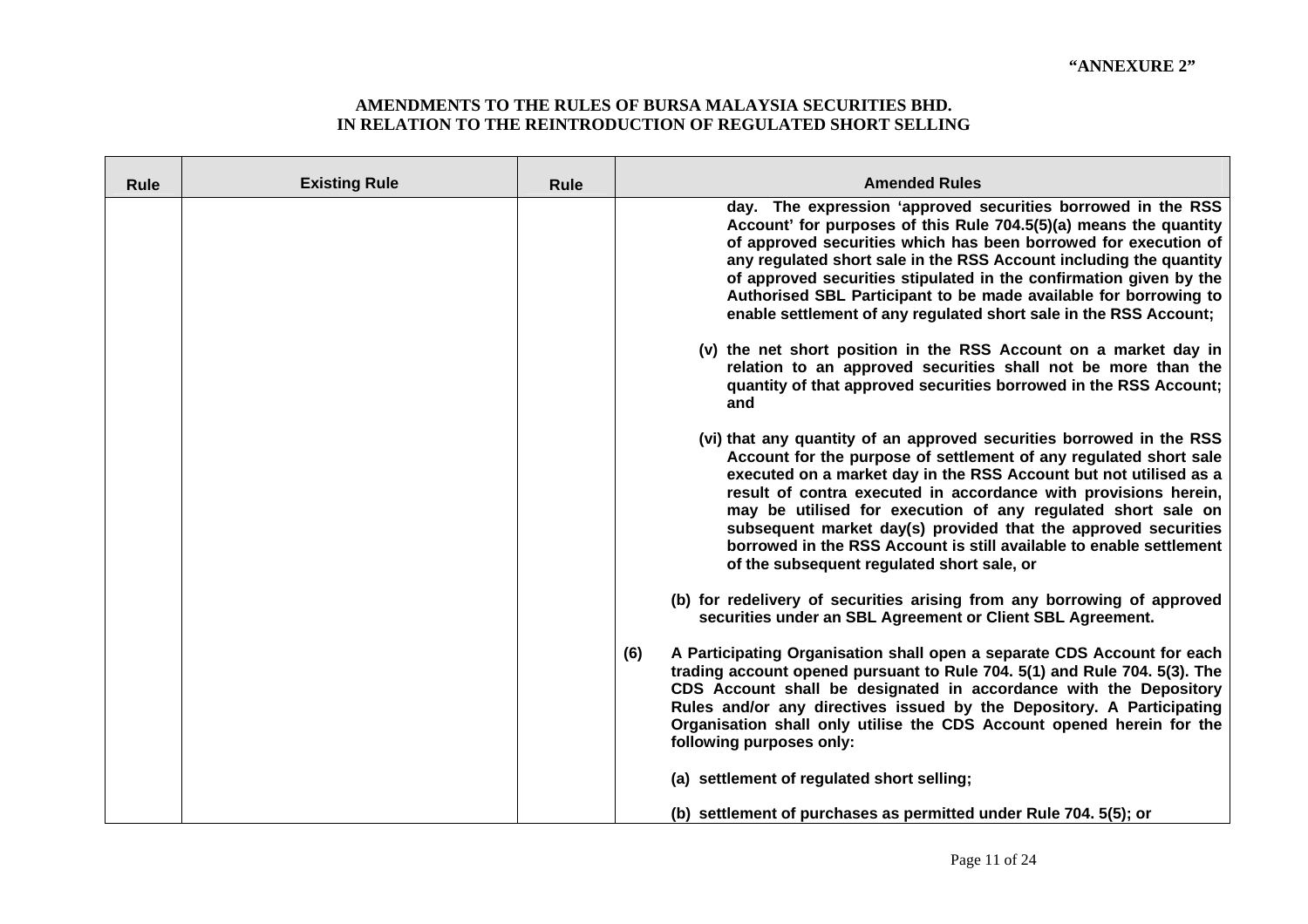"ANNEXURE 2"

**AMENDMENTS TO THE RULES OF BURSA MALAYSIA SECURITIES BHD. IN RELATION TO THE REINTRODUCTION OF REGULATED SHORT SELLING**

| Rule | Existing Rule | Rule | Amended Rules |
|---|---|---|---|
| | | | **day. The expression 'approved securities borrowed in the RSS Account' for purposes of this Rule 704.5(5)(a) means the quantity of approved securities which has been borrowed for execution of any regulated short sale in the RSS Account including the quantity of approved securities stipulated in the confirmation given by the Authorised SBL Participant to be made available for borrowing to enable settlement of any regulated short sale in the RSS Account;**<br><br>**(v) the net short position in the RSS Account on a market day in relation to an approved securities shall not be more than the quantity of that approved securities borrowed in the RSS Account; and**<br><br>**(vi) that any quantity of an approved securities borrowed in the RSS Account for the purpose of settlement of any regulated short sale executed on a market day in the RSS Account but not utilised as a result of contra executed in accordance with provisions herein, may be utilised for execution of any regulated short sale on subsequent market day(s) provided that the approved securities borrowed in the RSS Account is still available to enable settlement of the subsequent regulated short sale, or**<br><br>**(b) for redelivery of securities arising from any borrowing of approved securities under an SBL Agreement or Client SBL Agreement.**<br><br>**(6) A Participating Organisation shall open a separate CDS Account for each trading account opened pursuant to Rule 704. 5(1) and Rule 704. 5(3). The CDS Account shall be designated in accordance with the Depository Rules and/or any directives issued by the Depository. A Participating Organisation shall only utilise the CDS Account opened herein for the following purposes only:**<br><br>**(a) settlement of regulated short selling;**<br><br>**(b) settlement of purchases as permitted under Rule 704. 5(5); or** |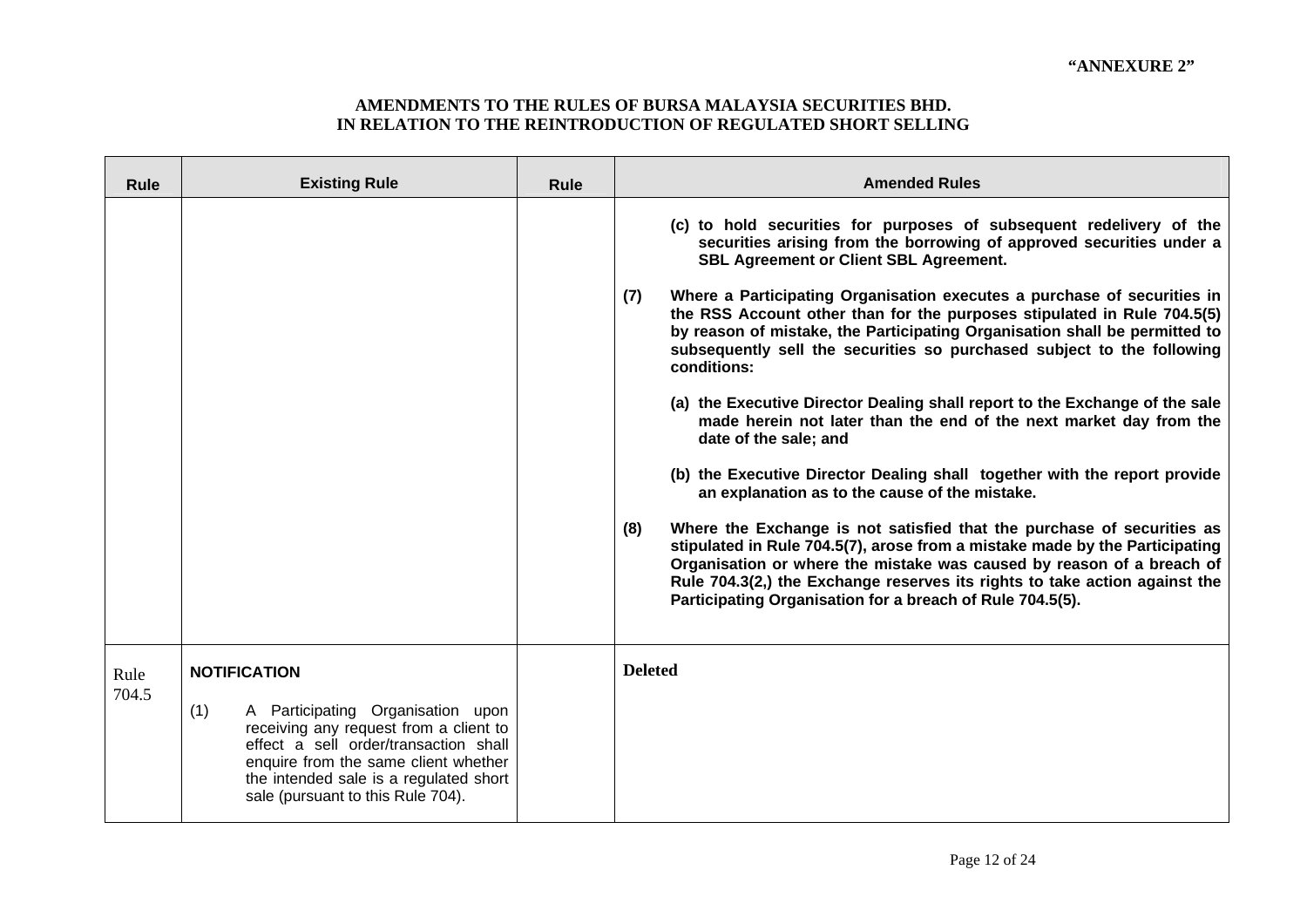**"ANNEXURE 2"**

**AMENDMENTS TO THE RULES OF BURSA MALAYSIA SECURITIES BHD. IN RELATION TO THE REINTRODUCTION OF REGULATED SHORT SELLING**

| Rule | Existing Rule | Rule | Amended Rules |
|---|---|---|---|
| | | | **(c) to hold securities for purposes of subsequent redelivery of the securities arising from the borrowing of approved securities under a SBL Agreement or Client SBL Agreement.**<br><br>**(7) Where a Participating Organisation executes a purchase of securities in the RSS Account other than for the purposes stipulated in Rule 704.5(5) by reason of mistake, the Participating Organisation shall be permitted to subsequently sell the securities so purchased subject to the following conditions:**<br><br>**(a) the Executive Director Dealing shall report to the Exchange of the sale made herein not later than the end of the next market day from the date of the sale; and**<br><br>**(b) the Executive Director Dealing shall together with the report provide an explanation as to the cause of the mistake.**<br><br>**(8) Where the Exchange is not satisfied that the purchase of securities as stipulated in Rule 704.5(7), arose from a mistake made by the Participating Organisation or where the mistake was caused by reason of a breach of Rule 704.3(2,) the Exchange reserves its rights to take action against the Participating Organisation for a breach of Rule 704.5(5).** |
| Rule 704.5 | **NOTIFICATION**<br><br>(1) A Participating Organisation upon receiving any request from a client to effect a sell order/transaction shall enquire from the same client whether the intended sale is a regulated short sale (pursuant to this Rule 704). | | **Deleted** |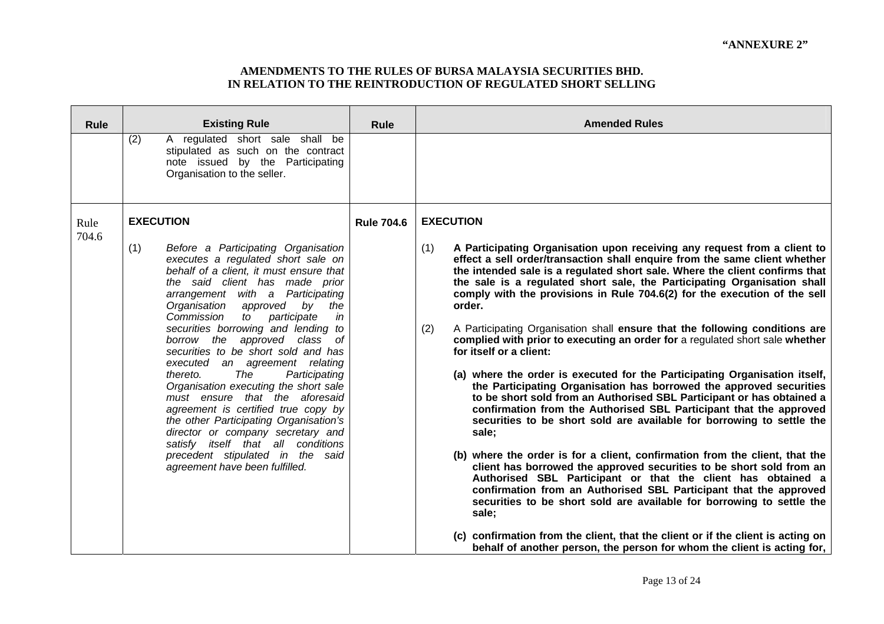"ANNEXURE 2"

**AMENDMENTS TO THE RULES OF BURSA MALAYSIA SECURITIES BHD. IN RELATION TO THE REINTRODUCTION OF REGULATED SHORT SELLING**

| Rule | Existing Rule | Rule | Amended Rules |
|---|---|---|---|
| | (2) A regulated short sale shall be stipulated as such on the contract note issued by the Participating Organisation to the seller. | | |
| Rule 704.6 | **EXECUTION**<br><br>(1) *Before a Participating Organisation executes a regulated short sale on behalf of a client, it must ensure that the said client has made prior arrangement with a Participating Organisation approved by the Commission to participate in securities borrowing and lending to borrow the approved class of securities to be short sold and has executed an agreement relating thereto. The Participating Organisation executing the short sale must ensure that the aforesaid agreement is certified true copy by the other Participating Organisation's director or company secretary and satisfy itself that all conditions precedent stipulated in the said agreement have been fulfilled.* | **Rule 704.6** | **EXECUTION**<br><br>(1) **A Participating Organisation upon receiving any request from a client to effect a sell order/transaction shall enquire from the same client whether the intended sale is a regulated short sale. Where the client confirms that the sale is a regulated short sale, the Participating Organisation shall comply with the provisions in Rule 704.6(2) for the execution of the sell order.**<br><br>(2) A Participating Organisation shall **ensure that the following conditions are complied with prior to executing an order for** a regulated short sale **whether for itself or a client:**<br><br>**(a) where the order is executed for the Participating Organisation itself, the Participating Organisation has borrowed the approved securities to be short sold from an Authorised SBL Participant or has obtained a confirmation from the Authorised SBL Participant that the approved securities to be short sold are available for borrowing to settle the sale;**<br><br>**(b) where the order is for a client, confirmation from the client, that the client has borrowed the approved securities to be short sold from an Authorised SBL Participant or that the client has obtained a confirmation from an Authorised SBL Participant that the approved securities to be short sold are available for borrowing to settle the sale;**<br><br>**(c) confirmation from the client, that the client or if the client is acting on behalf of another person, the person for whom the client is acting for,** |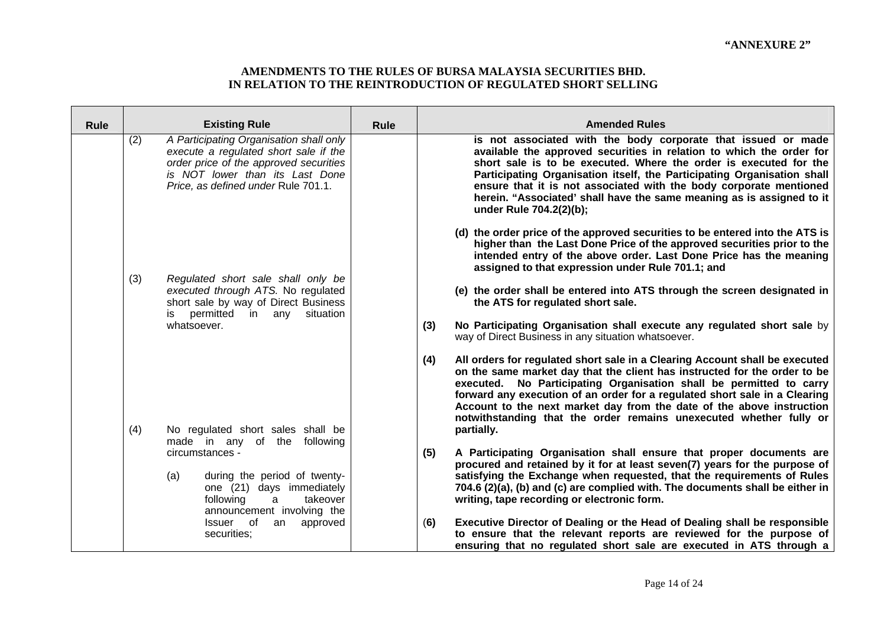"ANNEXURE 2"

**AMENDMENTS TO THE RULES OF BURSA MALAYSIA SECURITIES BHD. IN RELATION TO THE REINTRODUCTION OF REGULATED SHORT SELLING**

| Rule | Existing Rule | Rule | Amended Rules |
|---|---|---|---|
| | (2) *A Participating Organisation shall only execute a regulated short sale if the order price of the approved securities is NOT lower than its Last Done Price, as defined under* Rule 701.1. | | **is not associated with the body corporate that issued or made available the approved securities in relation to which the order for short sale is to be executed. Where the order is executed for the Participating Organisation itself, the Participating Organisation shall ensure that it is not associated with the body corporate mentioned herein. "Associated' shall have the same meaning as is assigned to it under Rule 704.2(2)(b);**<br><br>**(d) the order price of the approved securities to be entered into the ATS is higher than the Last Done Price of the approved securities prior to the intended entry of the above order. Last Done Price has the meaning assigned to that expression under Rule 701.1; and** |
| | (3) *Regulated short sale shall only be executed through ATS.* No regulated short sale by way of Direct Business is permitted in any situation whatsoever. | | **(e) the order shall be entered into ATS through the screen designated in the ATS for regulated short sale.**<br><br>**(3) No Participating Organisation shall execute any regulated short sale** by way of Direct Business in any situation whatsoever.<br><br>**(4) All orders for regulated short sale in a Clearing Account shall be executed on the same market day that the client has instructed for the order to be executed. No Participating Organisation shall be permitted to carry forward any execution of an order for a regulated short sale in a Clearing Account to the next market day from the date of the above instruction notwithstanding that the order remains unexecuted whether fully or partially.** |
| | (4) No regulated short sales shall be made in any of the following circumstances -<br><br>(a) during the period of twenty-one (21) days immediately following a takeover announcement involving the Issuer of an approved securities; | | **(5) A Participating Organisation shall ensure that proper documents are procured and retained by it for at least seven(7) years for the purpose of satisfying the Exchange when requested, that the requirements of Rules 704.6 (2)(a), (b) and (c) are complied with. The documents shall be either in writing, tape recording or electronic form.**<br><br>(**6**) **Executive Director of Dealing or the Head of Dealing shall be responsible to ensure that the relevant reports are reviewed for the purpose of ensuring that no regulated short sale are executed in ATS through a** |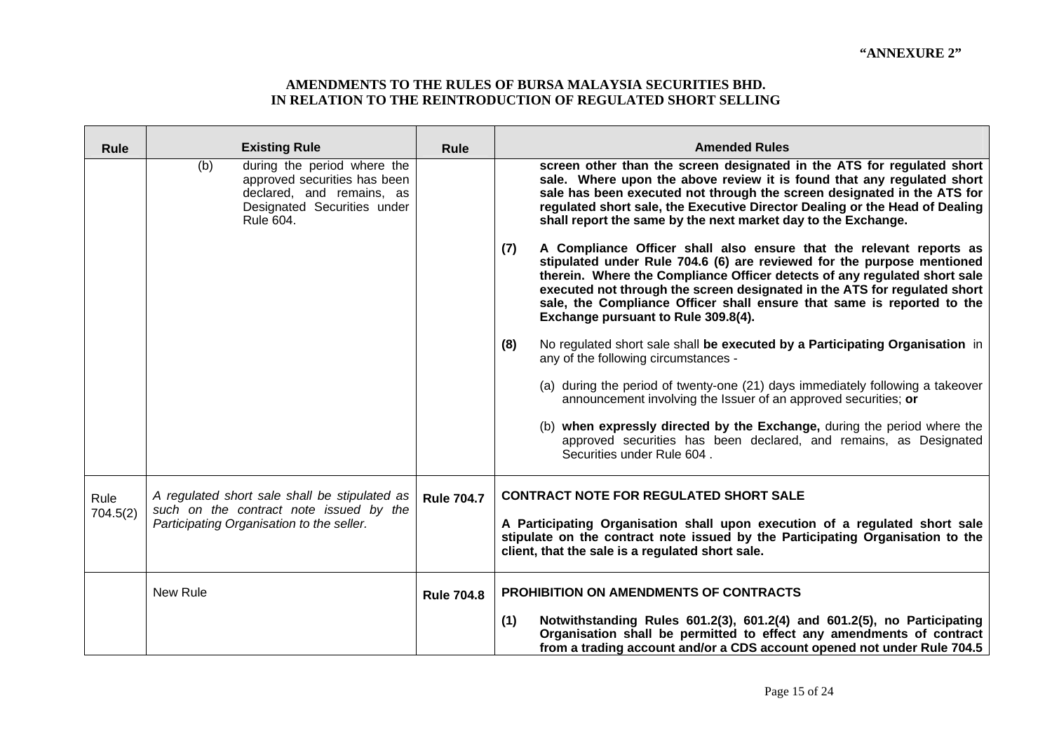**"ANNEXURE 2"**

**AMENDMENTS TO THE RULES OF BURSA MALAYSIA SECURITIES BHD. IN RELATION TO THE REINTRODUCTION OF REGULATED SHORT SELLING**

| Rule | Existing Rule | Rule | Amended Rules |
|---|---|---|---|
| | (b) during the period where the approved securities has been declared, and remains, as Designated Securities under Rule 604. | | **screen other than the screen designated in the ATS for regulated short sale. Where upon the above review it is found that any regulated short sale has been executed not through the screen designated in the ATS for regulated short sale, the Executive Director Dealing or the Head of Dealing shall report the same by the next market day to the Exchange.**<br><br>**(7) A Compliance Officer shall also ensure that the relevant reports as stipulated under Rule 704.6 (6) are reviewed for the purpose mentioned therein. Where the Compliance Officer detects of any regulated short sale executed not through the screen designated in the ATS for regulated short sale, the Compliance Officer shall ensure that same is reported to the Exchange pursuant to Rule 309.8(4).**<br><br>**(8)** No regulated short sale shall **be executed by a Participating Organisation** in any of the following circumstances -<br><br>(a) during the period of twenty-one (21) days immediately following a takeover announcement involving the Issuer of an approved securities; **or**<br><br>(b) **when expressly directed by the Exchange,** during the period where the approved securities has been declared, and remains, as Designated Securities under Rule 604 . |
| Rule 704.5(2) | *A regulated short sale shall be stipulated as such on the contract note issued by the Participating Organisation to the seller.* | **Rule 704.7** | **CONTRACT NOTE FOR REGULATED SHORT SALE**<br><br>**A Participating Organisation shall upon execution of a regulated short sale stipulate on the contract note issued by the Participating Organisation to the client, that the sale is a regulated short sale.** |
| | New Rule | **Rule 704.8** | **PROHIBITION ON AMENDMENTS OF CONTRACTS**<br><br>**(1) Notwithstanding Rules 601.2(3), 601.2(4) and 601.2(5), no Participating Organisation shall be permitted to effect any amendments of contract from a trading account and/or a CDS account opened not under Rule 704.5** |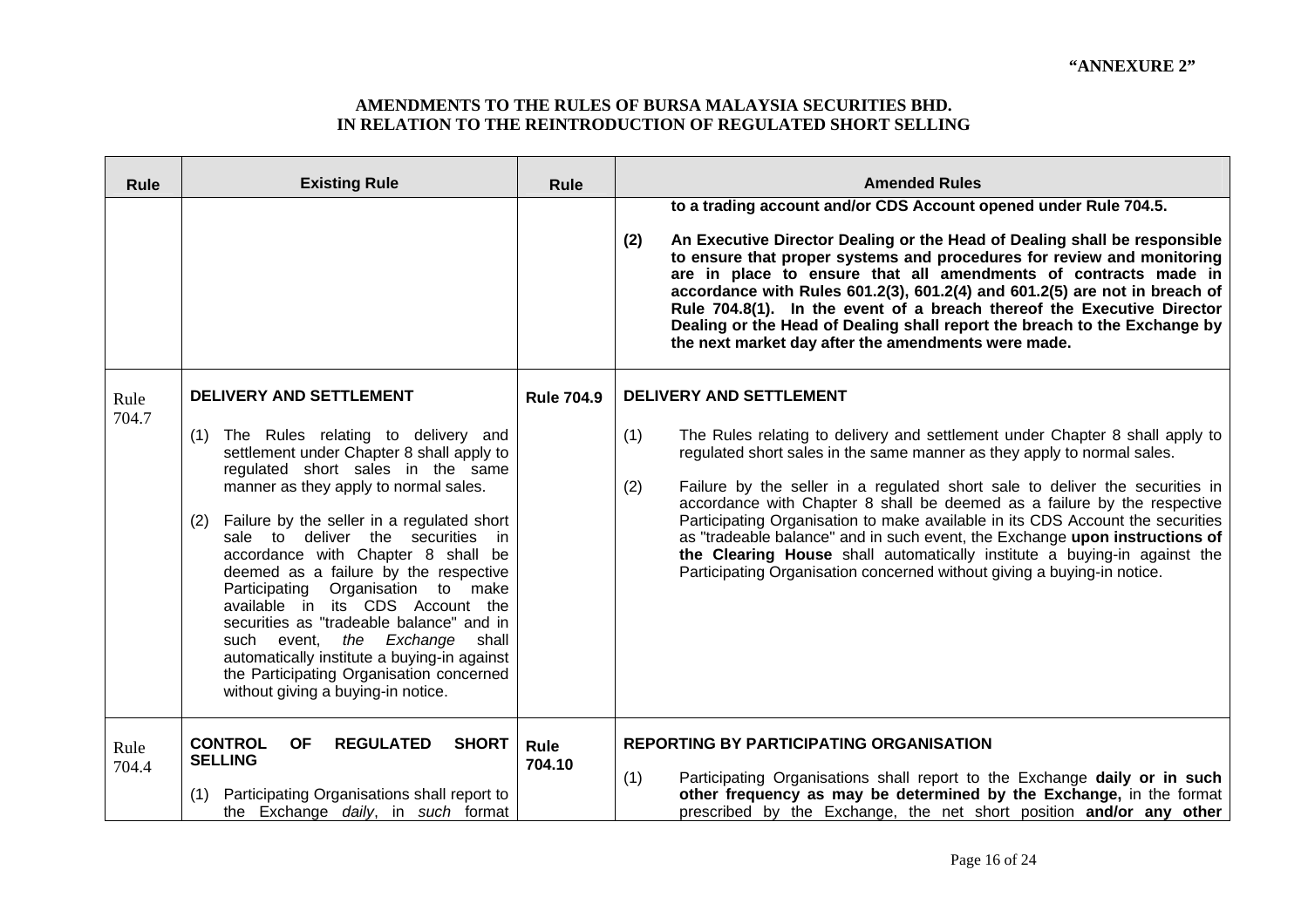"ANNEXURE 2"

**AMENDMENTS TO THE RULES OF BURSA MALAYSIA SECURITIES BHD. IN RELATION TO THE REINTRODUCTION OF REGULATED SHORT SELLING**

| Rule | Existing Rule | Rule | Amended Rules |
|---|---|---|---|
| | | | **to a trading account and/or CDS Account opened under Rule 704.5.**<br><br>**(2) An Executive Director Dealing or the Head of Dealing shall be responsible to ensure that proper systems and procedures for review and monitoring are in place to ensure that all amendments of contracts made in accordance with Rules 601.2(3), 601.2(4) and 601.2(5) are not in breach of Rule 704.8(1). In the event of a breach thereof the Executive Director Dealing or the Head of Dealing shall report the breach to the Exchange by the next market day after the amendments were made.** |
| Rule 704.7 | **DELIVERY AND SETTLEMENT**<br><br>(1) The Rules relating to delivery and settlement under Chapter 8 shall apply to regulated short sales in the same manner as they apply to normal sales.<br><br>(2) Failure by the seller in a regulated short sale to deliver the securities in accordance with Chapter 8 shall be deemed as a failure by the respective Participating Organisation to make available in its CDS Account the securities as "tradeable balance" and in such event, *the Exchange* shall automatically institute a buying-in against the Participating Organisation concerned without giving a buying-in notice. | **Rule 704.9** | **DELIVERY AND SETTLEMENT**<br><br>(1) The Rules relating to delivery and settlement under Chapter 8 shall apply to regulated short sales in the same manner as they apply to normal sales.<br><br>(2) Failure by the seller in a regulated short sale to deliver the securities in accordance with Chapter 8 shall be deemed as a failure by the respective Participating Organisation to make available in its CDS Account the securities as "tradeable balance" and in such event, the Exchange **upon instructions of the Clearing House** shall automatically institute a buying-in against the Participating Organisation concerned without giving a buying-in notice. |
| Rule 704.4 | **CONTROL OF REGULATED SHORT SELLING**<br><br>(1) Participating Organisations shall report to the Exchange *daily*, in *such* format | **Rule 704.10** | **REPORTING BY PARTICIPATING ORGANISATION**<br><br>(1) Participating Organisations shall report to the Exchange **daily or in such other frequency as may be determined by the Exchange,** in the format prescribed by the Exchange, the net short position **and/or any other** |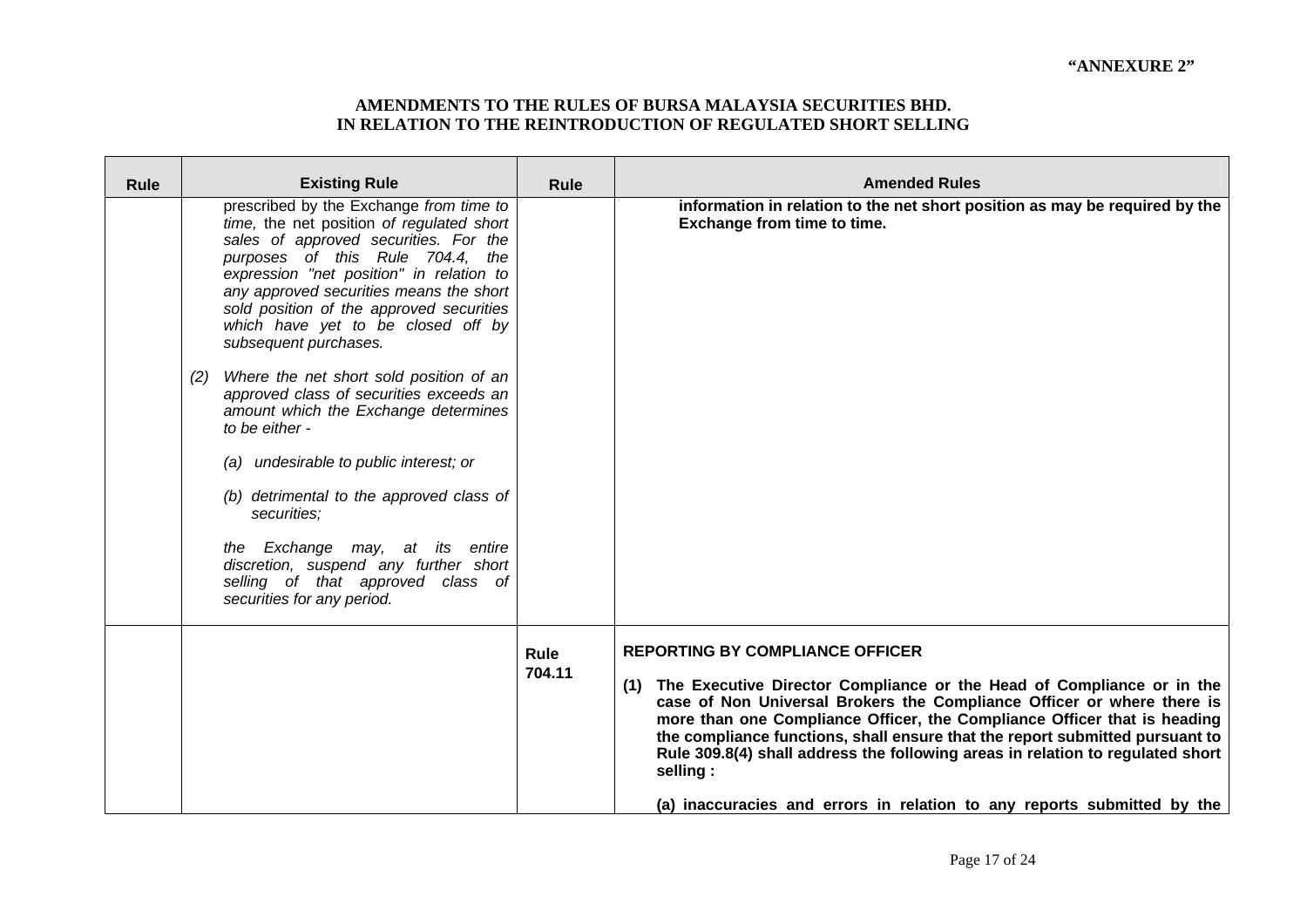"ANNEXURE 2"

**AMENDMENTS TO THE RULES OF BURSA MALAYSIA SECURITIES BHD.**
**IN RELATION TO THE REINTRODUCTION OF REGULATED SHORT SELLING**

| Rule | Existing Rule | Rule | Amended Rules |
|---|---|---|---|
| | prescribed by the Exchange *from time to time,* the net position *of regulated short sales of approved securities. For the purposes of this Rule 704.4, the expression "net position" in relation to any approved securities means the short sold position of the approved securities which have yet to be closed off by subsequent purchases.*<br><br>*(2) Where the net short sold position of an approved class of securities exceeds an amount which the Exchange determines to be either -*<br><br>*(a) undesirable to public interest; or*<br><br>*(b) detrimental to the approved class of securities;*<br><br>*the Exchange may, at its entire discretion, suspend any further short selling of that approved class of securities for any period.* | | **information in relation to the net short position as may be required by the Exchange from time to time.** |
| | | Rule 704.11 | **REPORTING BY COMPLIANCE OFFICER**<br><br>**(1) The Executive Director Compliance or the Head of Compliance or in the case of Non Universal Brokers the Compliance Officer or where there is more than one Compliance Officer, the Compliance Officer that is heading the compliance functions, shall ensure that the report submitted pursuant to Rule 309.8(4) shall address the following areas in relation to regulated short selling :**<br><br>**(a) inaccuracies and errors in relation to any reports submitted by the** |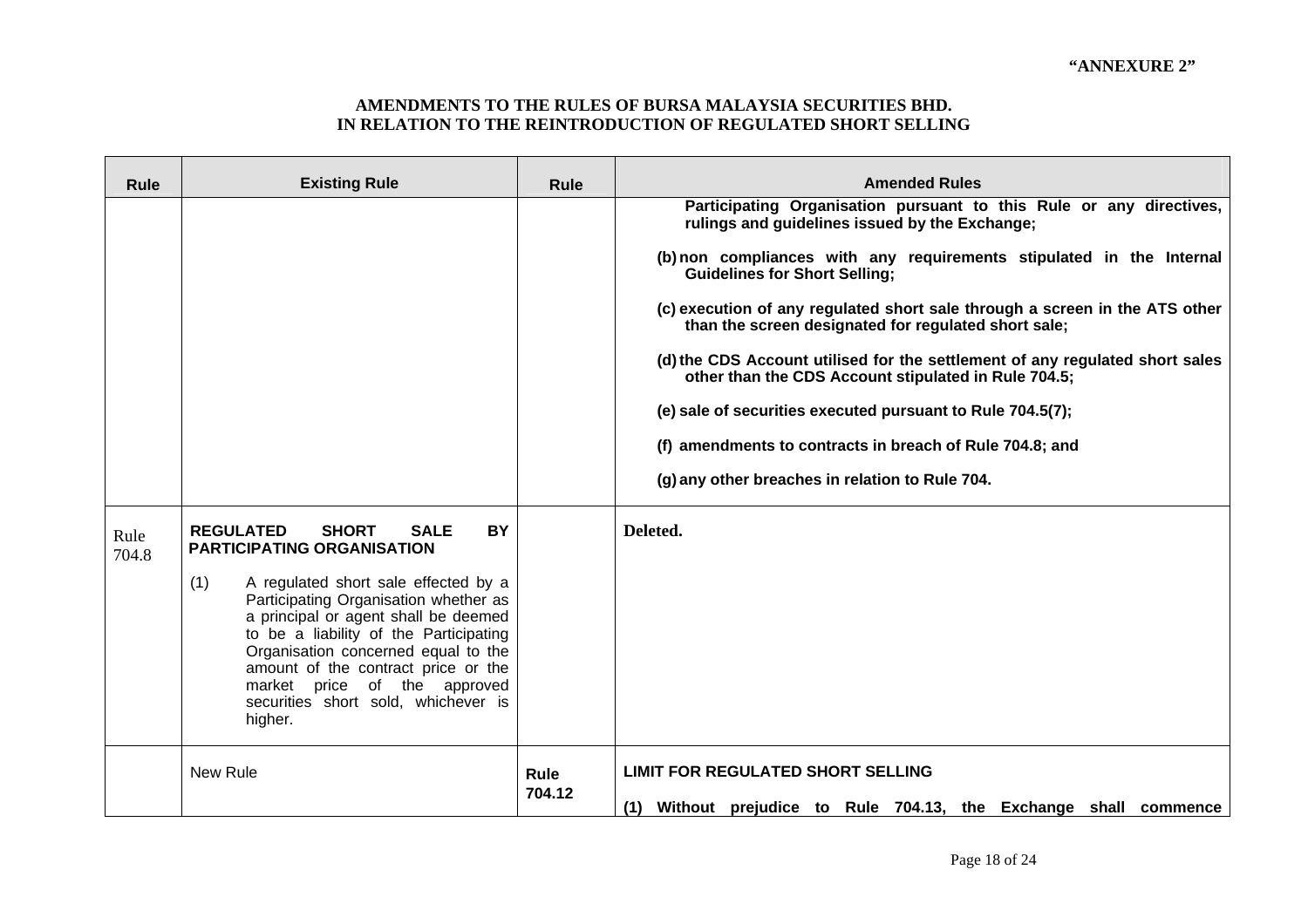**"ANNEXURE 2"**

**AMENDMENTS TO THE RULES OF BURSA MALAYSIA SECURITIES BHD. IN RELATION TO THE REINTRODUCTION OF REGULATED SHORT SELLING**

| Rule | Existing Rule | Rule | Amended Rules |
|---|---|---|---|
| | | | **Participating Organisation pursuant to this Rule or any directives, rulings and guidelines issued by the Exchange;**<br><br>**(b) non compliances with any requirements stipulated in the Internal Guidelines for Short Selling;**<br><br>**(c) execution of any regulated short sale through a screen in the ATS other than the screen designated for regulated short sale;**<br><br>**(d) the CDS Account utilised for the settlement of any regulated short sales other than the CDS Account stipulated in Rule 704.5;**<br><br>**(e) sale of securities executed pursuant to Rule 704.5(7);**<br><br>**(f) amendments to contracts in breach of Rule 704.8; and**<br><br>**(g) any other breaches in relation to Rule 704.** |
| Rule 704.8 | **REGULATED SHORT SALE BY PARTICIPATING ORGANISATION**<br><br>(1) A regulated short sale effected by a Participating Organisation whether as a principal or agent shall be deemed to be a liability of the Participating Organisation concerned equal to the amount of the contract price or the market price of the approved securities short sold, whichever is higher. | | **Deleted.** |
| | New Rule | **Rule 704.12** | **LIMIT FOR REGULATED SHORT SELLING**<br><br>**(1) Without prejudice to Rule 704.13, the Exchange shall commence** |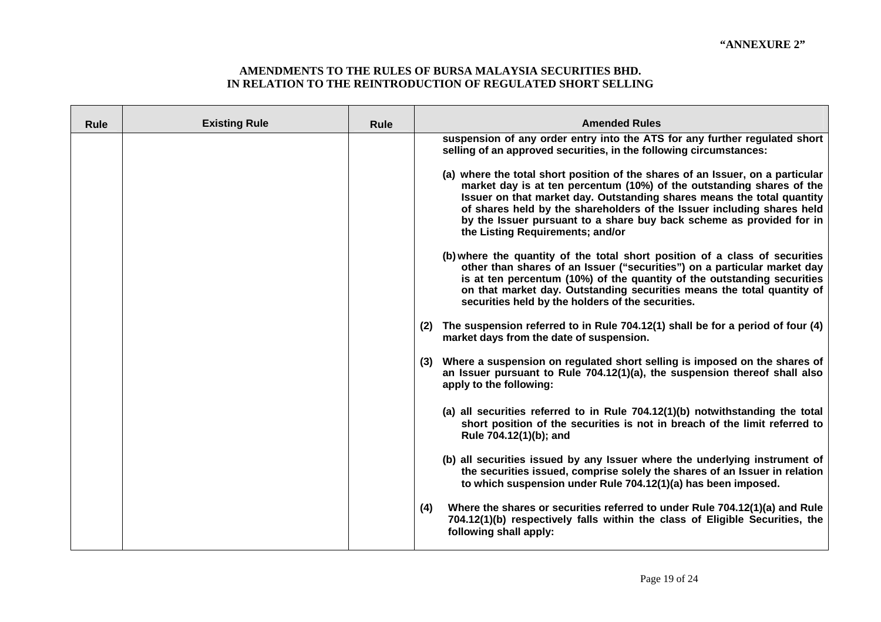"ANNEXURE 2"

**AMENDMENTS TO THE RULES OF BURSA MALAYSIA SECURITIES BHD.**
**IN RELATION TO THE REINTRODUCTION OF REGULATED SHORT SELLING**

| Rule | Existing Rule | Rule | Amended Rules |
|---|---|---|---|
| | | | **suspension of any order entry into the ATS for any further regulated short selling of an approved securities, in the following circumstances:**<br><br>**(a) where the total short position of the shares of an Issuer, on a particular market day is at ten percentum (10%) of the outstanding shares of the Issuer on that market day. Outstanding shares means the total quantity of shares held by the shareholders of the Issuer including shares held by the Issuer pursuant to a share buy back scheme as provided for in the Listing Requirements; and/or**<br><br>**(b) where the quantity of the total short position of a class of securities other than shares of an Issuer ("securities") on a particular market day is at ten percentum (10%) of the quantity of the outstanding securities on that market day. Outstanding securities means the total quantity of securities held by the holders of the securities.**<br><br>**(2) The suspension referred to in Rule 704.12(1) shall be for a period of four (4) market days from the date of suspension.**<br><br>**(3) Where a suspension on regulated short selling is imposed on the shares of an Issuer pursuant to Rule 704.12(1)(a), the suspension thereof shall also apply to the following:**<br><br>**(a) all securities referred to in Rule 704.12(1)(b) notwithstanding the total short position of the securities is not in breach of the limit referred to Rule 704.12(1)(b); and**<br><br>**(b) all securities issued by any Issuer where the underlying instrument of the securities issued, comprise solely the shares of an Issuer in relation to which suspension under Rule 704.12(1)(a) has been imposed.**<br><br>**(4) Where the shares or securities referred to under Rule 704.12(1)(a) and Rule 704.12(1)(b) respectively falls within the class of Eligible Securities, the following shall apply:** |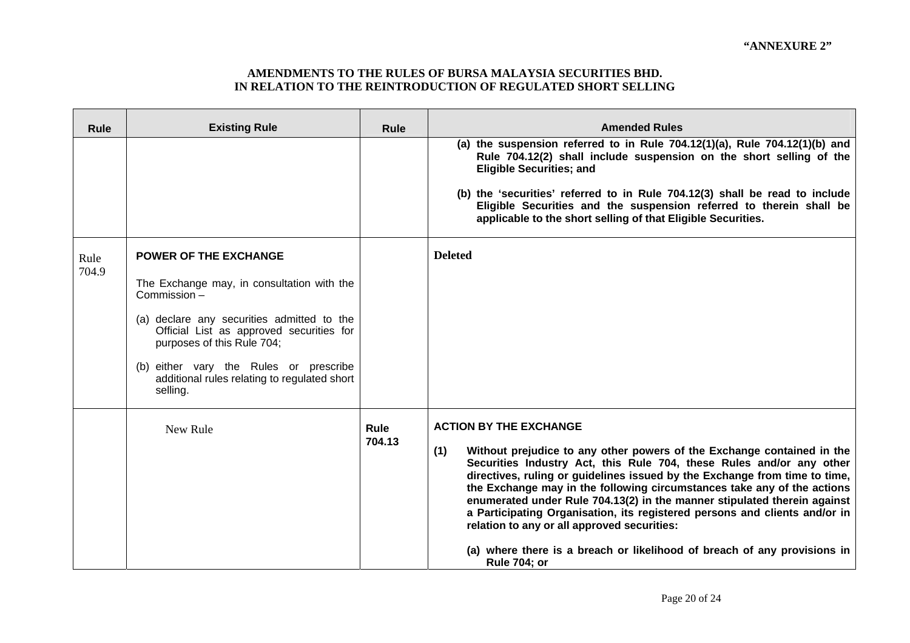"ANNEXURE 2"

**AMENDMENTS TO THE RULES OF BURSA MALAYSIA SECURITIES BHD. IN RELATION TO THE REINTRODUCTION OF REGULATED SHORT SELLING**

| Rule | Existing Rule | Rule | Amended Rules |
|---|---|---|---|
| | | | **(a) the suspension referred to in Rule 704.12(1)(a), Rule 704.12(1)(b) and Rule 704.12(2) shall include suspension on the short selling of the Eligible Securities; and**<br><br>**(b) the 'securities' referred to in Rule 704.12(3) shall be read to include Eligible Securities and the suspension referred to therein shall be applicable to the short selling of that Eligible Securities.** |
| Rule 704.9 | **POWER OF THE EXCHANGE**<br><br>The Exchange may, in consultation with the Commission –<br><br>(a) declare any securities admitted to the Official List as approved securities for purposes of this Rule 704;<br><br>(b) either vary the Rules or prescribe additional rules relating to regulated short selling. | | **Deleted** |
| | New Rule | **Rule 704.13** | **ACTION BY THE EXCHANGE**<br><br>**(1) Without prejudice to any other powers of the Exchange contained in the Securities Industry Act, this Rule 704, these Rules and/or any other directives, ruling or guidelines issued by the Exchange from time to time, the Exchange may in the following circumstances take any of the actions enumerated under Rule 704.13(2) in the manner stipulated therein against a Participating Organisation, its registered persons and clients and/or in relation to any or all approved securities:**<br><br>**(a) where there is a breach or likelihood of breach of any provisions in Rule 704; or** |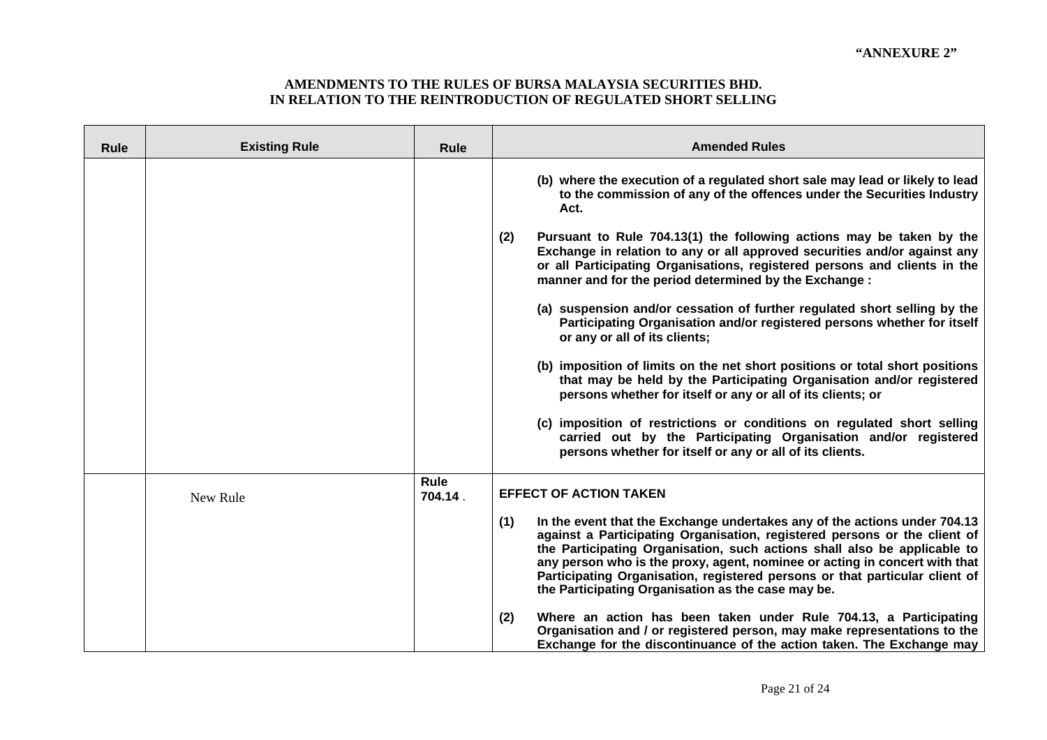**"ANNEXURE 2"**

**AMENDMENTS TO THE RULES OF BURSA MALAYSIA SECURITIES BHD. IN RELATION TO THE REINTRODUCTION OF REGULATED SHORT SELLING**

| Rule | Existing Rule | Rule | Amended Rules |
|---|---|---|---|
| | | | **(b) where the execution of a regulated short sale may lead or likely to lead to the commission of any of the offences under the Securities Industry Act.**<br><br>**(2) Pursuant to Rule 704.13(1) the following actions may be taken by the Exchange in relation to any or all approved securities and/or against any or all Participating Organisations, registered persons and clients in the manner and for the period determined by the Exchange :**<br><br>**(a) suspension and/or cessation of further regulated short selling by the Participating Organisation and/or registered persons whether for itself or any or all of its clients;**<br><br>**(b) imposition of limits on the net short positions or total short positions that may be held by the Participating Organisation and/or registered persons whether for itself or any or all of its clients; or**<br><br>**(c) imposition of restrictions or conditions on regulated short selling carried out by the Participating Organisation and/or registered persons whether for itself or any or all of its clients.** |
| | New Rule | **Rule 704.14** . | **EFFECT OF ACTION TAKEN**<br><br>**(1) In the event that the Exchange undertakes any of the actions under 704.13 against a Participating Organisation, registered persons or the client of the Participating Organisation, such actions shall also be applicable to any person who is the proxy, agent, nominee or acting in concert with that Participating Organisation, registered persons or that particular client of the Participating Organisation as the case may be.**<br><br>**(2) Where an action has been taken under Rule 704.13, a Participating Organisation and / or registered person, may make representations to the Exchange for the discontinuance of the action taken. The Exchange may** |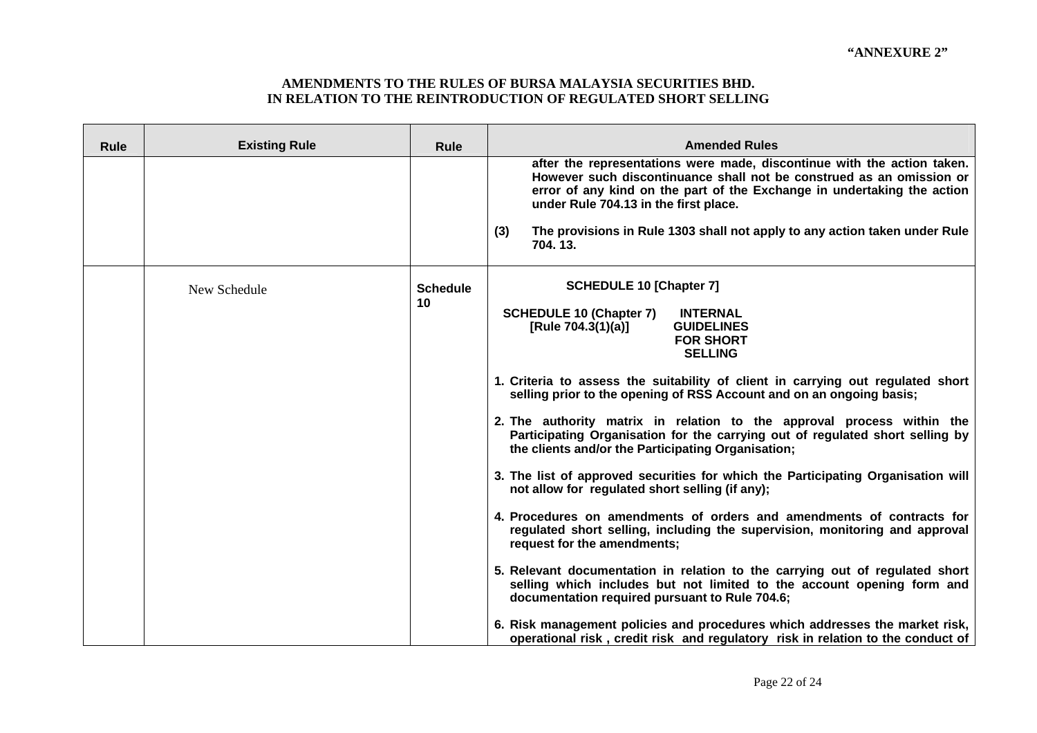"ANNEXURE 2"

**AMENDMENTS TO THE RULES OF BURSA MALAYSIA SECURITIES BHD. IN RELATION TO THE REINTRODUCTION OF REGULATED SHORT SELLING**

| Rule | Existing Rule | Rule | Amended Rules |
|---|---|---|---|
| | | | **after the representations were made, discontinue with the action taken. However such discontinuance shall not be construed as an omission or error of any kind on the part of the Exchange in undertaking the action under Rule 704.13 in the first place.**<br><br>**(3) The provisions in Rule 1303 shall not apply to any action taken under Rule 704. 13.** |
| | New Schedule | **Schedule 10** | **SCHEDULE 10 [Chapter 7]**<br><br>**SCHEDULE 10 (Chapter 7) [Rule 704.3(1)(a)] INTERNAL GUIDELINES FOR SHORT SELLING**<br><br>**1. Criteria to assess the suitability of client in carrying out regulated short selling prior to the opening of RSS Account and on an ongoing basis;**<br><br>**2. The authority matrix in relation to the approval process within the Participating Organisation for the carrying out of regulated short selling by the clients and/or the Participating Organisation;**<br><br>**3. The list of approved securities for which the Participating Organisation will not allow for regulated short selling (if any);**<br><br>**4. Procedures on amendments of orders and amendments of contracts for regulated short selling, including the supervision, monitoring and approval request for the amendments;**<br><br>**5. Relevant documentation in relation to the carrying out of regulated short selling which includes but not limited to the account opening form and documentation required pursuant to Rule 704.6;**<br><br>**6. Risk management policies and procedures which addresses the market risk, operational risk , credit risk and regulatory risk in relation to the conduct of** |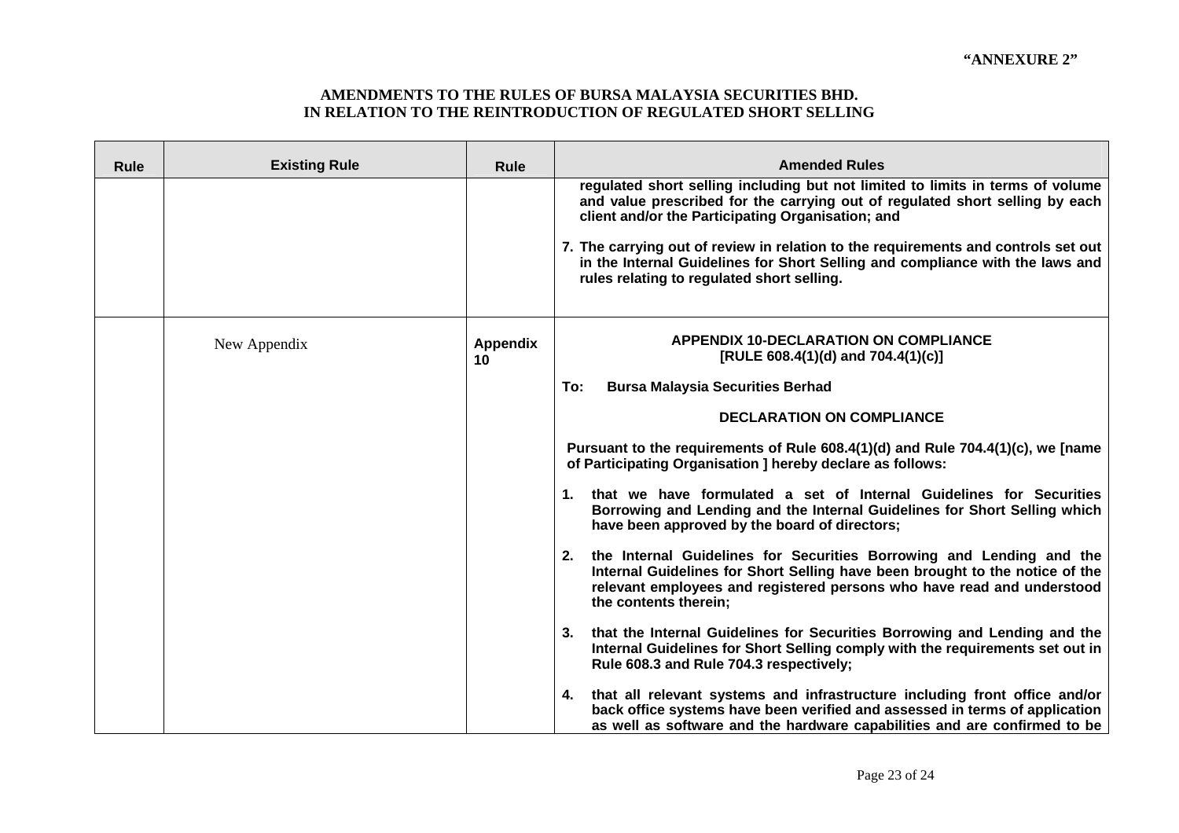"ANNEXURE 2"

**AMENDMENTS TO THE RULES OF BURSA MALAYSIA SECURITIES BHD. IN RELATION TO THE REINTRODUCTION OF REGULATED SHORT SELLING**

| Rule | Existing Rule | Rule | Amended Rules |
|---|---|---|---|
| | | | **regulated short selling including but not limited to limits in terms of volume and value prescribed for the carrying out of regulated short selling by each client and/or the Participating Organisation; and**<br><br>**7. The carrying out of review in relation to the requirements and controls set out in the Internal Guidelines for Short Selling and compliance with the laws and rules relating to regulated short selling.** |
| | New Appendix | **Appendix 10** | **APPENDIX 10-DECLARATION ON COMPLIANCE [RULE 608.4(1)(d) and 704.4(1)(c)]**<br><br>**To: Bursa Malaysia Securities Berhad**<br><br>**DECLARATION ON COMPLIANCE**<br><br>**Pursuant to the requirements of Rule 608.4(1)(d) and Rule 704.4(1)(c), we [name of Participating Organisation ] hereby declare as follows:**<br><br>**1. that we have formulated a set of Internal Guidelines for Securities Borrowing and Lending and the Internal Guidelines for Short Selling which have been approved by the board of directors;**<br><br>**2. the Internal Guidelines for Securities Borrowing and Lending and the Internal Guidelines for Short Selling have been brought to the notice of the relevant employees and registered persons who have read and understood the contents therein;**<br><br>**3. that the Internal Guidelines for Securities Borrowing and Lending and the Internal Guidelines for Short Selling comply with the requirements set out in Rule 608.3 and Rule 704.3 respectively;**<br><br>**4. that all relevant systems and infrastructure including front office and/or back office systems have been verified and assessed in terms of application as well as software and the hardware capabilities and are confirmed to be** |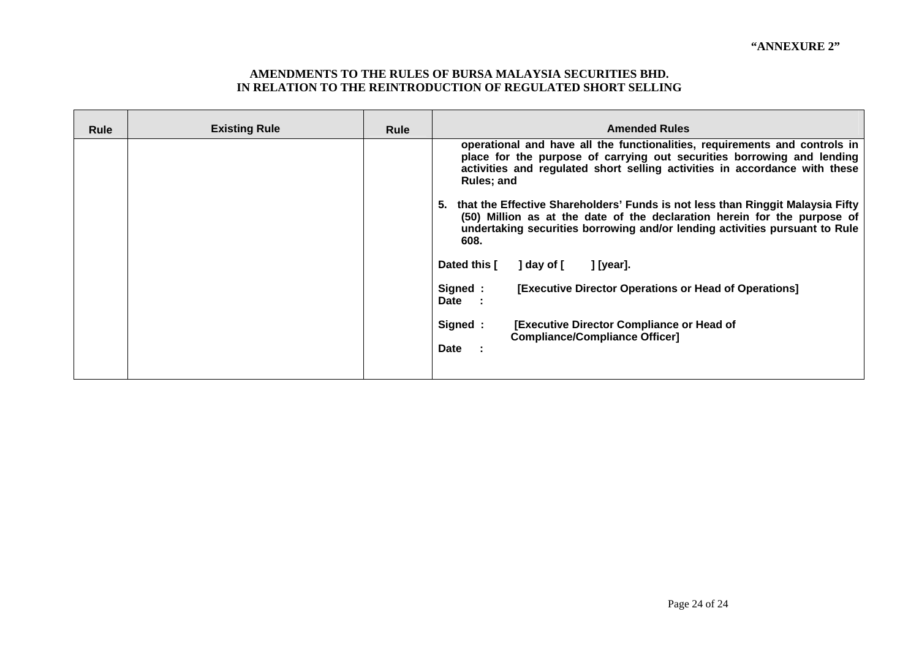**"ANNEXURE 2"**

**AMENDMENTS TO THE RULES OF BURSA MALAYSIA SECURITIES BHD. IN RELATION TO THE REINTRODUCTION OF REGULATED SHORT SELLING**

| Rule | Existing Rule | Rule | Amended Rules |
|---|---|---|---|
| | | | **operational and have all the functionalities, requirements and controls in place for the purpose of carrying out securities borrowing and lending activities and regulated short selling activities in accordance with these Rules; and**<br><br>**5. that the Effective Shareholders' Funds is not less than Ringgit Malaysia Fifty (50) Million as at the date of the declaration herein for the purpose of undertaking securities borrowing and/or lending activities pursuant to Rule 608.**<br><br>**Dated this [ ] day of [ ] [year].**<br><br>**Signed : [Executive Director Operations or Head of Operations]**<br>**Date :**<br><br>**Signed : [Executive Director Compliance or Head of Compliance/Compliance Officer]**<br>**Date :** |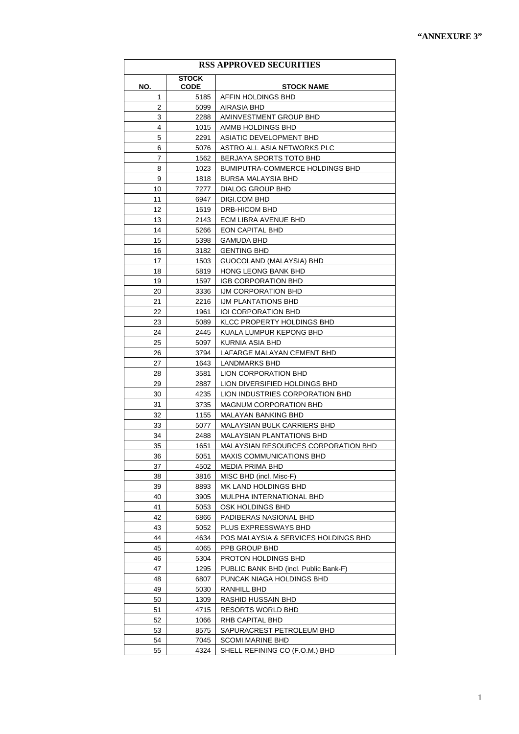**"ANNEXURE 3"**

| RSS APPROVED SECURITIES | | |
|---|---|---|
| NO. | STOCK CODE | STOCK NAME |
| 1 | 5185 | AFFIN HOLDINGS BHD |
| 2 | 5099 | AIRASIA BHD |
| 3 | 2288 | AMINVESTMENT GROUP BHD |
| 4 | 1015 | AMMB HOLDINGS BHD |
| 5 | 2291 | ASIATIC DEVELOPMENT BHD |
| 6 | 5076 | ASTRO ALL ASIA NETWORKS PLC |
| 7 | 1562 | BERJAYA SPORTS TOTO BHD |
| 8 | 1023 | BUMIPUTRA-COMMERCE HOLDINGS BHD |
| 9 | 1818 | BURSA MALAYSIA BHD |
| 10 | 7277 | DIALOG GROUP BHD |
| 11 | 6947 | DIGI.COM BHD |
| 12 | 1619 | DRB-HICOM BHD |
| 13 | 2143 | ECM LIBRA AVENUE BHD |
| 14 | 5266 | EON CAPITAL BHD |
| 15 | 5398 | GAMUDA BHD |
| 16 | 3182 | GENTING BHD |
| 17 | 1503 | GUOCOLAND (MALAYSIA) BHD |
| 18 | 5819 | HONG LEONG BANK BHD |
| 19 | 1597 | IGB CORPORATION BHD |
| 20 | 3336 | IJM CORPORATION BHD |
| 21 | 2216 | IJM PLANTATIONS BHD |
| 22 | 1961 | IOI CORPORATION BHD |
| 23 | 5089 | KLCC PROPERTY HOLDINGS BHD |
| 24 | 2445 | KUALA LUMPUR KEPONG BHD |
| 25 | 5097 | KURNIA ASIA BHD |
| 26 | 3794 | LAFARGE MALAYAN CEMENT BHD |
| 27 | 1643 | LANDMARKS BHD |
| 28 | 3581 | LION CORPORATION BHD |
| 29 | 2887 | LION DIVERSIFIED HOLDINGS BHD |
| 30 | 4235 | LION INDUSTRIES CORPORATION BHD |
| 31 | 3735 | MAGNUM CORPORATION BHD |
| 32 | 1155 | MALAYAN BANKING BHD |
| 33 | 5077 | MALAYSIAN BULK CARRIERS BHD |
| 34 | 2488 | MALAYSIAN PLANTATIONS BHD |
| 35 | 1651 | MALAYSIAN RESOURCES CORPORATION BHD |
| 36 | 5051 | MAXIS COMMUNICATIONS BHD |
| 37 | 4502 | MEDIA PRIMA BHD |
| 38 | 3816 | MISC BHD (incl. Misc-F) |
| 39 | 8893 | MK LAND HOLDINGS BHD |
| 40 | 3905 | MULPHA INTERNATIONAL BHD |
| 41 | 5053 | OSK HOLDINGS BHD |
| 42 | 6866 | PADIBERAS NASIONAL BHD |
| 43 | 5052 | PLUS EXPRESSWAYS BHD |
| 44 | 4634 | POS MALAYSIA & SERVICES HOLDINGS BHD |
| 45 | 4065 | PPB GROUP BHD |
| 46 | 5304 | PROTON HOLDINGS BHD |
| 47 | 1295 | PUBLIC BANK BHD (incl. Public Bank-F) |
| 48 | 6807 | PUNCAK NIAGA HOLDINGS BHD |
| 49 | 5030 | RANHILL BHD |
| 50 | 1309 | RASHID HUSSAIN BHD |
| 51 | 4715 | RESORTS WORLD BHD |
| 52 | 1066 | RHB CAPITAL BHD |
| 53 | 8575 | SAPURACREST PETROLEUM BHD |
| 54 | 7045 | SCOMI MARINE BHD |
| 55 | 4324 | SHELL REFINING CO (F.O.M.) BHD |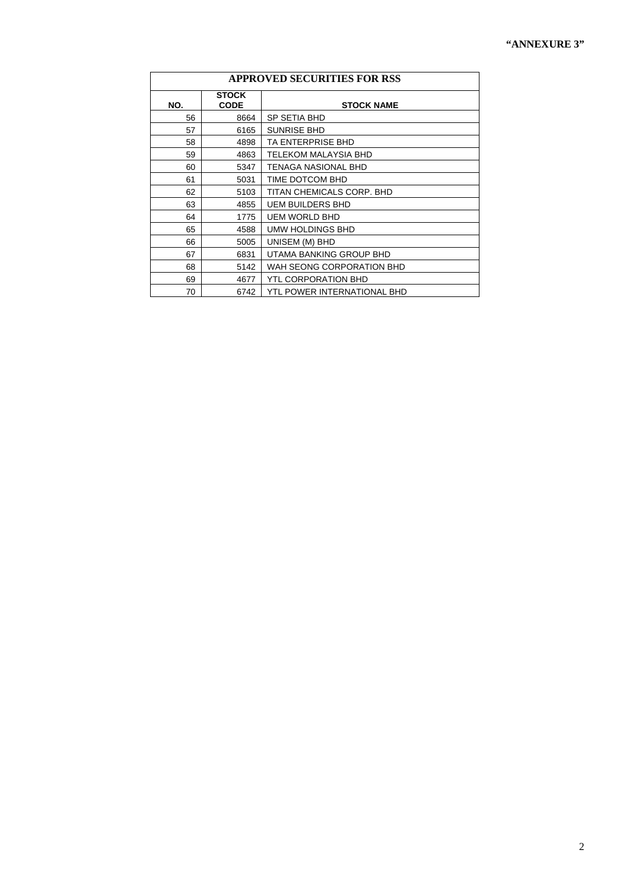**"ANNEXURE 3"**

| APPROVED SECURITIES FOR RSS | | |
|---|---|---|
| NO. | STOCK CODE | STOCK NAME |
| 56 | 8664 | SP SETIA BHD |
| 57 | 6165 | SUNRISE BHD |
| 58 | 4898 | TA ENTERPRISE BHD |
| 59 | 4863 | TELEKOM MALAYSIA BHD |
| 60 | 5347 | TENAGA NASIONAL BHD |
| 61 | 5031 | TIME DOTCOM BHD |
| 62 | 5103 | TITAN CHEMICALS CORP. BHD |
| 63 | 4855 | UEM BUILDERS BHD |
| 64 | 1775 | UEM WORLD BHD |
| 65 | 4588 | UMW HOLDINGS BHD |
| 66 | 5005 | UNISEM (M) BHD |
| 67 | 6831 | UTAMA BANKING GROUP BHD |
| 68 | 5142 | WAH SEONG CORPORATION BHD |
| 69 | 4677 | YTL CORPORATION BHD |
| 70 | 6742 | YTL POWER INTERNATIONAL BHD |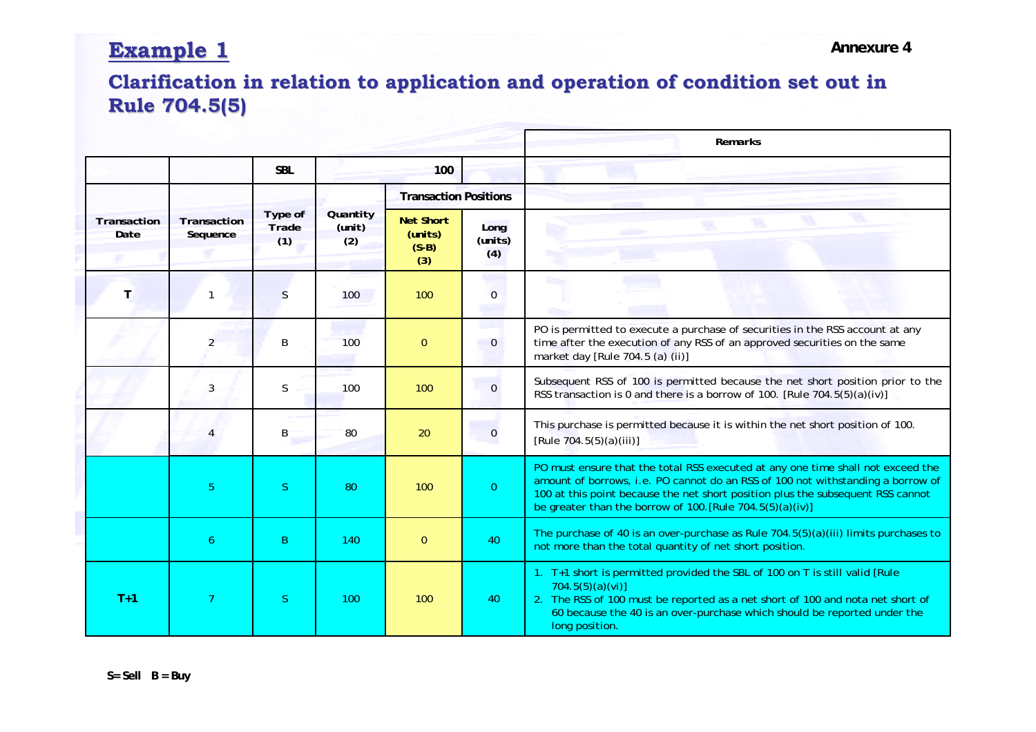# Example 1

**Annexure 4**

## Clarification in relation to application and operation of condition set out in Rule 704.5(5)

| Transaction Date | Transaction Sequence | Type of Trade (1) | Quantity (unit) (2) | Transaction Positions | | Remarks |
|---|---|---|---|---|---|---|
| | | SBL | 100 | | | |
| | | | | Net Short (units) (S-B) (3) | Long (units) (4) | |
| T | 1 | S | 100 | 100 | 0 | |
| | 2 | B | 100 | 0 | 0 | PO is permitted to execute a purchase of securities in the RSS account at any time after the execution of any RSS of an approved securities on the same market day [Rule 704.5 (a) (ii)] |
| | 3 | S | 100 | 100 | 0 | Subsequent RSS of 100 is permitted because the net short position prior to the RSS transaction is 0 and there is a borrow of 100. [Rule 704.5(5)(a)(iv)] |
| | 4 | B | 80 | 20 | 0 | This purchase is permitted because it is within the net short position of 100. [Rule 704.5(5)(a)(iii)] |
| | 5 | S | 80 | 100 | 0 | PO must ensure that the total RSS executed at any one time shall not exceed the amount of borrows, i.e. PO cannot do an RSS of 100 not withstanding a borrow of 100 at this point because the net short position plus the subsequent RSS cannot be greater than the borrow of 100. [Rule 704.5(5)(a)(iv)] |
| | 6 | B | 140 | 0 | 40 | The purchase of 40 is an over-purchase as Rule 704.5(5)(a)(iii) limits purchases to not more than the total quantity of net short position. |
| T+1 | 7 | S | 100 | 100 | 40 | 1. T+1 short is permitted provided the SBL of 100 on T is still valid [Rule 704.5(5)(a)(vi)]<br>2. The RSS of 100 must be reported as a net short of 100 and nota net short of 60 because the 40 is an over-purchase which should be reported under the long position. |

S= Sell B = Buy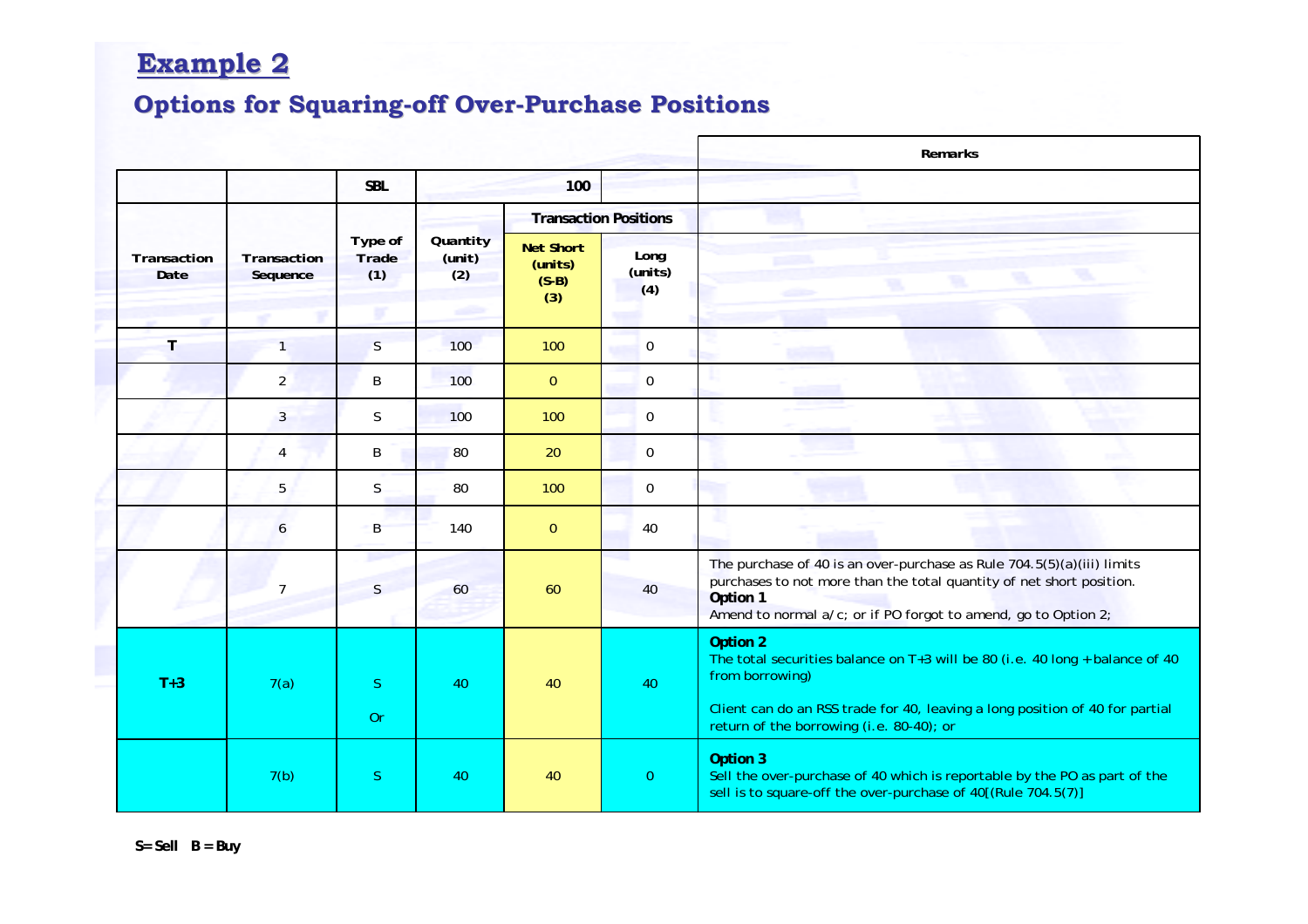# Example 2

## Options for Squaring-off Over-Purchase Positions

| Transaction Date | Transaction Sequence | Type of Trade (1) | Quantity (unit) (2) | Net Short (units) (S-B) (3) | Long (units) (4) | Remarks |
|---|---|---|---|---|---|---|
| | | SBL | 100 | | | |
| | | | | Transaction Positions | | |
| T | 1 | S | 100 | 100 | 0 | |
| | 2 | B | 100 | 0 | 0 | |
| | 3 | S | 100 | 100 | 0 | |
| | 4 | B | 80 | 20 | 0 | |
| | 5 | S | 80 | 100 | 0 | |
| | 6 | B | 140 | 0 | 40 | |
| | 7 | S | 60 | 60 | 40 | The purchase of 40 is an over-purchase as Rule 704.5(5)(a)(iii) limits purchases to not more than the total quantity of net short position. **Option 1** Amend to normal a/c; or if PO forgot to amend, go to Option 2; |
| T+3 | 7(a) | S Or | 40 | 40 | 40 | **Option 2** The total securities balance on T+3 will be 80 (i.e. 40 long + balance of 40 from borrowing) Client can do an RSS trade for 40, leaving a long position of 40 for partial return of the borrowing (i.e. 80-40); or |
| | 7(b) | S | 40 | 40 | 0 | **Option 3** Sell the over-purchase of 40 which is reportable by the PO as part of the sell is to square-off the over-purchase of 40[(Rule 704.5(7)] |

**S= Sell B = Buy**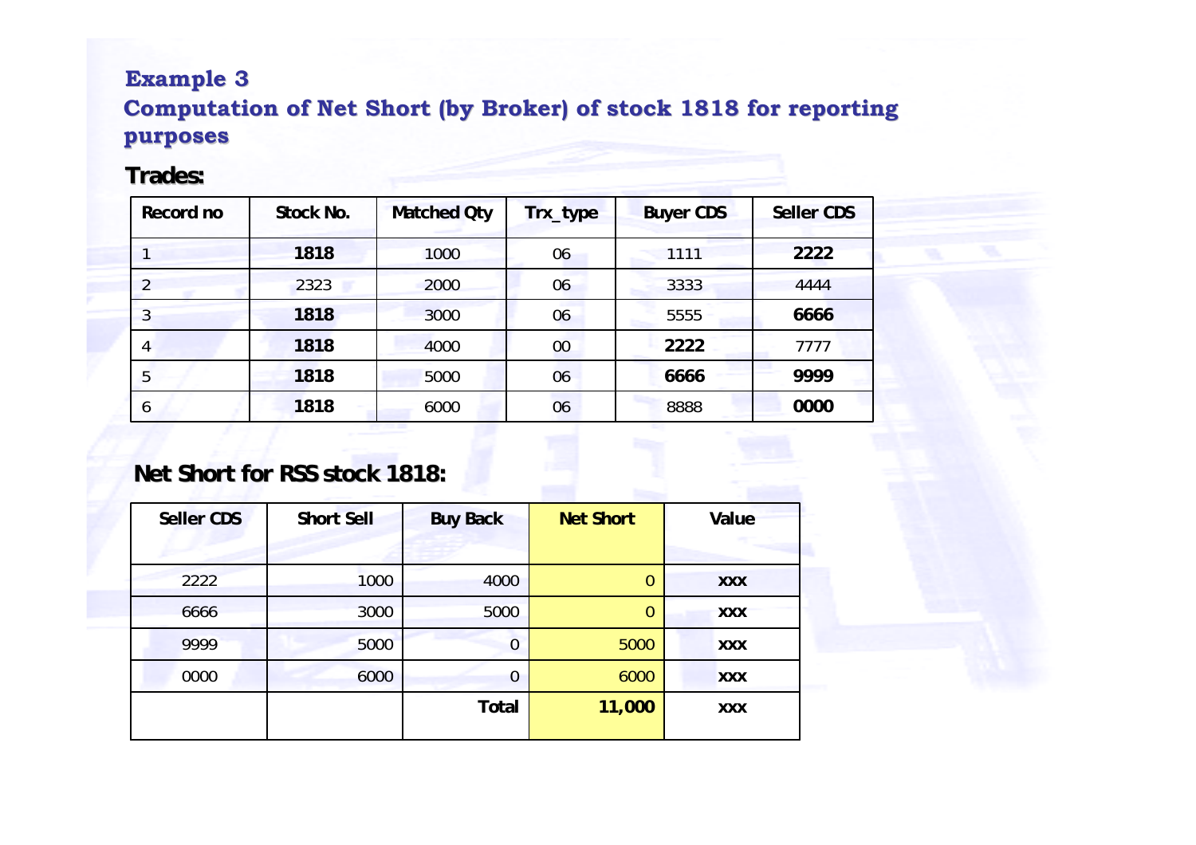## Example 3
## Computation of Net Short (by Broker) of stock 1818 for reporting purposes

### Trades:

| Record no | Stock No. | Matched Qty | Trx_type | Buyer CDS | Seller CDS |
|---|---|---|---|---|---|
| 1 | **1818** | 1000 | 06 | 1111 | **2222** |
| 2 | 2323 | 2000 | 06 | 3333 | 4444 |
| 3 | **1818** | 3000 | 06 | 5555 | **6666** |
| 4 | **1818** | 4000 | 00 | **2222** | 7777 |
| 5 | **1818** | 5000 | 06 | **6666** | **9999** |
| 6 | **1818** | 6000 | 06 | 8888 | **0000** |

### Net Short for RSS stock 1818:

| Seller CDS | Short Sell | Buy Back | Net Short | Value |
|---|---|---|---|---|
| 2222 | 1000 | 4000 | 0 | **xxx** |
| 6666 | 3000 | 5000 | 0 | **xxx** |
| 9999 | 5000 | 0 | 5000 | **xxx** |
| 0000 | 6000 | 0 | 6000 | **xxx** |
| | | **Total** | **11,000** | **xxx** |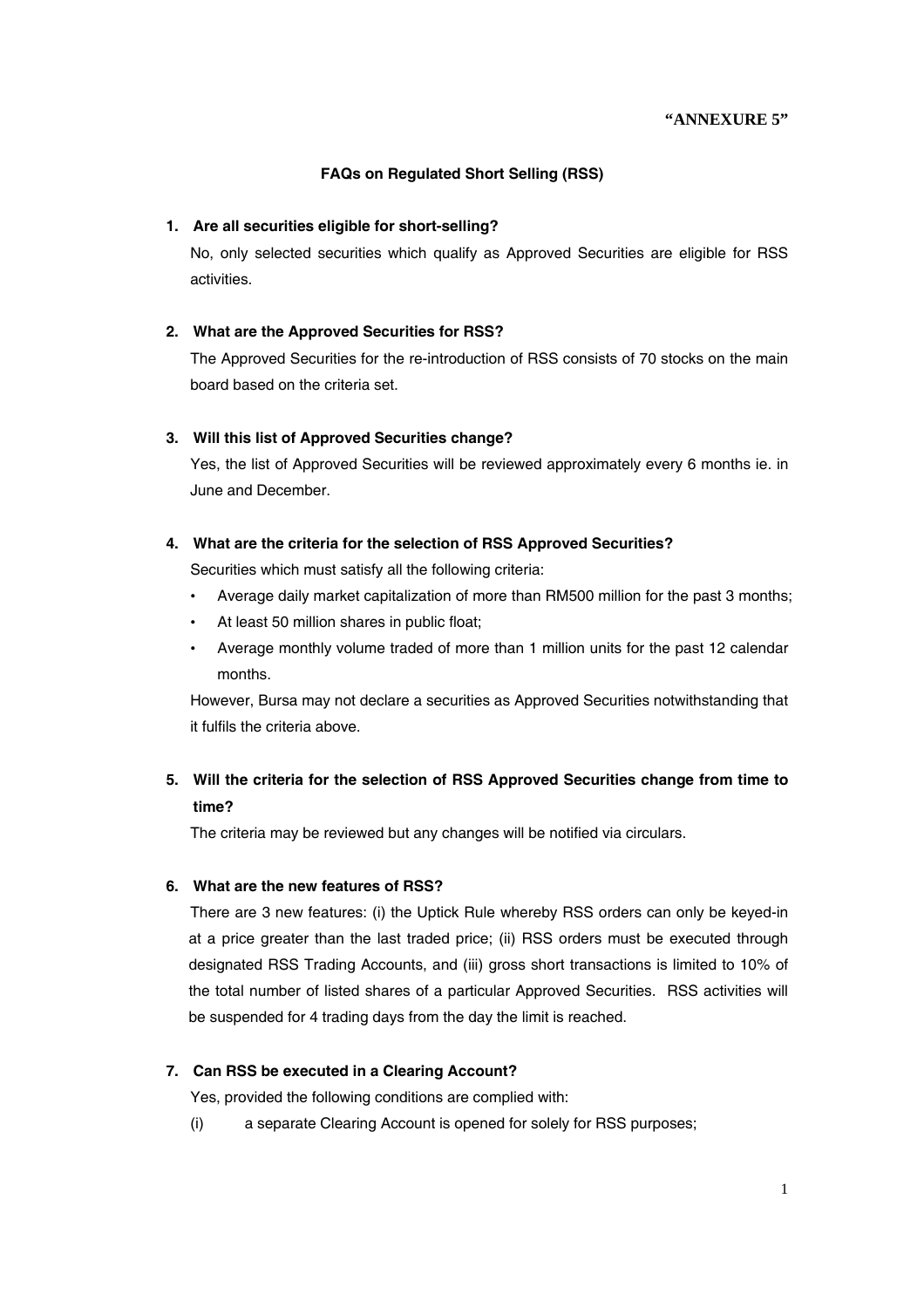**"ANNEXURE 5"**

## FAQs on Regulated Short Selling (RSS)

**1. Are all securities eligible for short-selling?**

No, only selected securities which qualify as Approved Securities are eligible for RSS activities.

**2. What are the Approved Securities for RSS?**

The Approved Securities for the re-introduction of RSS consists of 70 stocks on the main board based on the criteria set.

**3. Will this list of Approved Securities change?**

Yes, the list of Approved Securities will be reviewed approximately every 6 months ie. in June and December.

**4. What are the criteria for the selection of RSS Approved Securities?**

Securities which must satisfy all the following criteria:

- Average daily market capitalization of more than RM500 million for the past 3 months;
- At least 50 million shares in public float;
- Average monthly volume traded of more than 1 million units for the past 12 calendar months.

However, Bursa may not declare a securities as Approved Securities notwithstanding that it fulfils the criteria above.

**5. Will the criteria for the selection of RSS Approved Securities change from time to time?**

The criteria may be reviewed but any changes will be notified via circulars.

**6. What are the new features of RSS?**

There are 3 new features: (i) the Uptick Rule whereby RSS orders can only be keyed-in at a price greater than the last traded price; (ii) RSS orders must be executed through designated RSS Trading Accounts, and (iii) gross short transactions is limited to 10% of the total number of listed shares of a particular Approved Securities. RSS activities will be suspended for 4 trading days from the day the limit is reached.

**7. Can RSS be executed in a Clearing Account?**

Yes, provided the following conditions are complied with:

(i) a separate Clearing Account is opened for solely for RSS purposes;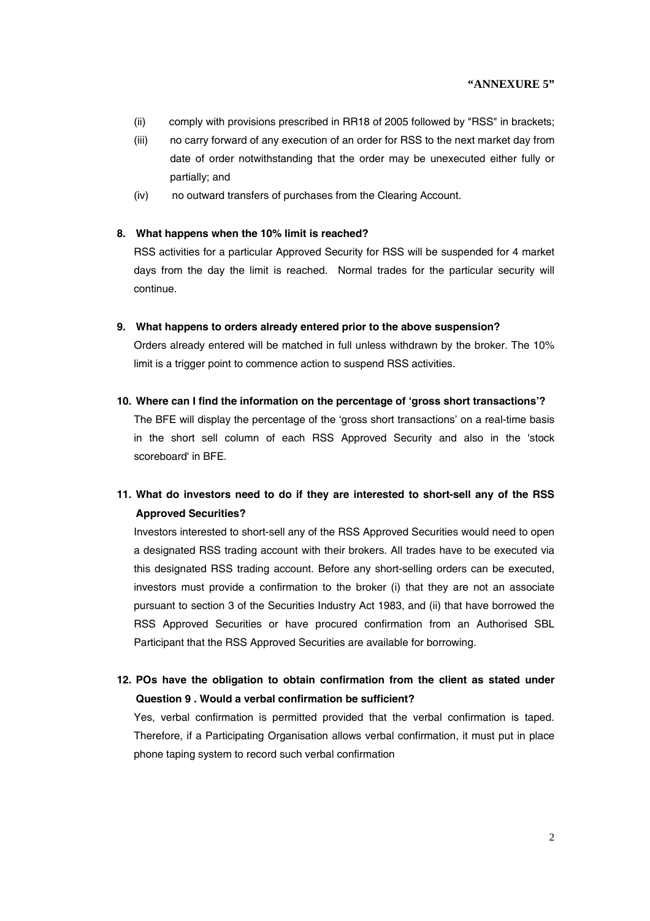**"ANNEXURE 5"**

(ii) comply with provisions prescribed in RR18 of 2005 followed by "RSS" in brackets;

(iii) no carry forward of any execution of an order for RSS to the next market day from date of order notwithstanding that the order may be unexecuted either fully or partially; and

(iv) no outward transfers of purchases from the Clearing Account.

**8. What happens when the 10% limit is reached?**

RSS activities for a particular Approved Security for RSS will be suspended for 4 market days from the day the limit is reached. Normal trades for the particular security will continue.

**9. What happens to orders already entered prior to the above suspension?**

Orders already entered will be matched in full unless withdrawn by the broker. The 10% limit is a trigger point to commence action to suspend RSS activities.

**10. Where can I find the information on the percentage of 'gross short transactions'?**

The BFE will display the percentage of the 'gross short transactions' on a real-time basis in the short sell column of each RSS Approved Security and also in the 'stock scoreboard' in BFE.

**11. What do investors need to do if they are interested to short-sell any of the RSS Approved Securities?**

Investors interested to short-sell any of the RSS Approved Securities would need to open a designated RSS trading account with their brokers. All trades have to be executed via this designated RSS trading account. Before any short-selling orders can be executed, investors must provide a confirmation to the broker (i) that they are not an associate pursuant to section 3 of the Securities Industry Act 1983, and (ii) that have borrowed the RSS Approved Securities or have procured confirmation from an Authorised SBL Participant that the RSS Approved Securities are available for borrowing.

**12. POs have the obligation to obtain confirmation from the client as stated under Question 9 . Would a verbal confirmation be sufficient?**

Yes, verbal confirmation is permitted provided that the verbal confirmation is taped. Therefore, if a Participating Organisation allows verbal confirmation, it must put in place phone taping system to record such verbal confirmation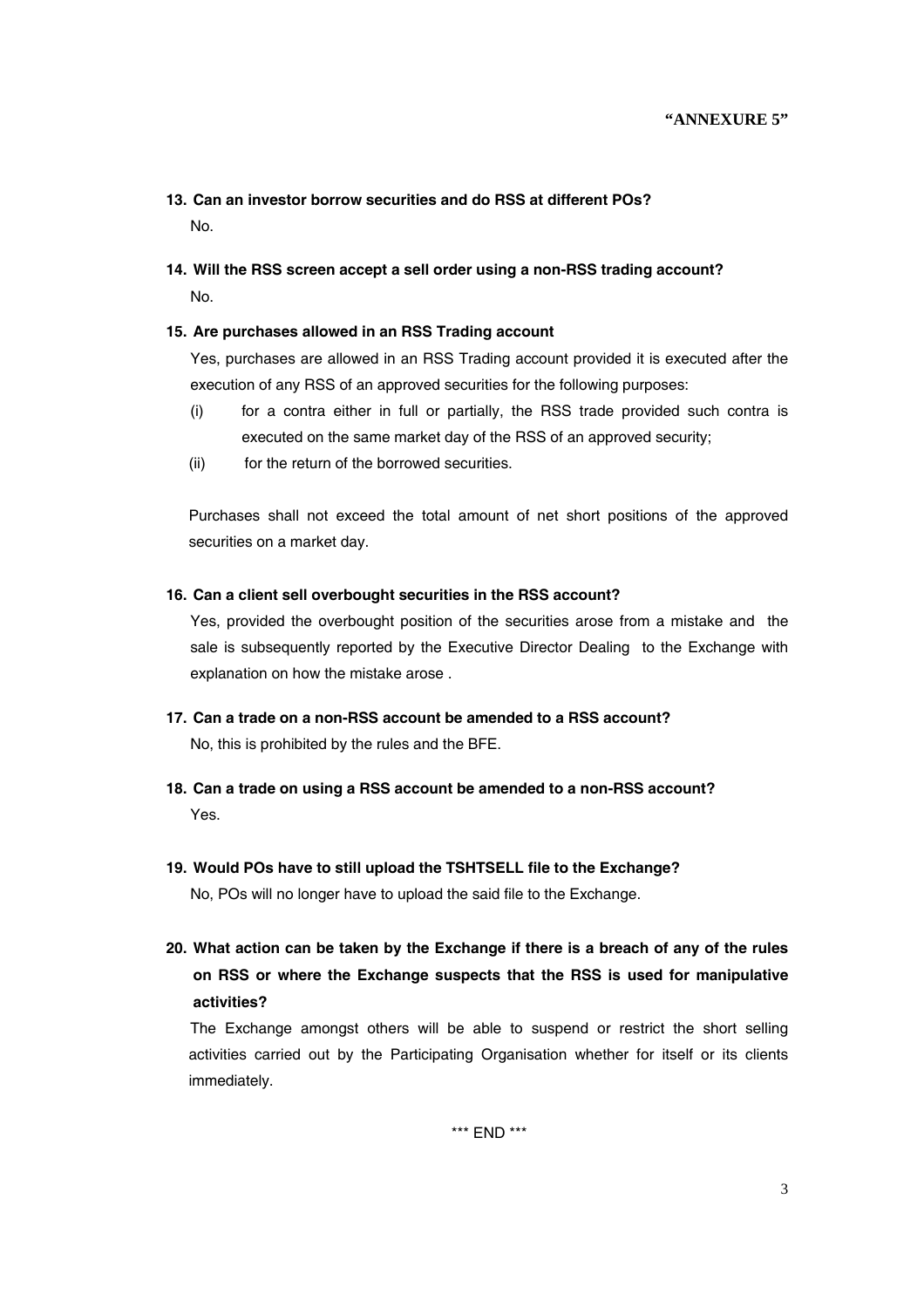**"ANNEXURE 5"**

**13. Can an investor borrow securities and do RSS at different POs?**

No.

**14. Will the RSS screen accept a sell order using a non-RSS trading account?**

No.

**15. Are purchases allowed in an RSS Trading account**

Yes, purchases are allowed in an RSS Trading account provided it is executed after the execution of any RSS of an approved securities for the following purposes:

(i) for a contra either in full or partially, the RSS trade provided such contra is executed on the same market day of the RSS of an approved security;

(ii) for the return of the borrowed securities.

Purchases shall not exceed the total amount of net short positions of the approved securities on a market day.

**16. Can a client sell overbought securities in the RSS account?**

Yes, provided the overbought position of the securities arose from a mistake and the sale is subsequently reported by the Executive Director Dealing to the Exchange with explanation on how the mistake arose .

**17. Can a trade on a non-RSS account be amended to a RSS account?**

No, this is prohibited by the rules and the BFE.

**18. Can a trade on using a RSS account be amended to a non-RSS account?**

Yes.

**19. Would POs have to still upload the TSHTSELL file to the Exchange?**

No, POs will no longer have to upload the said file to the Exchange.

**20. What action can be taken by the Exchange if there is a breach of any of the rules on RSS or where the Exchange suspects that the RSS is used for manipulative activities?**

The Exchange amongst others will be able to suspend or restrict the short selling activities carried out by the Participating Organisation whether for itself or its clients immediately.

*** END ***